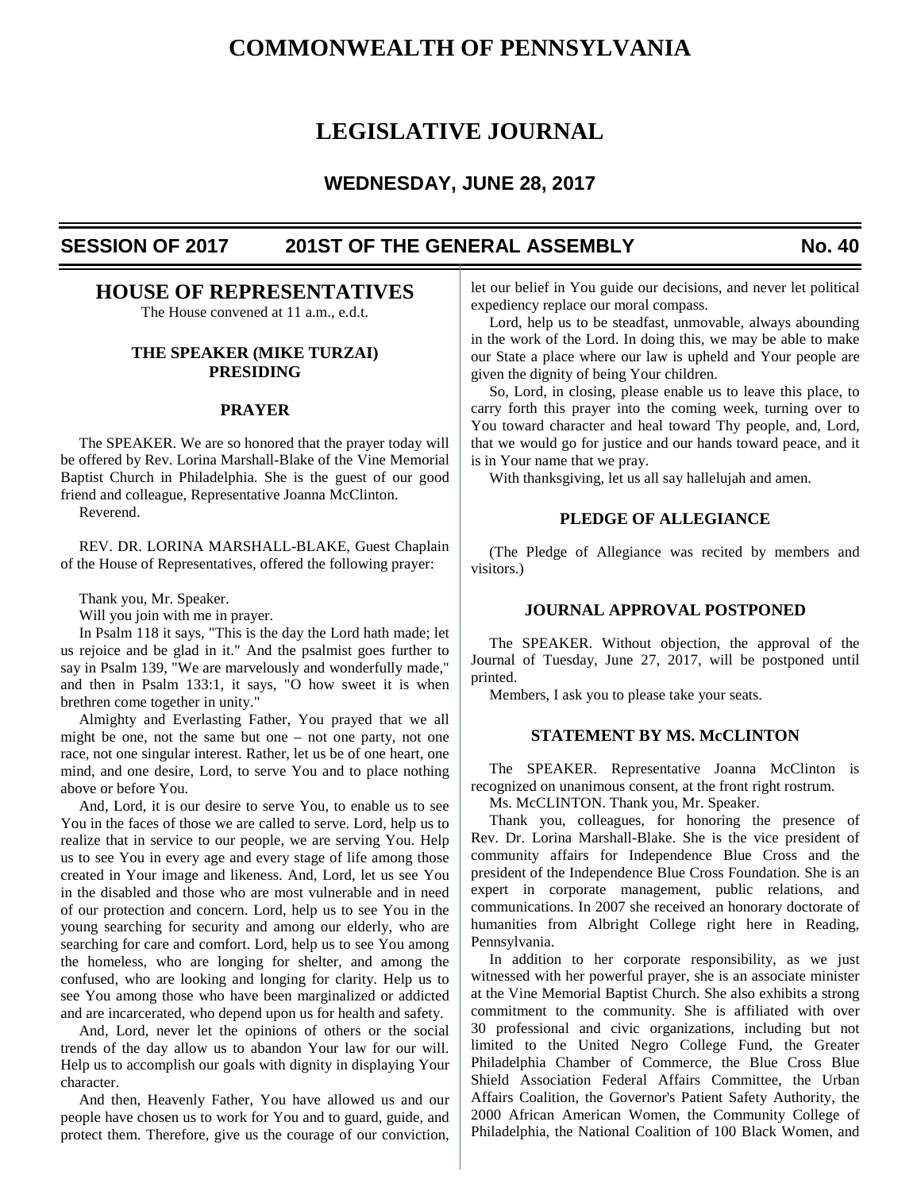# COMMONWEALTH OF PENNSYLVANIA

# LEGISLATIVE JOURNAL

## WEDNESDAY, JUNE 28, 2017

**SESSION OF 2017 — 201ST OF THE GENERAL ASSEMBLY — No. 40**

## HOUSE OF REPRESENTATIVES

The House convened at 11 a.m., e.d.t.

### THE SPEAKER (MIKE TURZAI) PRESIDING

### PRAYER

The SPEAKER. We are so honored that the prayer today will be offered by Rev. Lorina Marshall-Blake of the Vine Memorial Baptist Church in Philadelphia. She is the guest of our good friend and colleague, Representative Joanna McClinton.

Reverend.

REV. DR. LORINA MARSHALL-BLAKE, Guest Chaplain of the House of Representatives, offered the following prayer:

Thank you, Mr. Speaker.

Will you join with me in prayer.

In Psalm 118 it says, "This is the day the Lord hath made; let us rejoice and be glad in it." And the psalmist goes further to say in Psalm 139, "We are marvelously and wonderfully made," and then in Psalm 133:1, it says, "O how sweet it is when brethren come together in unity."

Almighty and Everlasting Father, You prayed that we all might be one, not the same but one – not one party, not one race, not one singular interest. Rather, let us be of one heart, one mind, and one desire, Lord, to serve You and to place nothing above or before You.

And, Lord, it is our desire to serve You, to enable us to see You in the faces of those we are called to serve. Lord, help us to realize that in service to our people, we are serving You. Help us to see You in every age and every stage of life among those created in Your image and likeness. And, Lord, let us see You in the disabled and those who are most vulnerable and in need of our protection and concern. Lord, help us to see You in the young searching for security and among our elderly, who are searching for care and comfort. Lord, help us to see You among the homeless, who are longing for shelter, and among the confused, who are looking and longing for clarity. Help us to see You among those who have been marginalized or addicted and are incarcerated, who depend upon us for health and safety.

And, Lord, never let the opinions of others or the social trends of the day allow us to abandon Your law for our will. Help us to accomplish our goals with dignity in displaying Your character.

And then, Heavenly Father, You have allowed us and our people have chosen us to work for You and to guard, guide, and protect them. Therefore, give us the courage of our conviction, let our belief in You guide our decisions, and never let political expediency replace our moral compass.

Lord, help us to be steadfast, unmovable, always abounding in the work of the Lord. In doing this, we may be able to make our State a place where our law is upheld and Your people are given the dignity of being Your children.

So, Lord, in closing, please enable us to leave this place, to carry forth this prayer into the coming week, turning over to You toward character and heal toward Thy people, and, Lord, that we would go for justice and our hands toward peace, and it is in Your name that we pray.

With thanksgiving, let us all say hallelujah and amen.

### PLEDGE OF ALLEGIANCE

(The Pledge of Allegiance was recited by members and visitors.)

### JOURNAL APPROVAL POSTPONED

The SPEAKER. Without objection, the approval of the Journal of Tuesday, June 27, 2017, will be postponed until printed.

Members, I ask you to please take your seats.

### STATEMENT BY MS. McCLINTON

The SPEAKER. Representative Joanna McClinton is recognized on unanimous consent, at the front right rostrum.

Ms. McCLINTON. Thank you, Mr. Speaker.

Thank you, colleagues, for honoring the presence of Rev. Dr. Lorina Marshall-Blake. She is the vice president of community affairs for Independence Blue Cross and the president of the Independence Blue Cross Foundation. She is an expert in corporate management, public relations, and communications. In 2007 she received an honorary doctorate of humanities from Albright College right here in Reading, Pennsylvania.

In addition to her corporate responsibility, as we just witnessed with her powerful prayer, she is an associate minister at the Vine Memorial Baptist Church. She also exhibits a strong commitment to the community. She is affiliated with over 30 professional and civic organizations, including but not limited to the United Negro College Fund, the Greater Philadelphia Chamber of Commerce, the Blue Cross Blue Shield Association Federal Affairs Committee, the Urban Affairs Coalition, the Governor's Patient Safety Authority, the 2000 African American Women, the Community College of Philadelphia, the National Coalition of 100 Black Women, and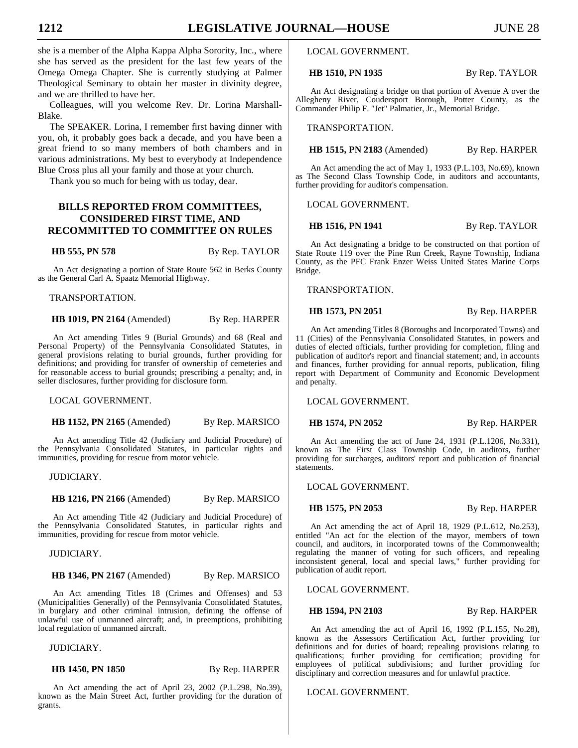she is a member of the Alpha Kappa Alpha Sorority, Inc., where she has served as the president for the last few years of the Omega Omega Chapter. She is currently studying at Palmer Theological Seminary to obtain her master in divinity degree, and we are thrilled to have her.

Colleagues, will you welcome Rev. Dr. Lorina Marshall-Blake.

The SPEAKER. Lorina, I remember first having dinner with you, oh, it probably goes back a decade, and you have been a great friend to so many members of both chambers and in various administrations. My best to everybody at Independence Blue Cross plus all your family and those at your church.

Thank you so much for being with us today, dear.

## BILLS REPORTED FROM COMMITTEES, CONSIDERED FIRST TIME, AND RECOMMITTED TO COMMITTEE ON RULES

**HB 555, PN 578** By Rep. TAYLOR

An Act designating a portion of State Route 562 in Berks County as the General Carl A. Spaatz Memorial Highway.

TRANSPORTATION.

**HB 1019, PN 2164** (Amended) By Rep. HARPER

An Act amending Titles 9 (Burial Grounds) and 68 (Real and Personal Property) of the Pennsylvania Consolidated Statutes, in general provisions relating to burial grounds, further providing for definitions; and providing for transfer of ownership of cemeteries and for reasonable access to burial grounds; prescribing a penalty; and, in seller disclosures, further providing for disclosure form.

LOCAL GOVERNMENT.

**HB 1152, PN 2165** (Amended) By Rep. MARSICO

An Act amending Title 42 (Judiciary and Judicial Procedure) of the Pennsylvania Consolidated Statutes, in particular rights and immunities, providing for rescue from motor vehicle.

JUDICIARY.

**HB 1216, PN 2166** (Amended) By Rep. MARSICO

An Act amending Title 42 (Judiciary and Judicial Procedure) of the Pennsylvania Consolidated Statutes, in particular rights and immunities, providing for rescue from motor vehicle.

JUDICIARY.

**HB 1346, PN 2167** (Amended) By Rep. MARSICO

An Act amending Titles 18 (Crimes and Offenses) and 53 (Municipalities Generally) of the Pennsylvania Consolidated Statutes, in burglary and other criminal intrusion, defining the offense of unlawful use of unmanned aircraft; and, in preemptions, prohibiting local regulation of unmanned aircraft.

JUDICIARY.

**HB 1450, PN 1850** By Rep. HARPER

An Act amending the act of April 23, 2002 (P.L.298, No.39), known as the Main Street Act, further providing for the duration of grants.

LOCAL GOVERNMENT.

**HB 1510, PN 1935** By Rep. TAYLOR

An Act designating a bridge on that portion of Avenue A over the Allegheny River, Coudersport Borough, Potter County, as the Commander Philip F. "Jet" Palmatier, Jr., Memorial Bridge.

TRANSPORTATION.

**HB 1515, PN 2183** (Amended) By Rep. HARPER

An Act amending the act of May 1, 1933 (P.L.103, No.69), known as The Second Class Township Code, in auditors and accountants, further providing for auditor's compensation.

LOCAL GOVERNMENT.

**HB 1516, PN 1941** By Rep. TAYLOR

An Act designating a bridge to be constructed on that portion of State Route 119 over the Pine Run Creek, Rayne Township, Indiana County, as the PFC Frank Enzer Weiss United States Marine Corps Bridge.

TRANSPORTATION.

**HB 1573, PN 2051** By Rep. HARPER

An Act amending Titles 8 (Boroughs and Incorporated Towns) and 11 (Cities) of the Pennsylvania Consolidated Statutes, in powers and duties of elected officials, further providing for completion, filing and publication of auditor's report and financial statement; and, in accounts and finances, further providing for annual reports, publication, filing report with Department of Community and Economic Development and penalty.

LOCAL GOVERNMENT.

**HB 1574, PN 2052** By Rep. HARPER

An Act amending the act of June 24, 1931 (P.L.1206, No.331), known as The First Class Township Code, in auditors, further providing for surcharges, auditors' report and publication of financial statements.

LOCAL GOVERNMENT.

**HB 1575, PN 2053** By Rep. HARPER

An Act amending the act of April 18, 1929 (P.L.612, No.253), entitled "An act for the election of the mayor, members of town council, and auditors, in incorporated towns of the Commonwealth; regulating the manner of voting for such officers, and repealing inconsistent general, local and special laws," further providing for publication of audit report.

LOCAL GOVERNMENT.

**HB 1594, PN 2103** By Rep. HARPER

An Act amending the act of April 16, 1992 (P.L.155, No.28), known as the Assessors Certification Act, further providing for definitions and for duties of board; repealing provisions relating to qualifications; further providing for certification; providing for employees of political subdivisions; and further providing for disciplinary and correction measures and for unlawful practice.

LOCAL GOVERNMENT.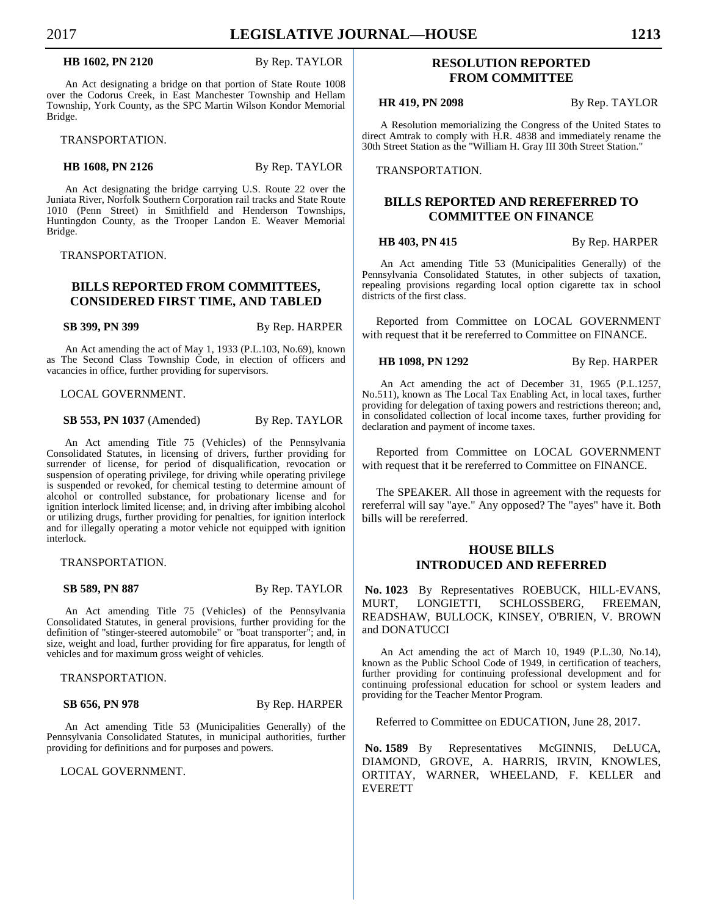**HB 1602, PN 2120** By Rep. TAYLOR

An Act designating a bridge on that portion of State Route 1008 over the Codorus Creek, in East Manchester Township and Hellam Township, York County, as the SPC Martin Wilson Kondor Memorial Bridge.

TRANSPORTATION.

**HB 1608, PN 2126** By Rep. TAYLOR

An Act designating the bridge carrying U.S. Route 22 over the Juniata River, Norfolk Southern Corporation rail tracks and State Route 1010 (Penn Street) in Smithfield and Henderson Townships, Huntingdon County, as the Trooper Landon E. Weaver Memorial Bridge.

TRANSPORTATION.

## BILLS REPORTED FROM COMMITTEES, CONSIDERED FIRST TIME, AND TABLED

**SB 399, PN 399** By Rep. HARPER

An Act amending the act of May 1, 1933 (P.L.103, No.69), known as The Second Class Township Code, in election of officers and vacancies in office, further providing for supervisors.

LOCAL GOVERNMENT.

**SB 553, PN 1037** (Amended) By Rep. TAYLOR

An Act amending Title 75 (Vehicles) of the Pennsylvania Consolidated Statutes, in licensing of drivers, further providing for surrender of license, for period of disqualification, revocation or suspension of operating privilege, for driving while operating privilege is suspended or revoked, for chemical testing to determine amount of alcohol or controlled substance, for probationary license and for ignition interlock limited license; and, in driving after imbibing alcohol or utilizing drugs, further providing for penalties, for ignition interlock and for illegally operating a motor vehicle not equipped with ignition interlock.

TRANSPORTATION.

**SB 589, PN 887** By Rep. TAYLOR

An Act amending Title 75 (Vehicles) of the Pennsylvania Consolidated Statutes, in general provisions, further providing for the definition of "stinger-steered automobile" or "boat transporter"; and, in size, weight and load, further providing for fire apparatus, for length of vehicles and for maximum gross weight of vehicles.

TRANSPORTATION.

**SB 656, PN 978** By Rep. HARPER

An Act amending Title 53 (Municipalities Generally) of the Pennsylvania Consolidated Statutes, in municipal authorities, further providing for definitions and for purposes and powers.

LOCAL GOVERNMENT.

## RESOLUTION REPORTED FROM COMMITTEE

**HR 419, PN 2098** By Rep. TAYLOR

A Resolution memorializing the Congress of the United States to direct Amtrak to comply with H.R. 4838 and immediately rename the 30th Street Station as the "William H. Gray III 30th Street Station."

TRANSPORTATION.

## BILLS REPORTED AND REREFERRED TO COMMITTEE ON FINANCE

**HB 403, PN 415** By Rep. HARPER

An Act amending Title 53 (Municipalities Generally) of the Pennsylvania Consolidated Statutes, in other subjects of taxation, repealing provisions regarding local option cigarette tax in school districts of the first class.

Reported from Committee on LOCAL GOVERNMENT with request that it be rereferred to Committee on FINANCE.

**HB 1098, PN 1292** By Rep. HARPER

An Act amending the act of December 31, 1965 (P.L.1257, No.511), known as The Local Tax Enabling Act, in local taxes, further providing for delegation of taxing powers and restrictions thereon; and, in consolidated collection of local income taxes, further providing for declaration and payment of income taxes.

Reported from Committee on LOCAL GOVERNMENT with request that it be rereferred to Committee on FINANCE.

The SPEAKER. All those in agreement with the requests for rereferral will say "aye." Any opposed? The "ayes" have it. Both bills will be rereferred.

## HOUSE BILLS INTRODUCED AND REFERRED

**No. 1023** By Representatives ROEBUCK, HILL-EVANS, MURT, LONGIETTI, SCHLOSSBERG, FREEMAN, READSHAW, BULLOCK, KINSEY, O'BRIEN, V. BROWN and DONATUCCI

An Act amending the act of March 10, 1949 (P.L.30, No.14), known as the Public School Code of 1949, in certification of teachers, further providing for continuing professional development and for continuing professional education for school or system leaders and providing for the Teacher Mentor Program.

Referred to Committee on EDUCATION, June 28, 2017.

**No. 1589** By Representatives McGINNIS, DeLUCA, DIAMOND, GROVE, A. HARRIS, IRVIN, KNOWLES, ORTITAY, WARNER, WHEELAND, F. KELLER and EVERETT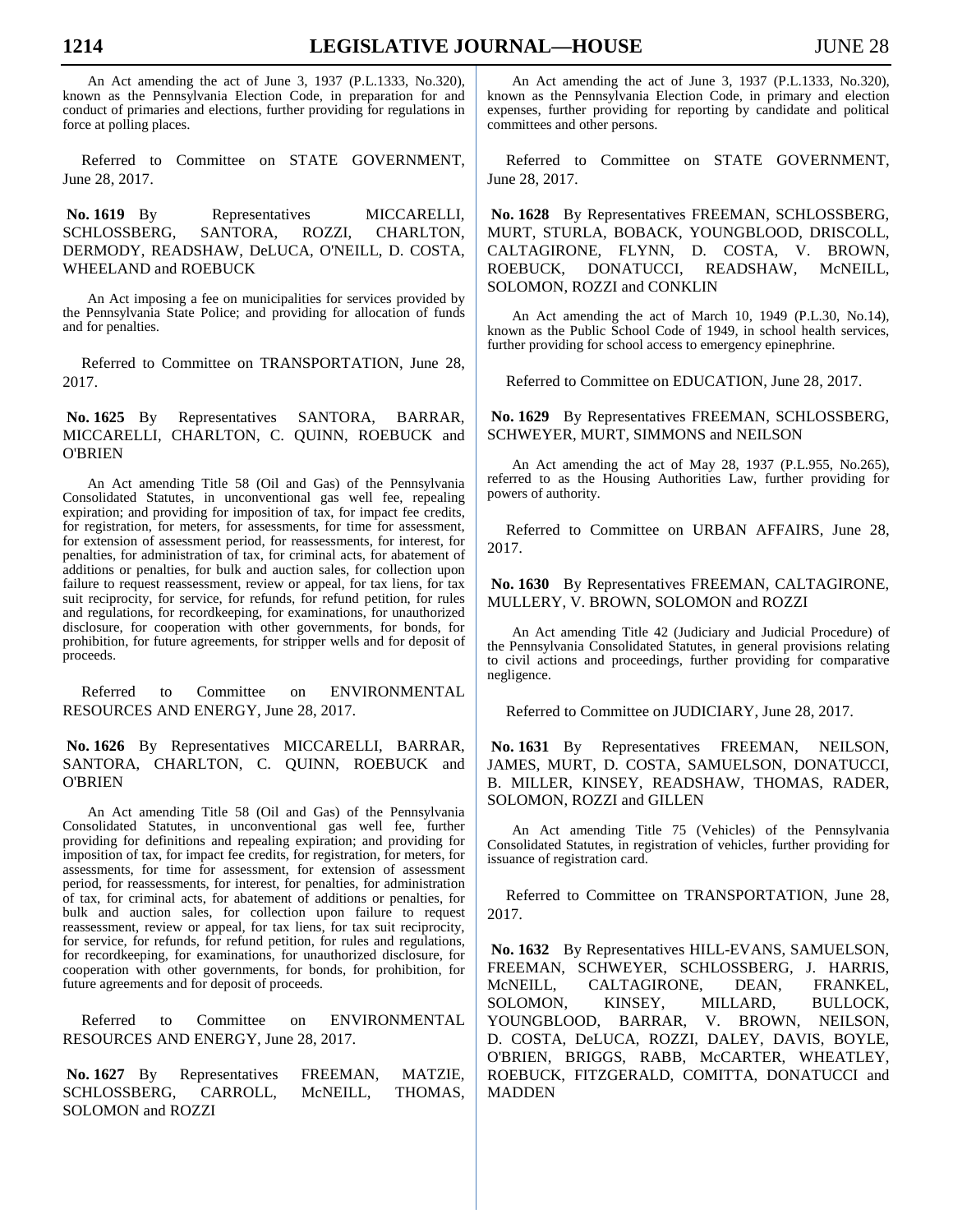An Act amending the act of June 3, 1937 (P.L.1333, No.320), known as the Pennsylvania Election Code, in preparation for and conduct of primaries and elections, further providing for regulations in force at polling places.

Referred to Committee on STATE GOVERNMENT, June 28, 2017.

**No. 1619** By Representatives MICCARELLI, SCHLOSSBERG, SANTORA, ROZZI, CHARLTON, DERMODY, READSHAW, DeLUCA, O'NEILL, D. COSTA, WHEELAND and ROEBUCK

An Act imposing a fee on municipalities for services provided by the Pennsylvania State Police; and providing for allocation of funds and for penalties.

Referred to Committee on TRANSPORTATION, June 28, 2017.

**No. 1625** By Representatives SANTORA, BARRAR, MICCARELLI, CHARLTON, C. QUINN, ROEBUCK and O'BRIEN

An Act amending Title 58 (Oil and Gas) of the Pennsylvania Consolidated Statutes, in unconventional gas well fee, repealing expiration; and providing for imposition of tax, for impact fee credits, for registration, for meters, for assessments, for time for assessment, for extension of assessment period, for reassessments, for interest, for penalties, for administration of tax, for criminal acts, for abatement of additions or penalties, for bulk and auction sales, for collection upon failure to request reassessment, review or appeal, for tax liens, for tax suit reciprocity, for service, for refunds, for refund petition, for rules and regulations, for recordkeeping, for examinations, for unauthorized disclosure, for cooperation with other governments, for bonds, for prohibition, for future agreements, for stripper wells and for deposit of proceeds.

Referred to Committee on ENVIRONMENTAL RESOURCES AND ENERGY, June 28, 2017.

**No. 1626** By Representatives MICCARELLI, BARRAR, SANTORA, CHARLTON, C. QUINN, ROEBUCK and O'BRIEN

An Act amending Title 58 (Oil and Gas) of the Pennsylvania Consolidated Statutes, in unconventional gas well fee, further providing for definitions and repealing expiration; and providing for imposition of tax, for impact fee credits, for registration, for meters, for assessments, for time for assessment, for extension of assessment period, for reassessments, for interest, for penalties, for administration of tax, for criminal acts, for abatement of additions or penalties, for bulk and auction sales, for collection upon failure to request reassessment, review or appeal, for tax liens, for tax suit reciprocity, for service, for refunds, for refund petition, for rules and regulations, for recordkeeping, for examinations, for unauthorized disclosure, for cooperation with other governments, for bonds, for prohibition, for future agreements and for deposit of proceeds.

Referred to Committee on ENVIRONMENTAL RESOURCES AND ENERGY, June 28, 2017.

**No. 1627** By Representatives FREEMAN, MATZIE, SCHLOSSBERG, CARROLL, McNEILL, THOMAS, SOLOMON and ROZZI

An Act amending the act of June 3, 1937 (P.L.1333, No.320), known as the Pennsylvania Election Code, in primary and election expenses, further providing for reporting by candidate and political committees and other persons.

Referred to Committee on STATE GOVERNMENT, June 28, 2017.

**No. 1628** By Representatives FREEMAN, SCHLOSSBERG, MURT, STURLA, BOBACK, YOUNGBLOOD, DRISCOLL, CALTAGIRONE, FLYNN, D. COSTA, V. BROWN, ROEBUCK, DONATUCCI, READSHAW, McNEILL, SOLOMON, ROZZI and CONKLIN

An Act amending the act of March 10, 1949 (P.L.30, No.14), known as the Public School Code of 1949, in school health services, further providing for school access to emergency epinephrine.

Referred to Committee on EDUCATION, June 28, 2017.

**No. 1629** By Representatives FREEMAN, SCHLOSSBERG, SCHWEYER, MURT, SIMMONS and NEILSON

An Act amending the act of May 28, 1937 (P.L.955, No.265), referred to as the Housing Authorities Law, further providing for powers of authority.

Referred to Committee on URBAN AFFAIRS, June 28, 2017.

**No. 1630** By Representatives FREEMAN, CALTAGIRONE, MULLERY, V. BROWN, SOLOMON and ROZZI

An Act amending Title 42 (Judiciary and Judicial Procedure) of the Pennsylvania Consolidated Statutes, in general provisions relating to civil actions and proceedings, further providing for comparative negligence.

Referred to Committee on JUDICIARY, June 28, 2017.

**No. 1631** By Representatives FREEMAN, NEILSON, JAMES, MURT, D. COSTA, SAMUELSON, DONATUCCI, B. MILLER, KINSEY, READSHAW, THOMAS, RADER, SOLOMON, ROZZI and GILLEN

An Act amending Title 75 (Vehicles) of the Pennsylvania Consolidated Statutes, in registration of vehicles, further providing for issuance of registration card.

Referred to Committee on TRANSPORTATION, June 28, 2017.

**No. 1632** By Representatives HILL-EVANS, SAMUELSON, FREEMAN, SCHWEYER, SCHLOSSBERG, J. HARRIS, McNEILL, CALTAGIRONE, DEAN, FRANKEL, SOLOMON, KINSEY, MILLARD, BULLOCK, YOUNGBLOOD, BARRAR, V. BROWN, NEILSON, D. COSTA, DeLUCA, ROZZI, DALEY, DAVIS, BOYLE, O'BRIEN, BRIGGS, RABB, McCARTER, WHEATLEY, ROEBUCK, FITZGERALD, COMITTA, DONATUCCI and MADDEN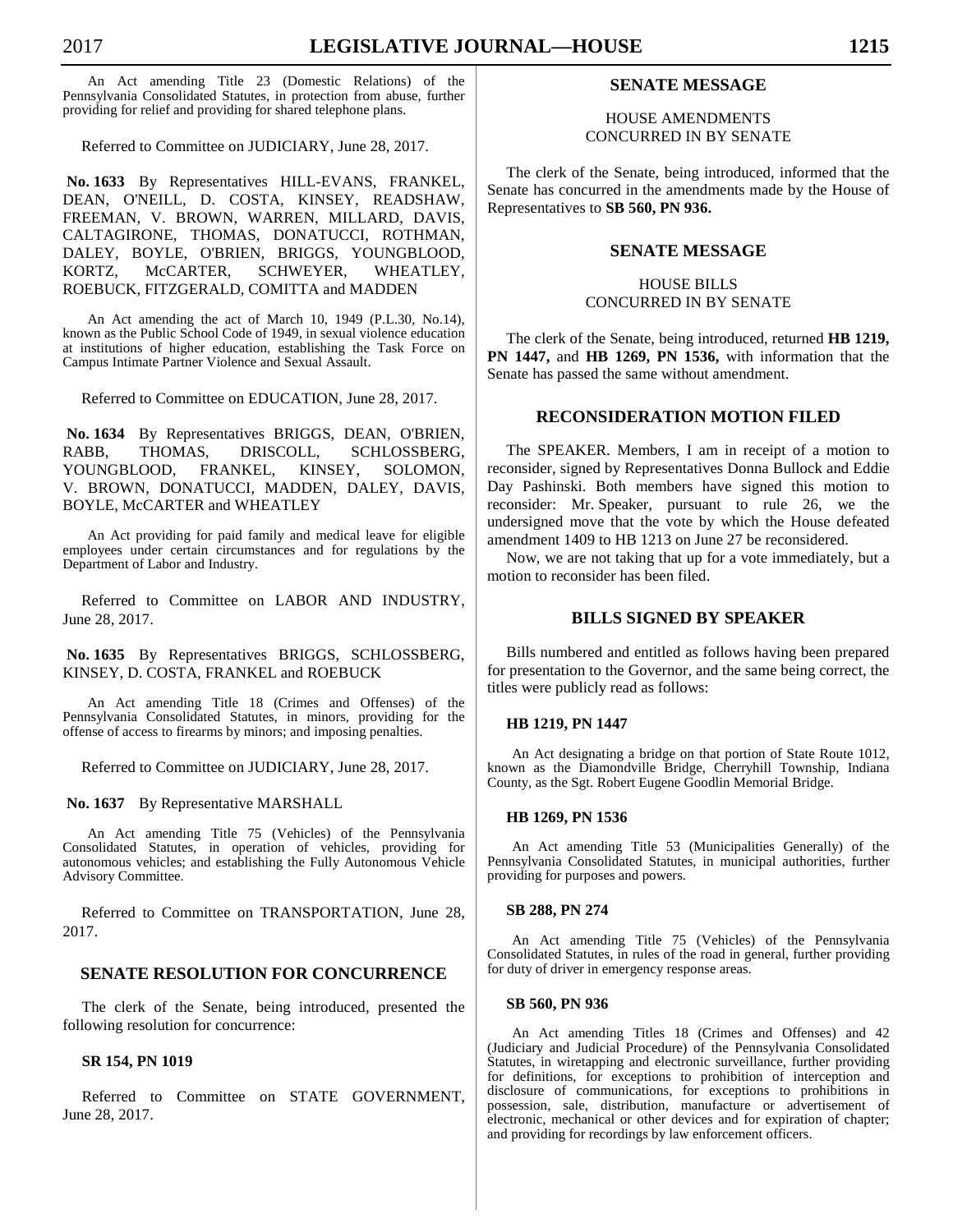An Act amending Title 23 (Domestic Relations) of the Pennsylvania Consolidated Statutes, in protection from abuse, further providing for relief and providing for shared telephone plans.

Referred to Committee on JUDICIARY, June 28, 2017.

**No. 1633** By Representatives HILL-EVANS, FRANKEL, DEAN, O'NEILL, D. COSTA, KINSEY, READSHAW, FREEMAN, V. BROWN, WARREN, MILLARD, DAVIS, CALTAGIRONE, THOMAS, DONATUCCI, ROTHMAN, DALEY, BOYLE, O'BRIEN, BRIGGS, YOUNGBLOOD, KORTZ, McCARTER, SCHWEYER, WHEATLEY, ROEBUCK, FITZGERALD, COMITTA and MADDEN

An Act amending the act of March 10, 1949 (P.L.30, No.14), known as the Public School Code of 1949, in sexual violence education at institutions of higher education, establishing the Task Force on Campus Intimate Partner Violence and Sexual Assault.

Referred to Committee on EDUCATION, June 28, 2017.

**No. 1634** By Representatives BRIGGS, DEAN, O'BRIEN, RABB, THOMAS, DRISCOLL, SCHLOSSBERG, YOUNGBLOOD, FRANKEL, KINSEY, SOLOMON, V. BROWN, DONATUCCI, MADDEN, DALEY, DAVIS, BOYLE, McCARTER and WHEATLEY

An Act providing for paid family and medical leave for eligible employees under certain circumstances and for regulations by the Department of Labor and Industry.

Referred to Committee on LABOR AND INDUSTRY, June 28, 2017.

**No. 1635** By Representatives BRIGGS, SCHLOSSBERG, KINSEY, D. COSTA, FRANKEL and ROEBUCK

An Act amending Title 18 (Crimes and Offenses) of the Pennsylvania Consolidated Statutes, in minors, providing for the offense of access to firearms by minors; and imposing penalties.

Referred to Committee on JUDICIARY, June 28, 2017.

**No. 1637** By Representative MARSHALL

An Act amending Title 75 (Vehicles) of the Pennsylvania Consolidated Statutes, in operation of vehicles, providing for autonomous vehicles; and establishing the Fully Autonomous Vehicle Advisory Committee.

Referred to Committee on TRANSPORTATION, June 28, 2017.

## SENATE RESOLUTION FOR CONCURRENCE

The clerk of the Senate, being introduced, presented the following resolution for concurrence:

**SR 154, PN 1019**

Referred to Committee on STATE GOVERNMENT, June 28, 2017.

## SENATE MESSAGE

HOUSE AMENDMENTS CONCURRED IN BY SENATE

The clerk of the Senate, being introduced, informed that the Senate has concurred in the amendments made by the House of Representatives to **SB 560, PN 936.**

## SENATE MESSAGE

HOUSE BILLS CONCURRED IN BY SENATE

The clerk of the Senate, being introduced, returned **HB 1219, PN 1447,** and **HB 1269, PN 1536,** with information that the Senate has passed the same without amendment.

## RECONSIDERATION MOTION FILED

The SPEAKER. Members, I am in receipt of a motion to reconsider, signed by Representatives Donna Bullock and Eddie Day Pashinski. Both members have signed this motion to reconsider: Mr. Speaker, pursuant to rule 26, we the undersigned move that the vote by which the House defeated amendment 1409 to HB 1213 on June 27 be reconsidered.

Now, we are not taking that up for a vote immediately, but a motion to reconsider has been filed.

## BILLS SIGNED BY SPEAKER

Bills numbered and entitled as follows having been prepared for presentation to the Governor, and the same being correct, the titles were publicly read as follows:

**HB 1219, PN 1447**

An Act designating a bridge on that portion of State Route 1012, known as the Diamondville Bridge, Cherryhill Township, Indiana County, as the Sgt. Robert Eugene Goodlin Memorial Bridge.

**HB 1269, PN 1536**

An Act amending Title 53 (Municipalities Generally) of the Pennsylvania Consolidated Statutes, in municipal authorities, further providing for purposes and powers.

**SB 288, PN 274**

An Act amending Title 75 (Vehicles) of the Pennsylvania Consolidated Statutes, in rules of the road in general, further providing for duty of driver in emergency response areas.

**SB 560, PN 936**

An Act amending Titles 18 (Crimes and Offenses) and 42 (Judiciary and Judicial Procedure) of the Pennsylvania Consolidated Statutes, in wiretapping and electronic surveillance, further providing for definitions, for exceptions to prohibition of interception and disclosure of communications, for exceptions to prohibitions in possession, sale, distribution, manufacture or advertisement of electronic, mechanical or other devices and for expiration of chapter; and providing for recordings by law enforcement officers.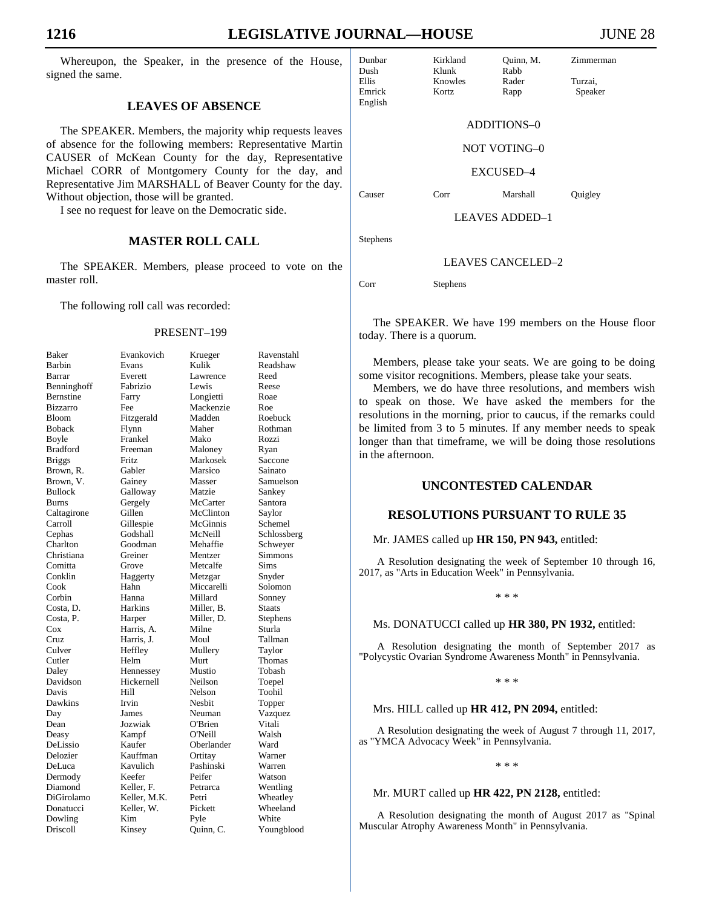Whereupon, the Speaker, in the presence of the House, signed the same.

## LEAVES OF ABSENCE

The SPEAKER. Members, the majority whip requests leaves of absence for the following members: Representative Martin CAUSER of McKean County for the day, Representative Michael CORR of Montgomery County for the day, and Representative Jim MARSHALL of Beaver County for the day. Without objection, those will be granted.

I see no request for leave on the Democratic side.

## MASTER ROLL CALL

The SPEAKER. Members, please proceed to vote on the master roll.

The following roll call was recorded:

PRESENT–199

| | | | |
|---|---|---|---|
| Baker | Evankovich | Krueger | Ravenstahl |
| Barbin | Evans | Kulik | Readshaw |
| Barrar | Everett | Lawrence | Reed |
| Benninghoff | Fabrizio | Lewis | Reese |
| Bernstine | Farry | Longietti | Roae |
| Bizzarro | Fee | Mackenzie | Roe |
| Bloom | Fitzgerald | Madden | Roebuck |
| Boback | Flynn | Maher | Rothman |
| Boyle | Frankel | Mako | Rozzi |
| Bradford | Freeman | Maloney | Ryan |
| Briggs | Fritz | Markosek | Saccone |
| Brown, R. | Gabler | Marsico | Sainato |
| Brown, V. | Gainey | Masser | Samuelson |
| Bullock | Galloway | Matzie | Sankey |
| Burns | Gergely | McCarter | Santora |
| Caltagirone | Gillen | McClinton | Saylor |
| Carroll | Gillespie | McGinnis | Schemel |
| Cephas | Godshall | McNeill | Schlossberg |
| Charlton | Goodman | Mehaffie | Schweyer |
| Christiana | Greiner | Mentzer | Simmons |
| Comitta | Grove | Metcalfe | Sims |
| Conklin | Haggerty | Metzgar | Snyder |
| Cook | Hahn | Miccarelli | Solomon |
| Corbin | Hanna | Millard | Sonney |
| Costa, D. | Harkins | Miller, B. | Staats |
| Costa, P. | Harper | Miller, D. | Stephens |
| Cox | Harris, A. | Milne | Sturla |
| Cruz | Harris, J. | Moul | Tallman |
| Culver | Heffley | Mullery | Taylor |
| Cutler | Helm | Murt | Thomas |
| Daley | Hennessey | Mustio | Tobash |
| Davidson | Hickernell | Neilson | Toepel |
| Davis | Hill | Nelson | Toohil |
| Dawkins | Irvin | Nesbit | Topper |
| Day | James | Neuman | Vazquez |
| Dean | Jozwiak | O'Brien | Vitali |
| Deasy | Kampf | O'Neill | Walsh |
| DeLissio | Kaufer | Oberlander | Ward |
| Delozier | Kauffman | Ortitay | Warner |
| DeLuca | Kavulich | Pashinski | Warren |
| Dermody | Keefer | Peifer | Watson |
| Diamond | Keller, F. | Petrarca | Wentling |
| DiGirolamo | Keller, M.K. | Petri | Wheatley |
| Donatucci | Keller, W. | Pickett | Wheeland |
| Dowling | Kim | Pyle | White |
| Driscoll | Kinsey | Quinn, C. | Youngblood |
| Dunbar | Kirkland | Quinn, M. | Zimmerman |
| Dush | Klunk | Rabb | |
| Ellis | Knowles | Rader | Turzai, |
| Emrick | Kortz | Rapp | Speaker |
| English | | | |

ADDITIONS–0

NOT VOTING–0

EXCUSED–4

| | | | |
|---|---|---|---|
| Causer | Corr | Marshall | Quigley |

LEAVES ADDED–1

Stephens

LEAVES CANCELED–2

| | |
|---|---|
| Corr | Stephens |

The SPEAKER. We have 199 members on the House floor today. There is a quorum.

Members, please take your seats. We are going to be doing some visitor recognitions. Members, please take your seats.

Members, we do have three resolutions, and members wish to speak on those. We have asked the members for the resolutions in the morning, prior to caucus, if the remarks could be limited from 3 to 5 minutes. If any member needs to speak longer than that timeframe, we will be doing those resolutions in the afternoon.

## UNCONTESTED CALENDAR

## RESOLUTIONS PURSUANT TO RULE 35

Mr. JAMES called up **HR 150, PN 943,** entitled:

A Resolution designating the week of September 10 through 16, 2017, as "Arts in Education Week" in Pennsylvania.

\* \* \*

Ms. DONATUCCI called up **HR 380, PN 1932,** entitled:

A Resolution designating the month of September 2017 as "Polycystic Ovarian Syndrome Awareness Month" in Pennsylvania.

\* \* \*

Mrs. HILL called up **HR 412, PN 2094,** entitled:

A Resolution designating the week of August 7 through 11, 2017, as "YMCA Advocacy Week" in Pennsylvania.

\* \* \*

Mr. MURT called up **HR 422, PN 2128,** entitled:

A Resolution designating the month of August 2017 as "Spinal Muscular Atrophy Awareness Month" in Pennsylvania.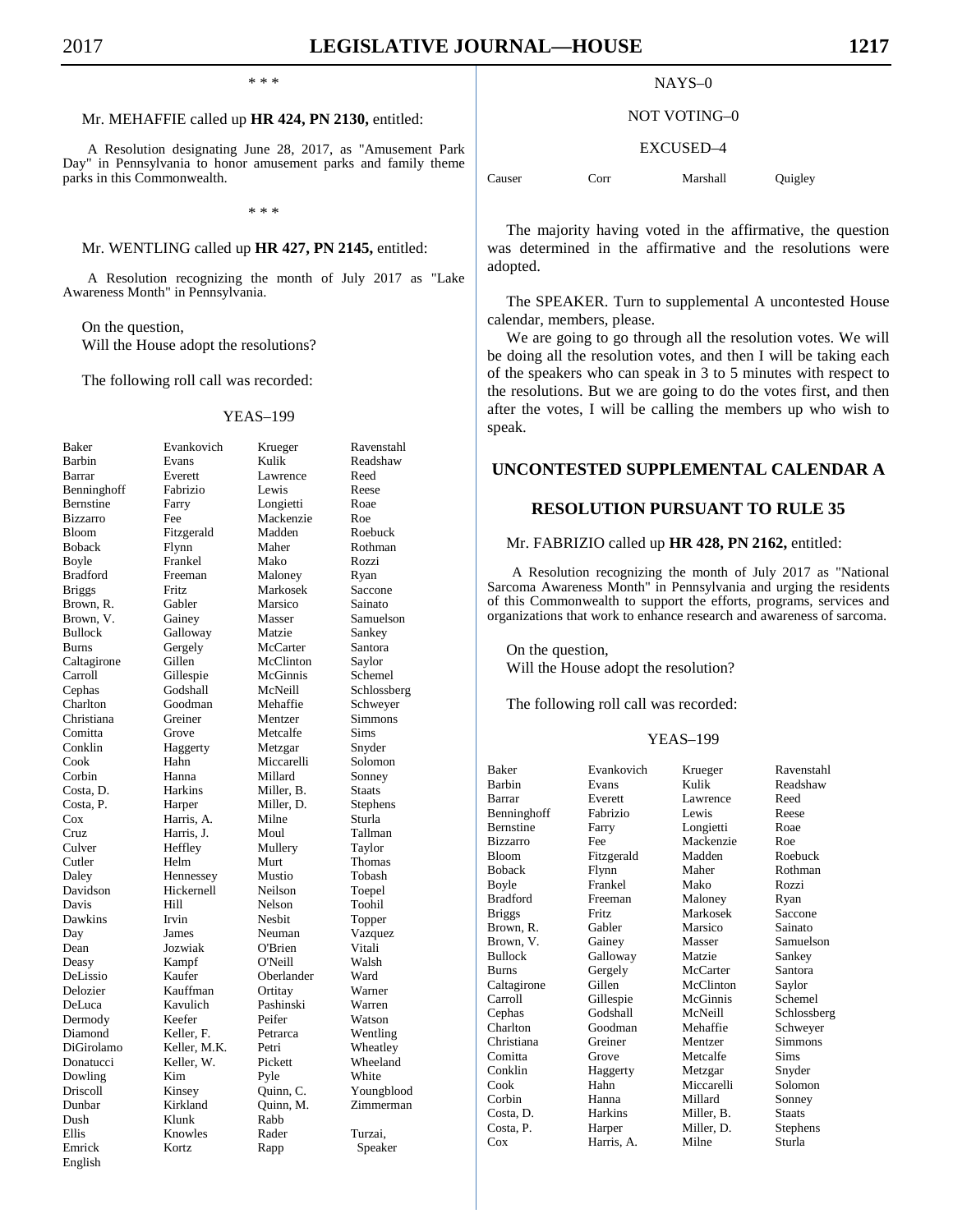\* \* \*

Mr. MEHAFFIE called up **HR 424, PN 2130,** entitled:

A Resolution designating June 28, 2017, as "Amusement Park Day" in Pennsylvania to honor amusement parks and family theme parks in this Commonwealth.

\* \* \*

Mr. WENTLING called up **HR 427, PN 2145,** entitled:

A Resolution recognizing the month of July 2017 as "Lake Awareness Month" in Pennsylvania.

On the question,
Will the House adopt the resolutions?

The following roll call was recorded:

YEAS–199

| | | | |
|---|---|---|---|
| Baker | Evankovich | Krueger | Ravenstahl |
| Barbin | Evans | Kulik | Readshaw |
| Barrar | Everett | Lawrence | Reed |
| Benninghoff | Fabrizio | Lewis | Reese |
| Bernstine | Farry | Longietti | Roae |
| Bizzarro | Fee | Mackenzie | Roe |
| Bloom | Fitzgerald | Madden | Roebuck |
| Boback | Flynn | Maher | Rothman |
| Boyle | Frankel | Mako | Rozzi |
| Bradford | Freeman | Maloney | Ryan |
| Briggs | Fritz | Markosek | Saccone |
| Brown, R. | Gabler | Marsico | Sainato |
| Brown, V. | Gainey | Masser | Samuelson |
| Bullock | Galloway | Matzie | Sankey |
| Burns | Gergely | McCarter | Santora |
| Caltagirone | Gillen | McClinton | Saylor |
| Carroll | Gillespie | McGinnis | Schemel |
| Cephas | Godshall | McNeill | Schlossberg |
| Charlton | Goodman | Mehaffie | Schweyer |
| Christiana | Greiner | Mentzer | Simmons |
| Comitta | Grove | Metcalfe | Sims |
| Conklin | Haggerty | Metzgar | Snyder |
| Cook | Hahn | Miccarelli | Solomon |
| Corbin | Hanna | Millard | Sonney |
| Costa, D. | Harkins | Miller, B. | Staats |
| Costa, P. | Harper | Miller, D. | Stephens |
| Cox | Harris, A. | Milne | Sturla |
| Cruz | Harris, J. | Moul | Tallman |
| Culver | Heffley | Mullery | Taylor |
| Cutler | Helm | Murt | Thomas |
| Daley | Hennessey | Mustio | Tobash |
| Davidson | Hickernell | Neilson | Toepel |
| Davis | Hill | Nelson | Toohil |
| Dawkins | Irvin | Nesbit | Topper |
| Day | James | Neuman | Vazquez |
| Dean | Jozwiak | O'Brien | Vitali |
| Deasy | Kampf | O'Neill | Walsh |
| DeLissio | Kaufer | Oberlander | Ward |
| Delozier | Kauffman | Ortitay | Warner |
| DeLuca | Kavulich | Pashinski | Warren |
| Dermody | Keefer | Peifer | Watson |
| Diamond | Keller, F. | Petrarca | Wentling |
| DiGirolamo | Keller, M.K. | Petri | Wheatley |
| Donatucci | Keller, W. | Pickett | Wheeland |
| Dowling | Kim | Pyle | White |
| Driscoll | Kinsey | Quinn, C. | Youngblood |
| Dunbar | Kirkland | Quinn, M. | Zimmerman |
| Dush | Klunk | Rabb | |
| Ellis | Knowles | Rader | Turzai, |
| Emrick | Kortz | Rapp | Speaker |
| English | | | |

NAYS–0

NOT VOTING–0

EXCUSED–4

| | | | |
|---|---|---|---|
| Causer | Corr | Marshall | Quigley |

The majority having voted in the affirmative, the question was determined in the affirmative and the resolutions were adopted.

The SPEAKER. Turn to supplemental A uncontested House calendar, members, please.

We are going to go through all the resolution votes. We will be doing all the resolution votes, and then I will be taking each of the speakers who can speak in 3 to 5 minutes with respect to the resolutions. But we are going to do the votes first, and then after the votes, I will be calling the members up who wish to speak.

## UNCONTESTED SUPPLEMENTAL CALENDAR A

## RESOLUTION PURSUANT TO RULE 35

Mr. FABRIZIO called up **HR 428, PN 2162,** entitled:

A Resolution recognizing the month of July 2017 as "National Sarcoma Awareness Month" in Pennsylvania and urging the residents of this Commonwealth to support the efforts, programs, services and organizations that work to enhance research and awareness of sarcoma.

On the question,
Will the House adopt the resolution?

The following roll call was recorded:

YEAS–199

| | | | |
|---|---|---|---|
| Baker | Evankovich | Krueger | Ravenstahl |
| Barbin | Evans | Kulik | Readshaw |
| Barrar | Everett | Lawrence | Reed |
| Benninghoff | Fabrizio | Lewis | Reese |
| Bernstine | Farry | Longietti | Roae |
| Bizzarro | Fee | Mackenzie | Roe |
| Bloom | Fitzgerald | Madden | Roebuck |
| Boback | Flynn | Maher | Rothman |
| Boyle | Frankel | Mako | Rozzi |
| Bradford | Freeman | Maloney | Ryan |
| Briggs | Fritz | Markosek | Saccone |
| Brown, R. | Gabler | Marsico | Sainato |
| Brown, V. | Gainey | Masser | Samuelson |
| Bullock | Galloway | Matzie | Sankey |
| Burns | Gergely | McCarter | Santora |
| Caltagirone | Gillen | McClinton | Saylor |
| Carroll | Gillespie | McGinnis | Schemel |
| Cephas | Godshall | McNeill | Schlossberg |
| Charlton | Goodman | Mehaffie | Schweyer |
| Christiana | Greiner | Mentzer | Simmons |
| Comitta | Grove | Metcalfe | Sims |
| Conklin | Haggerty | Metzgar | Snyder |
| Cook | Hahn | Miccarelli | Solomon |
| Corbin | Hanna | Millard | Sonney |
| Costa, D. | Harkins | Miller, B. | Staats |
| Costa, P. | Harper | Miller, D. | Stephens |
| Cox | Harris, A. | Milne | Sturla |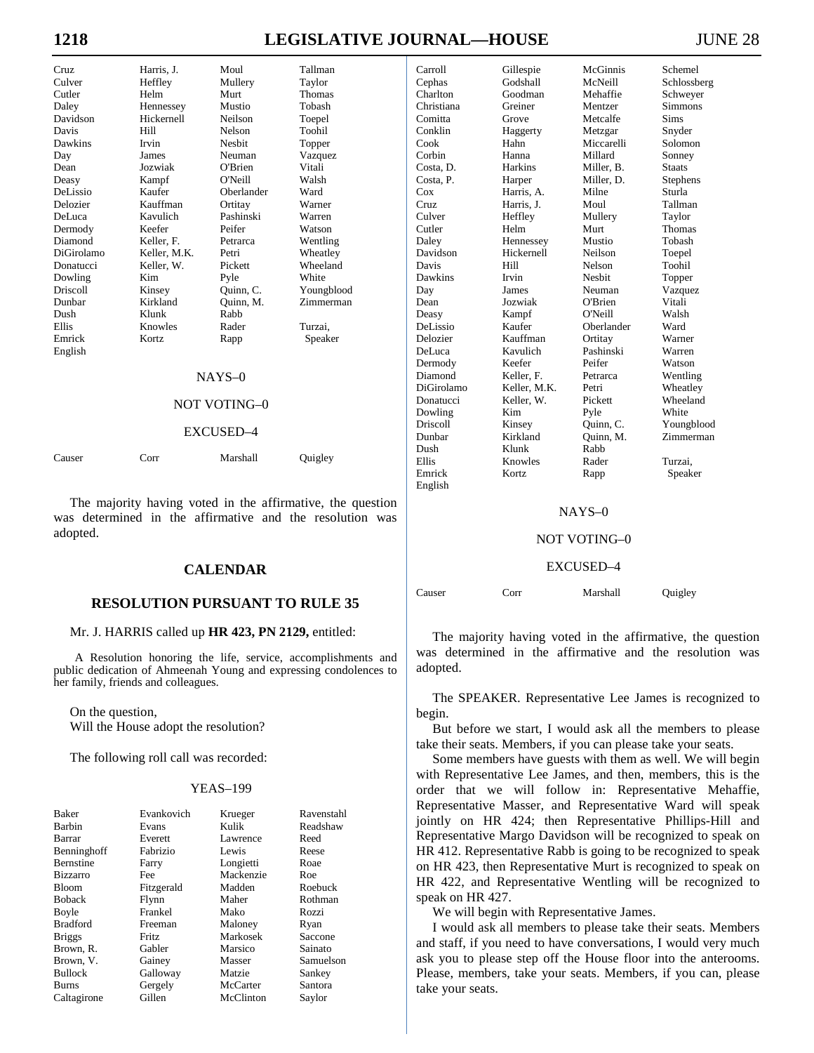| | | | |
|---|---|---|---|
| Cruz | Harris, J. | Moul | Tallman |
| Culver | Heffley | Mullery | Taylor |
| Cutler | Helm | Murt | Thomas |
| Daley | Hennessey | Mustio | Tobash |
| Davidson | Hickernell | Neilson | Toepel |
| Davis | Hill | Nelson | Toohil |
| Dawkins | Irvin | Nesbit | Topper |
| Day | James | Neuman | Vazquez |
| Dean | Jozwiak | O'Brien | Vitali |
| Deasy | Kampf | O'Neill | Walsh |
| DeLissio | Kaufer | Oberlander | Ward |
| Delozier | Kauffman | Ortitay | Warner |
| DeLuca | Kavulich | Pashinski | Warren |
| Dermody | Keefer | Peifer | Watson |
| Diamond | Keller, F. | Petrarca | Wentling |
| DiGirolamo | Keller, M.K. | Petri | Wheatley |
| Donatucci | Keller, W. | Pickett | Wheeland |
| Dowling | Kim | Pyle | White |
| Driscoll | Kinsey | Quinn, C. | Youngblood |
| Dunbar | Kirkland | Quinn, M. | Zimmerman |
| Dush | Klunk | Rabb | |
| Ellis | Knowles | Rader | Turzai, |
| Emrick | Kortz | Rapp | Speaker |
| English | | | |

NAYS–0

NOT VOTING–0

EXCUSED–4

| | | | |
|---|---|---|---|
| Causer | Corr | Marshall | Quigley |

The majority having voted in the affirmative, the question was determined in the affirmative and the resolution was adopted.

## CALENDAR

### RESOLUTION PURSUANT TO RULE 35

Mr. J. HARRIS called up **HR 423, PN 2129,** entitled:

A Resolution honoring the life, service, accomplishments and public dedication of Ahmeenah Young and expressing condolences to her family, friends and colleagues.

On the question,
Will the House adopt the resolution?

The following roll call was recorded:

YEAS–199

| | | | |
|---|---|---|---|
| Baker | Evankovich | Krueger | Ravenstahl |
| Barbin | Evans | Kulik | Readshaw |
| Barrar | Everett | Lawrence | Reed |
| Benninghoff | Fabrizio | Lewis | Reese |
| Bernstine | Farry | Longietti | Roae |
| Bizzarro | Fee | Mackenzie | Roe |
| Bloom | Fitzgerald | Madden | Roebuck |
| Boback | Flynn | Maher | Rothman |
| Boyle | Frankel | Mako | Rozzi |
| Bradford | Freeman | Maloney | Ryan |
| Briggs | Fritz | Markosek | Saccone |
| Brown, R. | Gabler | Marsico | Sainato |
| Brown, V. | Gainey | Masser | Samuelson |
| Bullock | Galloway | Matzie | Sankey |
| Burns | Gergely | McCarter | Santora |
| Caltagirone | Gillen | McClinton | Saylor |
| Carroll | Gillespie | McGinnis | Schemel |
| Cephas | Godshall | McNeill | Schlossberg |
| Charlton | Goodman | Mehaffie | Schweyer |
| Christiana | Greiner | Mentzer | Simmons |
| Comitta | Grove | Metcalfe | Sims |
| Conklin | Haggerty | Metzgar | Snyder |
| Cook | Hahn | Miccarelli | Solomon |
| Corbin | Hanna | Millard | Sonney |
| Costa, D. | Harkins | Miller, B. | Staats |
| Costa, P. | Harper | Miller, D. | Stephens |
| Cox | Harris, A. | Milne | Sturla |
| Cruz | Harris, J. | Moul | Tallman |
| Culver | Heffley | Mullery | Taylor |
| Cutler | Helm | Murt | Thomas |
| Daley | Hennessey | Mustio | Tobash |
| Davidson | Hickernell | Neilson | Toepel |
| Davis | Hill | Nelson | Toohil |
| Dawkins | Irvin | Nesbit | Topper |
| Day | James | Neuman | Vazquez |
| Dean | Jozwiak | O'Brien | Vitali |
| Deasy | Kampf | O'Neill | Walsh |
| DeLissio | Kaufer | Oberlander | Ward |
| Delozier | Kauffman | Ortitay | Warner |
| DeLuca | Kavulich | Pashinski | Warren |
| Dermody | Keefer | Peifer | Watson |
| Diamond | Keller, F. | Petrarca | Wentling |
| DiGirolamo | Keller, M.K. | Petri | Wheatley |
| Donatucci | Keller, W. | Pickett | Wheeland |
| Dowling | Kim | Pyle | White |
| Driscoll | Kinsey | Quinn, C. | Youngblood |
| Dunbar | Kirkland | Quinn, M. | Zimmerman |
| Dush | Klunk | Rabb | |
| Ellis | Knowles | Rader | Turzai, |
| Emrick | Kortz | Rapp | Speaker |
| English | | | |

NAYS–0

NOT VOTING–0

EXCUSED–4

| | | | |
|---|---|---|---|
| Causer | Corr | Marshall | Quigley |

The majority having voted in the affirmative, the question was determined in the affirmative and the resolution was adopted.

The SPEAKER. Representative Lee James is recognized to begin.

But before we start, I would ask all the members to please take their seats. Members, if you can please take your seats.

Some members have guests with them as well. We will begin with Representative Lee James, and then, members, this is the order that we will follow in: Representative Mehaffie, Representative Masser, and Representative Ward will speak jointly on HR 424; then Representative Phillips-Hill and Representative Margo Davidson will be recognized to speak on HR 412. Representative Rabb is going to be recognized to speak on HR 423, then Representative Murt is recognized to speak on HR 422, and Representative Wentling will be recognized to speak on HR 427.

We will begin with Representative James.

I would ask all members to please take their seats. Members and staff, if you need to have conversations, I would very much ask you to please step off the House floor into the anterooms. Please, members, take your seats. Members, if you can, please take your seats.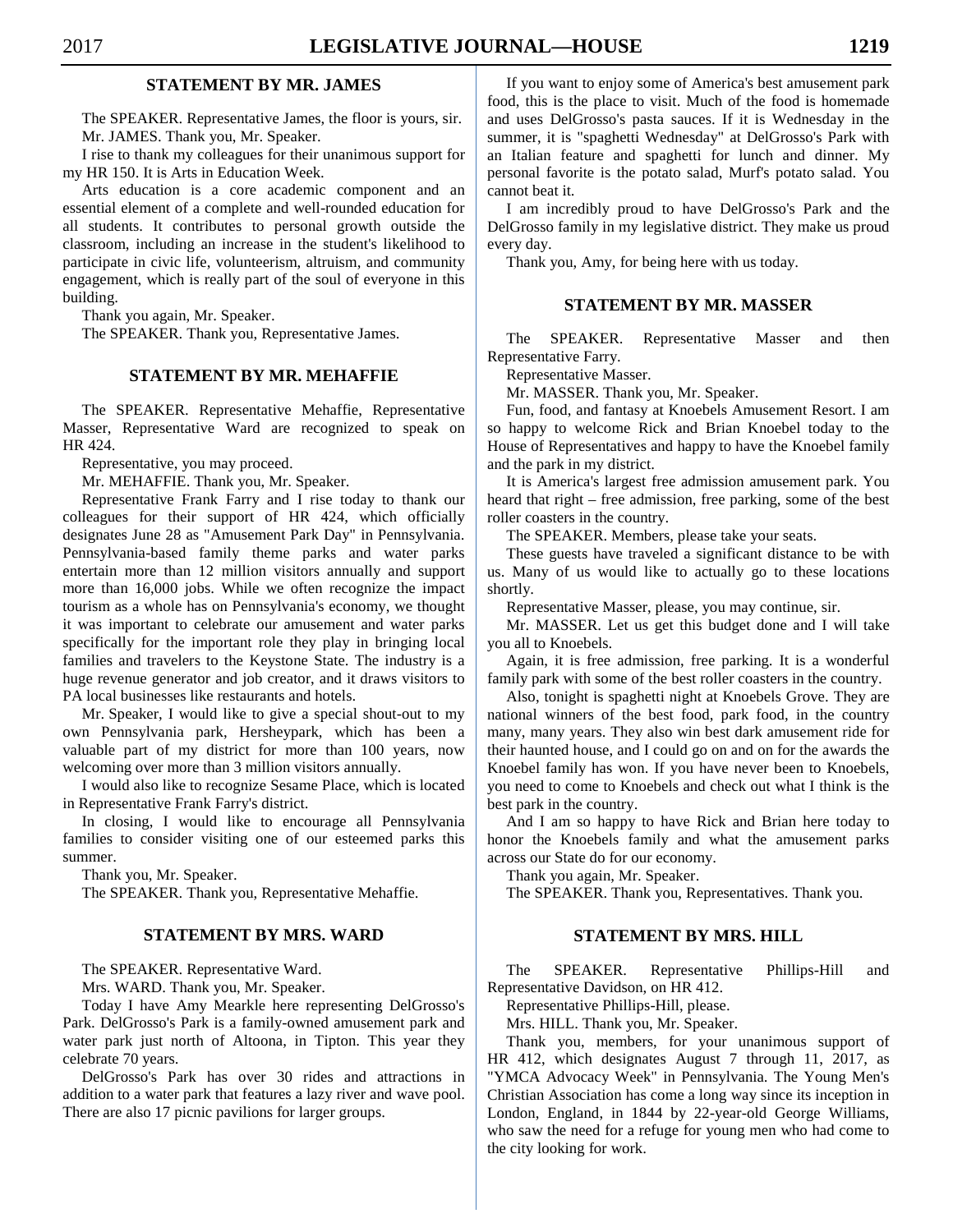## STATEMENT BY MR. JAMES

The SPEAKER. Representative James, the floor is yours, sir.

Mr. JAMES. Thank you, Mr. Speaker.

I rise to thank my colleagues for their unanimous support for my HR 150. It is Arts in Education Week.

Arts education is a core academic component and an essential element of a complete and well-rounded education for all students. It contributes to personal growth outside the classroom, including an increase in the student's likelihood to participate in civic life, volunteerism, altruism, and community engagement, which is really part of the soul of everyone in this building.

Thank you again, Mr. Speaker.

The SPEAKER. Thank you, Representative James.

## STATEMENT BY MR. MEHAFFIE

The SPEAKER. Representative Mehaffie, Representative Masser, Representative Ward are recognized to speak on HR 424.

Representative, you may proceed.

Mr. MEHAFFIE. Thank you, Mr. Speaker.

Representative Frank Farry and I rise today to thank our colleagues for their support of HR 424, which officially designates June 28 as "Amusement Park Day" in Pennsylvania. Pennsylvania-based family theme parks and water parks entertain more than 12 million visitors annually and support more than 16,000 jobs. While we often recognize the impact tourism as a whole has on Pennsylvania's economy, we thought it was important to celebrate our amusement and water parks specifically for the important role they play in bringing local families and travelers to the Keystone State. The industry is a huge revenue generator and job creator, and it draws visitors to PA local businesses like restaurants and hotels.

Mr. Speaker, I would like to give a special shout-out to my own Pennsylvania park, Hersheypark, which has been a valuable part of my district for more than 100 years, now welcoming over more than 3 million visitors annually.

I would also like to recognize Sesame Place, which is located in Representative Frank Farry's district.

In closing, I would like to encourage all Pennsylvania families to consider visiting one of our esteemed parks this summer.

Thank you, Mr. Speaker.

The SPEAKER. Thank you, Representative Mehaffie.

## STATEMENT BY MRS. WARD

The SPEAKER. Representative Ward.

Mrs. WARD. Thank you, Mr. Speaker.

Today I have Amy Mearkle here representing DelGrosso's Park. DelGrosso's Park is a family-owned amusement park and water park just north of Altoona, in Tipton. This year they celebrate 70 years.

DelGrosso's Park has over 30 rides and attractions in addition to a water park that features a lazy river and wave pool. There are also 17 picnic pavilions for larger groups.

If you want to enjoy some of America's best amusement park food, this is the place to visit. Much of the food is homemade and uses DelGrosso's pasta sauces. If it is Wednesday in the summer, it is "spaghetti Wednesday" at DelGrosso's Park with an Italian feature and spaghetti for lunch and dinner. My personal favorite is the potato salad, Murf's potato salad. You cannot beat it.

I am incredibly proud to have DelGrosso's Park and the DelGrosso family in my legislative district. They make us proud every day.

Thank you, Amy, for being here with us today.

## STATEMENT BY MR. MASSER

The SPEAKER. Representative Masser and then Representative Farry.

Representative Masser.

Mr. MASSER. Thank you, Mr. Speaker.

Fun, food, and fantasy at Knoebels Amusement Resort. I am so happy to welcome Rick and Brian Knoebel today to the House of Representatives and happy to have the Knoebel family and the park in my district.

It is America's largest free admission amusement park. You heard that right – free admission, free parking, some of the best roller coasters in the country.

The SPEAKER. Members, please take your seats.

These guests have traveled a significant distance to be with us. Many of us would like to actually go to these locations shortly.

Representative Masser, please, you may continue, sir.

Mr. MASSER. Let us get this budget done and I will take you all to Knoebels.

Again, it is free admission, free parking. It is a wonderful family park with some of the best roller coasters in the country.

Also, tonight is spaghetti night at Knoebels Grove. They are national winners of the best food, park food, in the country many, many years. They also win best dark amusement ride for their haunted house, and I could go on and on for the awards the Knoebel family has won. If you have never been to Knoebels, you need to come to Knoebels and check out what I think is the best park in the country.

And I am so happy to have Rick and Brian here today to honor the Knoebels family and what the amusement parks across our State do for our economy.

Thank you again, Mr. Speaker.

The SPEAKER. Thank you, Representatives. Thank you.

## STATEMENT BY MRS. HILL

The SPEAKER. Representative Phillips-Hill and Representative Davidson, on HR 412.

Representative Phillips-Hill, please.

Mrs. HILL. Thank you, Mr. Speaker.

Thank you, members, for your unanimous support of HR 412, which designates August 7 through 11, 2017, as "YMCA Advocacy Week" in Pennsylvania. The Young Men's Christian Association has come a long way since its inception in London, England, in 1844 by 22-year-old George Williams, who saw the need for a refuge for young men who had come to the city looking for work.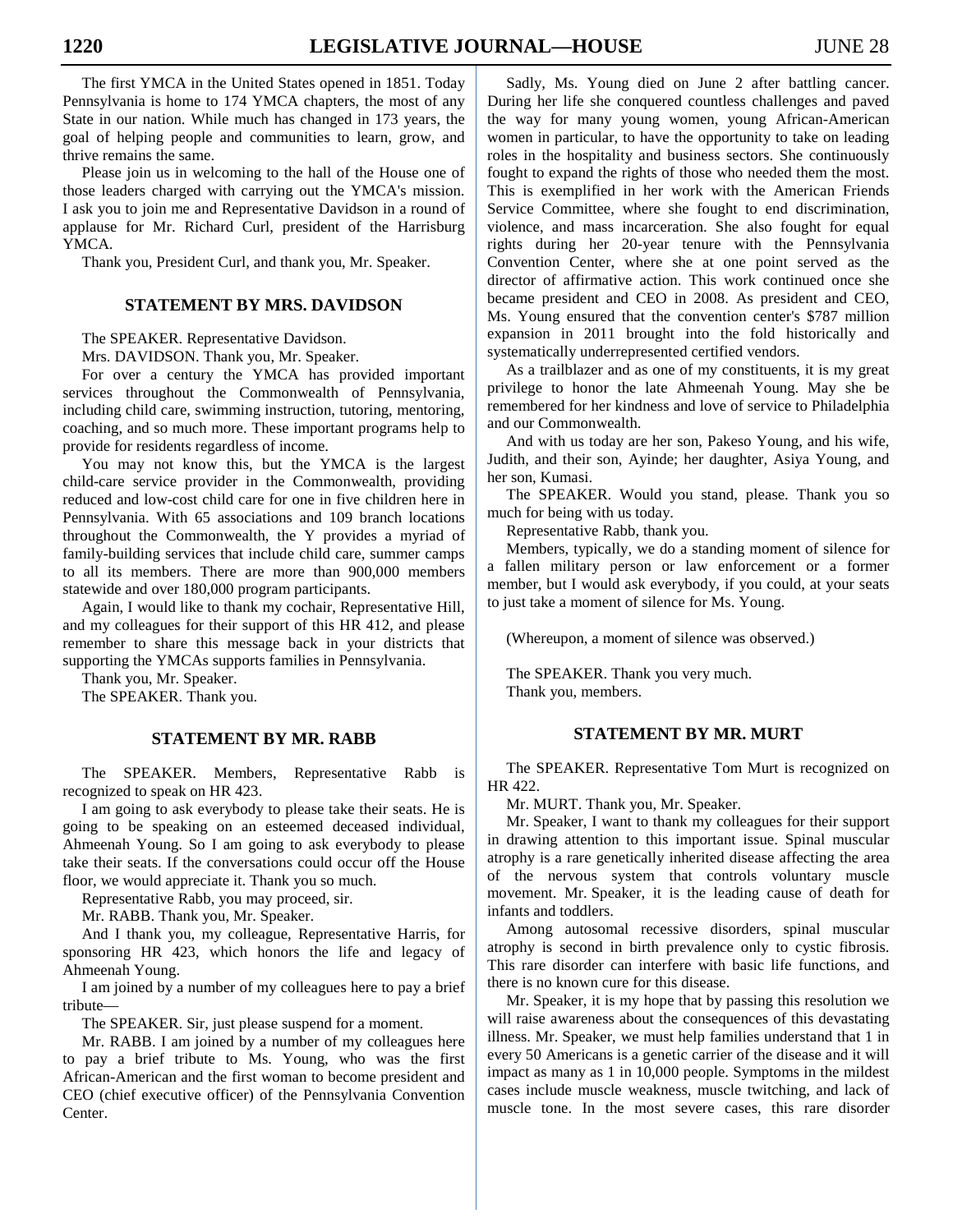The first YMCA in the United States opened in 1851. Today Pennsylvania is home to 174 YMCA chapters, the most of any State in our nation. While much has changed in 173 years, the goal of helping people and communities to learn, grow, and thrive remains the same.

Please join us in welcoming to the hall of the House one of those leaders charged with carrying out the YMCA's mission. I ask you to join me and Representative Davidson in a round of applause for Mr. Richard Curl, president of the Harrisburg YMCA.

Thank you, President Curl, and thank you, Mr. Speaker.

### STATEMENT BY MRS. DAVIDSON

The SPEAKER. Representative Davidson.

Mrs. DAVIDSON. Thank you, Mr. Speaker.

For over a century the YMCA has provided important services throughout the Commonwealth of Pennsylvania, including child care, swimming instruction, tutoring, mentoring, coaching, and so much more. These important programs help to provide for residents regardless of income.

You may not know this, but the YMCA is the largest child-care service provider in the Commonwealth, providing reduced and low-cost child care for one in five children here in Pennsylvania. With 65 associations and 109 branch locations throughout the Commonwealth, the Y provides a myriad of family-building services that include child care, summer camps to all its members. There are more than 900,000 members statewide and over 180,000 program participants.

Again, I would like to thank my cochair, Representative Hill, and my colleagues for their support of this HR 412, and please remember to share this message back in your districts that supporting the YMCAs supports families in Pennsylvania.

Thank you, Mr. Speaker.

The SPEAKER. Thank you.

### STATEMENT BY MR. RABB

The SPEAKER. Members, Representative Rabb is recognized to speak on HR 423.

I am going to ask everybody to please take their seats. He is going to be speaking on an esteemed deceased individual, Ahmeenah Young. So I am going to ask everybody to please take their seats. If the conversations could occur off the House floor, we would appreciate it. Thank you so much.

Representative Rabb, you may proceed, sir.

Mr. RABB. Thank you, Mr. Speaker.

And I thank you, my colleague, Representative Harris, for sponsoring HR 423, which honors the life and legacy of Ahmeenah Young.

I am joined by a number of my colleagues here to pay a brief tribute—

The SPEAKER. Sir, just please suspend for a moment.

Mr. RABB. I am joined by a number of my colleagues here to pay a brief tribute to Ms. Young, who was the first African-American and the first woman to become president and CEO (chief executive officer) of the Pennsylvania Convention Center.

Sadly, Ms. Young died on June 2 after battling cancer. During her life she conquered countless challenges and paved the way for many young women, young African-American women in particular, to have the opportunity to take on leading roles in the hospitality and business sectors. She continuously fought to expand the rights of those who needed them the most. This is exemplified in her work with the American Friends Service Committee, where she fought to end discrimination, violence, and mass incarceration. She also fought for equal rights during her 20-year tenure with the Pennsylvania Convention Center, where she at one point served as the director of affirmative action. This work continued once she became president and CEO in 2008. As president and CEO, Ms. Young ensured that the convention center's $787 million expansion in 2011 brought into the fold historically and systematically underrepresented certified vendors.

As a trailblazer and as one of my constituents, it is my great privilege to honor the late Ahmeenah Young. May she be remembered for her kindness and love of service to Philadelphia and our Commonwealth.

And with us today are her son, Pakeso Young, and his wife, Judith, and their son, Ayinde; her daughter, Asiya Young, and her son, Kumasi.

The SPEAKER. Would you stand, please. Thank you so much for being with us today.

Representative Rabb, thank you.

Members, typically, we do a standing moment of silence for a fallen military person or law enforcement or a former member, but I would ask everybody, if you could, at your seats to just take a moment of silence for Ms. Young.

(Whereupon, a moment of silence was observed.)

The SPEAKER. Thank you very much.

Thank you, members.

### STATEMENT BY MR. MURT

The SPEAKER. Representative Tom Murt is recognized on HR 422.

Mr. MURT. Thank you, Mr. Speaker.

Mr. Speaker, I want to thank my colleagues for their support in drawing attention to this important issue. Spinal muscular atrophy is a rare genetically inherited disease affecting the area of the nervous system that controls voluntary muscle movement. Mr. Speaker, it is the leading cause of death for infants and toddlers.

Among autosomal recessive disorders, spinal muscular atrophy is second in birth prevalence only to cystic fibrosis. This rare disorder can interfere with basic life functions, and there is no known cure for this disease.

Mr. Speaker, it is my hope that by passing this resolution we will raise awareness about the consequences of this devastating illness. Mr. Speaker, we must help families understand that 1 in every 50 Americans is a genetic carrier of the disease and it will impact as many as 1 in 10,000 people. Symptoms in the mildest cases include muscle weakness, muscle twitching, and lack of muscle tone. In the most severe cases, this rare disorder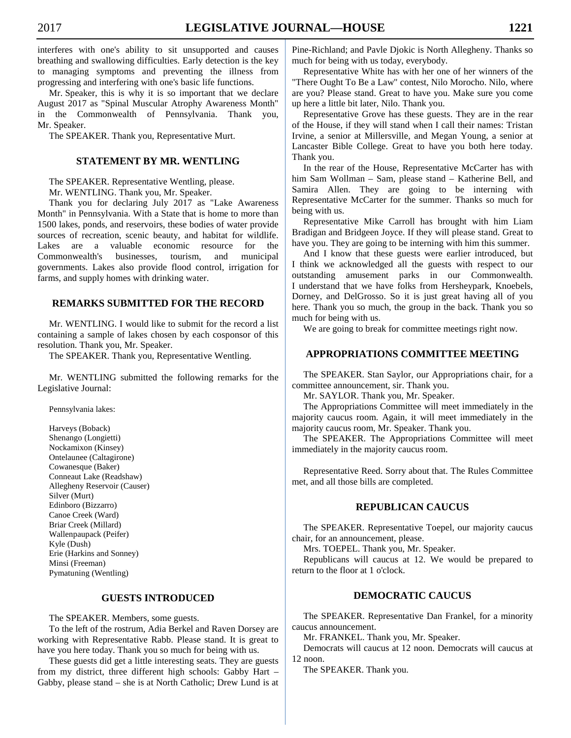interferes with one's ability to sit unsupported and causes breathing and swallowing difficulties. Early detection is the key to managing symptoms and preventing the illness from progressing and interfering with one's basic life functions.

Mr. Speaker, this is why it is so important that we declare August 2017 as "Spinal Muscular Atrophy Awareness Month" in the Commonwealth of Pennsylvania. Thank you, Mr. Speaker.

The SPEAKER. Thank you, Representative Murt.

## STATEMENT BY MR. WENTLING

The SPEAKER. Representative Wentling, please.

Mr. WENTLING. Thank you, Mr. Speaker.

Thank you for declaring July 2017 as "Lake Awareness Month" in Pennsylvania. With a State that is home to more than 1500 lakes, ponds, and reservoirs, these bodies of water provide sources of recreation, scenic beauty, and habitat for wildlife. Lakes are a valuable economic resource for the Commonwealth's businesses, tourism, and municipal governments. Lakes also provide flood control, irrigation for farms, and supply homes with drinking water.

## REMARKS SUBMITTED FOR THE RECORD

Mr. WENTLING. I would like to submit for the record a list containing a sample of lakes chosen by each cosponsor of this resolution. Thank you, Mr. Speaker.

The SPEAKER. Thank you, Representative Wentling.

Mr. WENTLING submitted the following remarks for the Legislative Journal:

Pennsylvania lakes:

Harveys (Boback)
Shenango (Longietti)
Nockamixon (Kinsey)
Ontelaunee (Caltagirone)
Cowanesque (Baker)
Conneaut Lake (Readshaw)
Allegheny Reservoir (Causer)
Silver (Murt)
Edinboro (Bizzarro)
Canoe Creek (Ward)
Briar Creek (Millard)
Wallenpaupack (Peifer)
Kyle (Dush)
Erie (Harkins and Sonney)
Minsi (Freeman)
Pymatuning (Wentling)

## GUESTS INTRODUCED

The SPEAKER. Members, some guests.

To the left of the rostrum, Adia Berkel and Raven Dorsey are working with Representative Rabb. Please stand. It is great to have you here today. Thank you so much for being with us.

These guests did get a little interesting seats. They are guests from my district, three different high schools: Gabby Hart – Gabby, please stand – she is at North Catholic; Drew Lund is at Pine-Richland; and Pavle Djokic is North Allegheny. Thanks so much for being with us today, everybody.

Representative White has with her one of her winners of the "There Ought To Be a Law" contest, Nilo Morocho. Nilo, where are you? Please stand. Great to have you. Make sure you come up here a little bit later, Nilo. Thank you.

Representative Grove has these guests. They are in the rear of the House, if they will stand when I call their names: Tristan Irvine, a senior at Millersville, and Megan Young, a senior at Lancaster Bible College. Great to have you both here today. Thank you.

In the rear of the House, Representative McCarter has with him Sam Wollman – Sam, please stand – Katherine Bell, and Samira Allen. They are going to be interning with Representative McCarter for the summer. Thanks so much for being with us.

Representative Mike Carroll has brought with him Liam Bradigan and Bridgeen Joyce. If they will please stand. Great to have you. They are going to be interning with him this summer.

And I know that these guests were earlier introduced, but I think we acknowledged all the guests with respect to our outstanding amusement parks in our Commonwealth. I understand that we have folks from Hersheypark, Knoebels, Dorney, and DelGrosso. So it is just great having all of you here. Thank you so much, the group in the back. Thank you so much for being with us.

We are going to break for committee meetings right now.

## APPROPRIATIONS COMMITTEE MEETING

The SPEAKER. Stan Saylor, our Appropriations chair, for a committee announcement, sir. Thank you.

Mr. SAYLOR. Thank you, Mr. Speaker.

The Appropriations Committee will meet immediately in the majority caucus room. Again, it will meet immediately in the majority caucus room, Mr. Speaker. Thank you.

The SPEAKER. The Appropriations Committee will meet immediately in the majority caucus room.

Representative Reed. Sorry about that. The Rules Committee met, and all those bills are completed.

## REPUBLICAN CAUCUS

The SPEAKER. Representative Toepel, our majority caucus chair, for an announcement, please.

Mrs. TOEPEL. Thank you, Mr. Speaker.

Republicans will caucus at 12. We would be prepared to return to the floor at 1 o'clock.

## DEMOCRATIC CAUCUS

The SPEAKER. Representative Dan Frankel, for a minority caucus announcement.

Mr. FRANKEL. Thank you, Mr. Speaker.

Democrats will caucus at 12 noon. Democrats will caucus at 12 noon.

The SPEAKER. Thank you.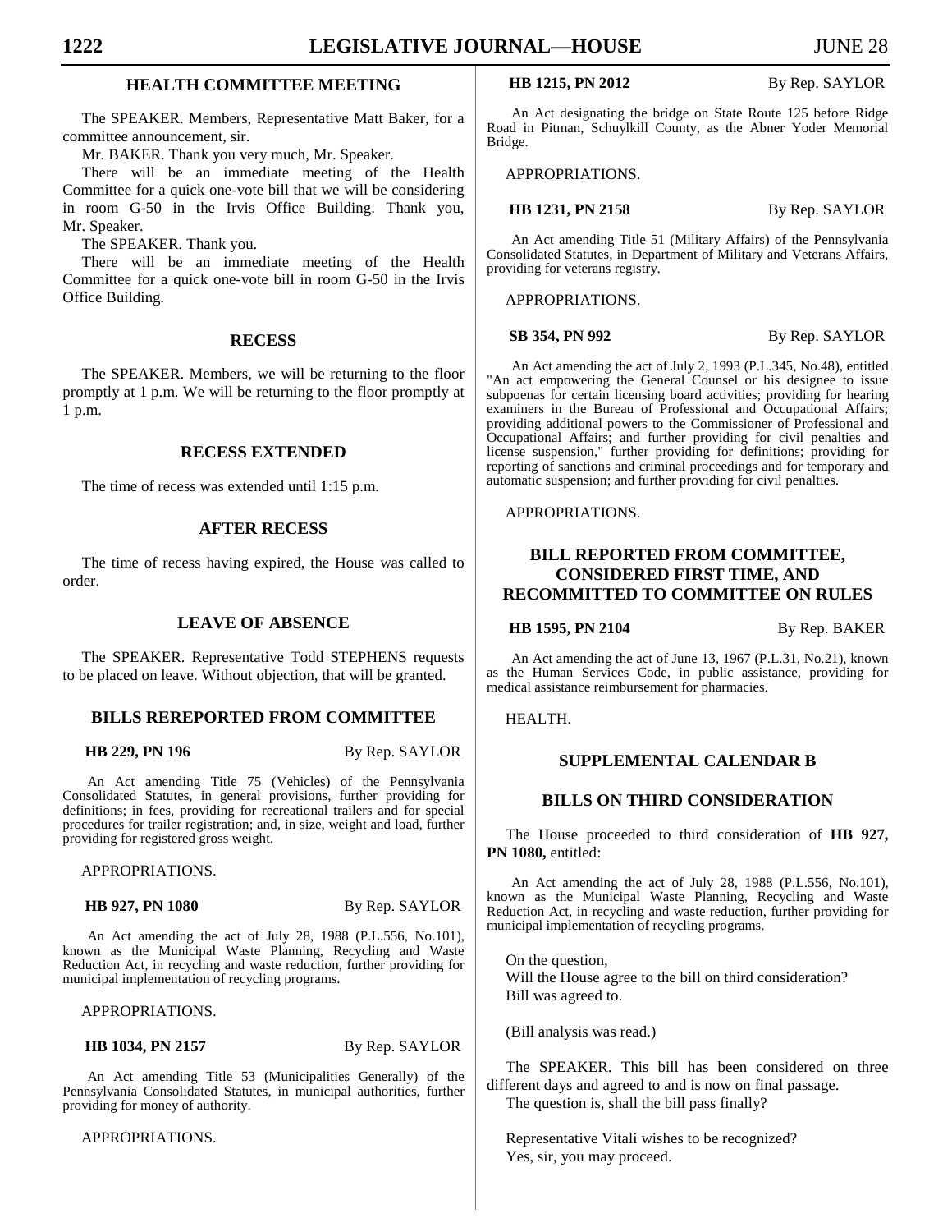## HEALTH COMMITTEE MEETING

The SPEAKER. Members, Representative Matt Baker, for a committee announcement, sir.

Mr. BAKER. Thank you very much, Mr. Speaker.

There will be an immediate meeting of the Health Committee for a quick one-vote bill that we will be considering in room G-50 in the Irvis Office Building. Thank you, Mr. Speaker.

The SPEAKER. Thank you.

There will be an immediate meeting of the Health Committee for a quick one-vote bill in room G-50 in the Irvis Office Building.

## RECESS

The SPEAKER. Members, we will be returning to the floor promptly at 1 p.m. We will be returning to the floor promptly at 1 p.m.

## RECESS EXTENDED

The time of recess was extended until 1:15 p.m.

## AFTER RECESS

The time of recess having expired, the House was called to order.

## LEAVE OF ABSENCE

The SPEAKER. Representative Todd STEPHENS requests to be placed on leave. Without objection, that will be granted.

## BILLS REREPORTED FROM COMMITTEE

**HB 229, PN 196** By Rep. SAYLOR

An Act amending Title 75 (Vehicles) of the Pennsylvania Consolidated Statutes, in general provisions, further providing for definitions; in fees, providing for recreational trailers and for special procedures for trailer registration; and, in size, weight and load, further providing for registered gross weight.

APPROPRIATIONS.

**HB 927, PN 1080** By Rep. SAYLOR

An Act amending the act of July 28, 1988 (P.L.556, No.101), known as the Municipal Waste Planning, Recycling and Waste Reduction Act, in recycling and waste reduction, further providing for municipal implementation of recycling programs.

APPROPRIATIONS.

**HB 1034, PN 2157** By Rep. SAYLOR

An Act amending Title 53 (Municipalities Generally) of the Pennsylvania Consolidated Statutes, in municipal authorities, further providing for money of authority.

APPROPRIATIONS.

**HB 1215, PN 2012** By Rep. SAYLOR

An Act designating the bridge on State Route 125 before Ridge Road in Pitman, Schuylkill County, as the Abner Yoder Memorial Bridge.

APPROPRIATIONS.

**HB 1231, PN 2158** By Rep. SAYLOR

An Act amending Title 51 (Military Affairs) of the Pennsylvania Consolidated Statutes, in Department of Military and Veterans Affairs, providing for veterans registry.

APPROPRIATIONS.

**SB 354, PN 992** By Rep. SAYLOR

An Act amending the act of July 2, 1993 (P.L.345, No.48), entitled "An act empowering the General Counsel or his designee to issue subpoenas for certain licensing board activities; providing for hearing examiners in the Bureau of Professional and Occupational Affairs; providing additional powers to the Commissioner of Professional and Occupational Affairs; and further providing for civil penalties and license suspension," further providing for definitions; providing for reporting of sanctions and criminal proceedings and for temporary and automatic suspension; and further providing for civil penalties.

APPROPRIATIONS.

## BILL REPORTED FROM COMMITTEE, CONSIDERED FIRST TIME, AND RECOMMITTED TO COMMITTEE ON RULES

**HB 1595, PN 2104** By Rep. BAKER

An Act amending the act of June 13, 1967 (P.L.31, No.21), known as the Human Services Code, in public assistance, providing for medical assistance reimbursement for pharmacies.

HEALTH.

## SUPPLEMENTAL CALENDAR B

## BILLS ON THIRD CONSIDERATION

The House proceeded to third consideration of **HB 927, PN 1080,** entitled:

An Act amending the act of July 28, 1988 (P.L.556, No.101), known as the Municipal Waste Planning, Recycling and Waste Reduction Act, in recycling and waste reduction, further providing for municipal implementation of recycling programs.

On the question,
Will the House agree to the bill on third consideration?
Bill was agreed to.

(Bill analysis was read.)

The SPEAKER. This bill has been considered on three different days and agreed to and is now on final passage.

The question is, shall the bill pass finally?

Representative Vitali wishes to be recognized?
Yes, sir, you may proceed.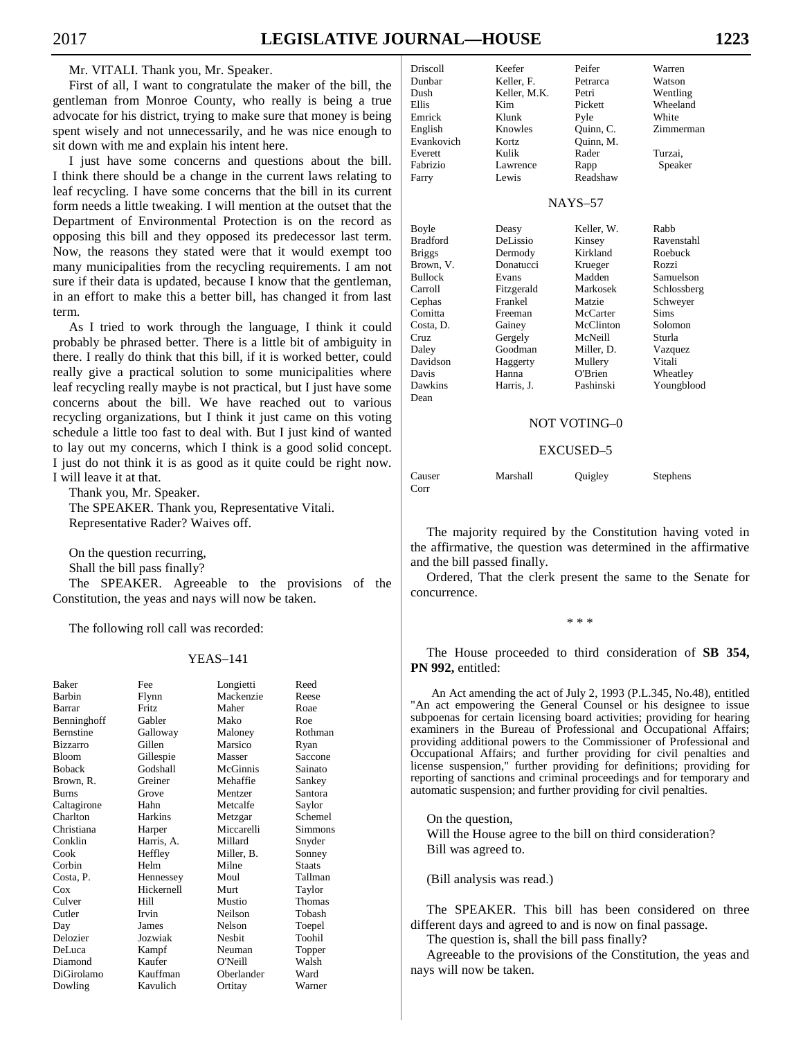Mr. VITALI. Thank you, Mr. Speaker.

First of all, I want to congratulate the maker of the bill, the gentleman from Monroe County, who really is being a true advocate for his district, trying to make sure that money is being spent wisely and not unnecessarily, and he was nice enough to sit down with me and explain his intent here.

I just have some concerns and questions about the bill. I think there should be a change in the current laws relating to leaf recycling. I have some concerns that the bill in its current form needs a little tweaking. I will mention at the outset that the Department of Environmental Protection is on the record as opposing this bill and they opposed its predecessor last term. Now, the reasons they stated were that it would exempt too many municipalities from the recycling requirements. I am not sure if their data is updated, because I know that the gentleman, in an effort to make this a better bill, has changed it from last term.

As I tried to work through the language, I think it could probably be phrased better. There is a little bit of ambiguity in there. I really do think that this bill, if it is worked better, could really give a practical solution to some municipalities where leaf recycling really maybe is not practical, but I just have some concerns about the bill. We have reached out to various recycling organizations, but I think it just came on this voting schedule a little too fast to deal with. But I just kind of wanted to lay out my concerns, which I think is a good solid concept. I just do not think it is as good as it quite could be right now. I will leave it at that.

Thank you, Mr. Speaker.

The SPEAKER. Thank you, Representative Vitali.

Representative Rader? Waives off.

On the question recurring,

Shall the bill pass finally?

The SPEAKER. Agreeable to the provisions of the Constitution, the yeas and nays will now be taken.

The following roll call was recorded:

YEAS–141

| | | | |
|---|---|---|---|
| Baker | Fee | Longietti | Reed |
| Barbin | Flynn | Mackenzie | Reese |
| Barrar | Fritz | Maher | Roae |
| Benninghoff | Gabler | Mako | Roe |
| Bernstine | Galloway | Maloney | Rothman |
| Bizzarro | Gillen | Marsico | Ryan |
| Bloom | Gillespie | Masser | Saccone |
| Boback | Godshall | McGinnis | Sainato |
| Brown, R. | Greiner | Mehaffie | Sankey |
| Burns | Grove | Mentzer | Santora |
| Caltagirone | Hahn | Metcalfe | Saylor |
| Charlton | Harkins | Metzgar | Schemel |
| Christiana | Harper | Miccarelli | Simmons |
| Conklin | Harris, A. | Millard | Snyder |
| Cook | Heffley | Miller, B. | Sonney |
| Corbin | Helm | Milne | Staats |
| Costa, P. | Hennessey | Moul | Tallman |
| Cox | Hickernell | Murt | Taylor |
| Culver | Hill | Mustio | Thomas |
| Cutler | Irvin | Neilson | Tobash |
| Day | James | Nelson | Toepel |
| Delozier | Jozwiak | Nesbit | Toohil |
| DeLuca | Kampf | Neuman | Topper |
| Diamond | Kaufer | O'Neill | Walsh |
| DiGirolamo | Kauffman | Oberlander | Ward |
| Dowling | Kavulich | Ortitay | Warner |
| Driscoll | Keefer | Peifer | Warren |
| Dunbar | Keller, F. | Petrarca | Watson |
| Dush | Keller, M.K. | Petri | Wentling |
| Ellis | Kim | Pickett | Wheeland |
| Emrick | Klunk | Pyle | White |
| English | Knowles | Quinn, C. | Zimmerman |
| Evankovich | Kortz | Quinn, M. | |
| Everett | Kulik | Rader | Turzai, |
| Fabrizio | Lawrence | Rapp | Speaker |
| Farry | Lewis | Readshaw | |

NAYS–57

| | | | |
|---|---|---|---|
| Boyle | Deasy | Keller, W. | Rabb |
| Bradford | DeLissio | Kinsey | Ravenstahl |
| Briggs | Dermody | Kirkland | Roebuck |
| Brown, V. | Donatucci | Krueger | Rozzi |
| Bullock | Evans | Madden | Samuelson |
| Carroll | Fitzgerald | Markosek | Schlossberg |
| Cephas | Frankel | Matzie | Schweyer |
| Comitta | Freeman | McCarter | Sims |
| Costa, D. | Gainey | McClinton | Solomon |
| Cruz | Gergely | McNeill | Sturla |
| Daley | Goodman | Miller, D. | Vazquez |
| Davidson | Haggerty | Mullery | Vitali |
| Davis | Hanna | O'Brien | Wheatley |
| Dawkins | Harris, J. | Pashinski | Youngblood |
| Dean | | | |

NOT VOTING–0

EXCUSED–5

| | | | |
|---|---|---|---|
| Causer | Marshall | Quigley | Stephens |
| Corr | | | |

The majority required by the Constitution having voted in the affirmative, the question was determined in the affirmative and the bill passed finally.

Ordered, That the clerk present the same to the Senate for concurrence.

\* \* \*

The House proceeded to third consideration of **SB 354, PN 992,** entitled:

An Act amending the act of July 2, 1993 (P.L.345, No.48), entitled "An act empowering the General Counsel or his designee to issue subpoenas for certain licensing board activities; providing for hearing examiners in the Bureau of Professional and Occupational Affairs; providing additional powers to the Commissioner of Professional and Occupational Affairs; and further providing for civil penalties and license suspension," further providing for definitions; providing for reporting of sanctions and criminal proceedings and for temporary and automatic suspension; and further providing for civil penalties.

On the question,

Will the House agree to the bill on third consideration?

Bill was agreed to.

(Bill analysis was read.)

The SPEAKER. This bill has been considered on three different days and agreed to and is now on final passage.

The question is, shall the bill pass finally?

Agreeable to the provisions of the Constitution, the yeas and nays will now be taken.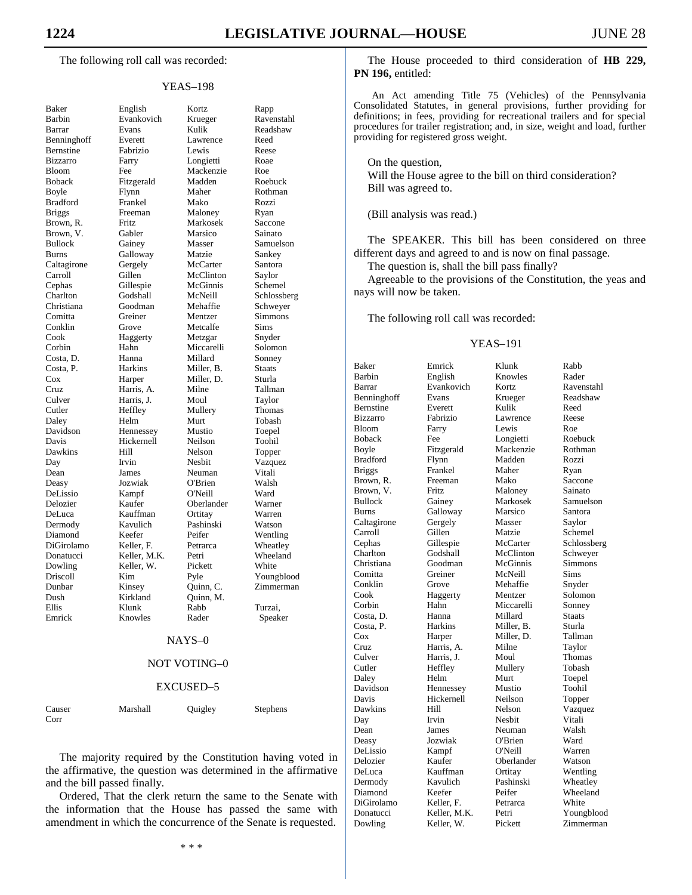The following roll call was recorded:

YEAS–198

| | | | |
|---|---|---|---|
| Baker | English | Kortz | Rapp |
| Barbin | Evankovich | Krueger | Ravenstahl |
| Barrar | Evans | Kulik | Readshaw |
| Benninghoff | Everett | Lawrence | Reed |
| Bernstine | Fabrizio | Lewis | Reese |
| Bizzarro | Farry | Longietti | Roae |
| Bloom | Fee | Mackenzie | Roe |
| Boback | Fitzgerald | Madden | Roebuck |
| Boyle | Flynn | Maher | Rothman |
| Bradford | Frankel | Mako | Rozzi |
| Briggs | Freeman | Maloney | Ryan |
| Brown, R. | Fritz | Markosek | Saccone |
| Brown, V. | Gabler | Marsico | Sainato |
| Bullock | Gainey | Masser | Samuelson |
| Burns | Galloway | Matzie | Sankey |
| Caltagirone | Gergely | McCarter | Santora |
| Carroll | Gillen | McClinton | Saylor |
| Cephas | Gillespie | McGinnis | Schemel |
| Charlton | Godshall | McNeill | Schlossberg |
| Christiana | Goodman | Mehaffie | Schweyer |
| Comitta | Greiner | Mentzer | Simmons |
| Conklin | Grove | Metcalfe | Sims |
| Cook | Haggerty | Metzgar | Snyder |
| Corbin | Hahn | Miccarelli | Solomon |
| Costa, D. | Hanna | Millard | Sonney |
| Costa, P. | Harkins | Miller, B. | Staats |
| Cox | Harper | Miller, D. | Sturla |
| Cruz | Harris, A. | Milne | Tallman |
| Culver | Harris, J. | Moul | Taylor |
| Cutler | Heffley | Mullery | Thomas |
| Daley | Helm | Murt | Tobash |
| Davidson | Hennessey | Mustio | Toepel |
| Davis | Hickernell | Neilson | Toohil |
| Dawkins | Hill | Nelson | Topper |
| Day | Irvin | Nesbit | Vazquez |
| Dean | James | Neuman | Vitali |
| Deasy | Jozwiak | O'Brien | Walsh |
| DeLissio | Kampf | O'Neill | Ward |
| Delozier | Kaufer | Oberlander | Warner |
| DeLuca | Kauffman | Ortitay | Warren |
| Dermody | Kavulich | Pashinski | Watson |
| Diamond | Keefer | Peifer | Wentling |
| DiGirolamo | Keller, F. | Petrarca | Wheatley |
| Donatucci | Keller, M.K. | Petri | Wheeland |
| Dowling | Keller, W. | Pickett | White |
| Driscoll | Kim | Pyle | Youngblood |
| Dunbar | Kinsey | Quinn, C. | Zimmerman |
| Dush | Kirkland | Quinn, M. | |
| Ellis | Klunk | Rabb | Turzai, |
| Emrick | Knowles | Rader | Speaker |

NAYS–0

NOT VOTING–0

EXCUSED–5

| | | | |
|---|---|---|---|
| Causer | Marshall | Quigley | Stephens |
| Corr | | | |

The majority required by the Constitution having voted in the affirmative, the question was determined in the affirmative and the bill passed finally.

Ordered, That the clerk return the same to the Senate with the information that the House has passed the same with amendment in which the concurrence of the Senate is requested.

\* \* \*

The House proceeded to third consideration of **HB 229, PN 196,** entitled:

An Act amending Title 75 (Vehicles) of the Pennsylvania Consolidated Statutes, in general provisions, further providing for definitions; in fees, providing for recreational trailers and for special procedures for trailer registration; and, in size, weight and load, further providing for registered gross weight.

On the question,
Will the House agree to the bill on third consideration?
Bill was agreed to.

(Bill analysis was read.)

The SPEAKER. This bill has been considered on three different days and agreed to and is now on final passage.

The question is, shall the bill pass finally?

Agreeable to the provisions of the Constitution, the yeas and nays will now be taken.

The following roll call was recorded:

YEAS–191

| | | | |
|---|---|---|---|
| Baker | Emrick | Klunk | Rabb |
| Barbin | English | Knowles | Rader |
| Barrar | Evankovich | Kortz | Ravenstahl |
| Benninghoff | Evans | Krueger | Readshaw |
| Bernstine | Everett | Kulik | Reed |
| Bizzarro | Fabrizio | Lawrence | Reese |
| Bloom | Farry | Lewis | Roe |
| Boback | Fee | Longietti | Roebuck |
| Boyle | Fitzgerald | Mackenzie | Rothman |
| Bradford | Flynn | Madden | Rozzi |
| Briggs | Frankel | Maher | Ryan |
| Brown, R. | Freeman | Mako | Saccone |
| Brown, V. | Fritz | Maloney | Sainato |
| Bullock | Gainey | Markosek | Samuelson |
| Burns | Galloway | Marsico | Santora |
| Caltagirone | Gergely | Masser | Saylor |
| Carroll | Gillen | Matzie | Schemel |
| Cephas | Gillespie | McCarter | Schlossberg |
| Charlton | Godshall | McClinton | Schweyer |
| Christiana | Goodman | McGinnis | Simmons |
| Comitta | Greiner | McNeill | Sims |
| Conklin | Grove | Mehaffie | Snyder |
| Cook | Haggerty | Mentzer | Solomon |
| Corbin | Hahn | Miccarelli | Sonney |
| Costa, D. | Hanna | Millard | Staats |
| Costa, P. | Harkins | Miller, B. | Sturla |
| Cox | Harper | Miller, D. | Tallman |
| Cruz | Harris, A. | Milne | Taylor |
| Culver | Harris, J. | Moul | Thomas |
| Cutler | Heffley | Mullery | Tobash |
| Daley | Helm | Murt | Toepel |
| Davidson | Hennessey | Mustio | Toohil |
| Davis | Hickernell | Neilson | Topper |
| Dawkins | Hill | Nelson | Vazquez |
| Day | Irvin | Nesbit | Vitali |
| Dean | James | Neuman | Walsh |
| Deasy | Jozwiak | O'Brien | Ward |
| DeLissio | Kampf | O'Neill | Warren |
| Delozier | Kaufer | Oberlander | Watson |
| DeLuca | Kauffman | Ortitay | Wentling |
| Dermody | Kavulich | Pashinski | Wheatley |
| Diamond | Keefer | Peifer | Wheeland |
| DiGirolamo | Keller, F. | Petrarca | White |
| Donatucci | Keller, M.K. | Petri | Youngblood |
| Dowling | Keller, W. | Pickett | Zimmerman |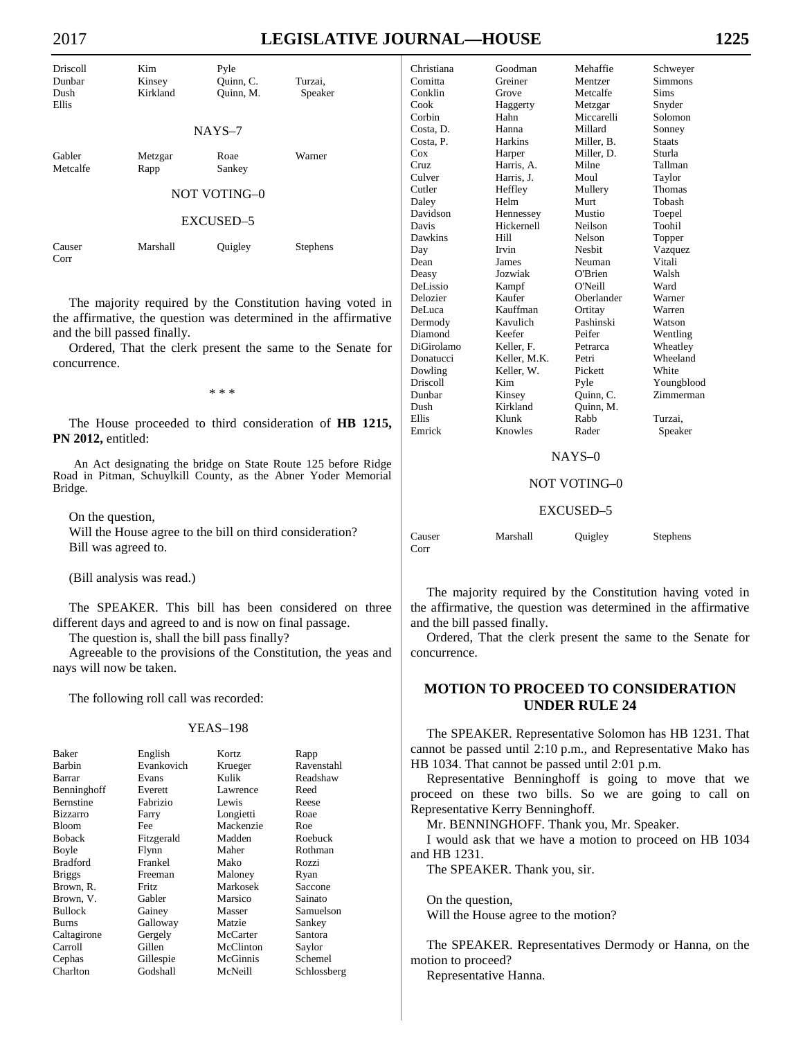| | | | |
|---|---|---|---|
| Driscoll | Kim | Pyle | |
| Dunbar | Kinsey | Quinn, C. | Turzai, |
| Dush | Kirkland | Quinn, M. | Speaker |
| Ellis | | | |

NAYS–7

| | | | |
|---|---|---|---|
| Gabler | Metzgar | Roae | Warner |
| Metcalfe | Rapp | Sankey | |

NOT VOTING–0

EXCUSED–5

| | | | |
|---|---|---|---|
| Causer | Marshall | Quigley | Stephens |
| Corr | | | |

The majority required by the Constitution having voted in the affirmative, the question was determined in the affirmative and the bill passed finally.

Ordered, That the clerk present the same to the Senate for concurrence.

\* \* \*

The House proceeded to third consideration of **HB 1215, PN 2012,** entitled:

An Act designating the bridge on State Route 125 before Ridge Road in Pitman, Schuylkill County, as the Abner Yoder Memorial Bridge.

On the question,
Will the House agree to the bill on third consideration?
Bill was agreed to.

(Bill analysis was read.)

The SPEAKER. This bill has been considered on three different days and agreed to and is now on final passage.

The question is, shall the bill pass finally?

Agreeable to the provisions of the Constitution, the yeas and nays will now be taken.

The following roll call was recorded:

YEAS–198

| | | | |
|---|---|---|---|
| Baker | English | Kortz | Rapp |
| Barbin | Evankovich | Krueger | Ravenstahl |
| Barrar | Evans | Kulik | Readshaw |
| Benninghoff | Everett | Lawrence | Reed |
| Bernstine | Fabrizio | Lewis | Reese |
| Bizzarro | Farry | Longietti | Roae |
| Bloom | Fee | Mackenzie | Roe |
| Boback | Fitzgerald | Madden | Roebuck |
| Boyle | Flynn | Maher | Rothman |
| Bradford | Frankel | Mako | Rozzi |
| Briggs | Freeman | Maloney | Ryan |
| Brown, R. | Fritz | Markosek | Saccone |
| Brown, V. | Gabler | Marsico | Sainato |
| Bullock | Gainey | Masser | Samuelson |
| Burns | Galloway | Matzie | Sankey |
| Caltagirone | Gergely | McCarter | Santora |
| Carroll | Gillen | McClinton | Saylor |
| Cephas | Gillespie | McGinnis | Schemel |
| Charlton | Godshall | McNeill | Schlossberg |
| Christiana | Goodman | Mehaffie | Schweyer |
| Comitta | Greiner | Mentzer | Simmons |
| Conklin | Grove | Metcalfe | Sims |
| Cook | Haggerty | Metzgar | Snyder |
| Corbin | Hahn | Miccarelli | Solomon |
| Costa, D. | Hanna | Millard | Sonney |
| Costa, P. | Harkins | Miller, B. | Staats |
| Cox | Harper | Miller, D. | Sturla |
| Cruz | Harris, A. | Milne | Tallman |
| Culver | Harris, J. | Moul | Taylor |
| Cutler | Heffley | Mullery | Thomas |
| Daley | Helm | Murt | Tobash |
| Davidson | Hennessey | Mustio | Toepel |
| Davis | Hickernell | Neilson | Toohil |
| Dawkins | Hill | Nelson | Topper |
| Day | Irvin | Nesbit | Vazquez |
| Dean | James | Neuman | Vitali |
| Deasy | Jozwiak | O'Brien | Walsh |
| DeLissio | Kampf | O'Neill | Ward |
| Delozier | Kaufer | Oberlander | Warner |
| DeLuca | Kauffman | Ortitay | Warren |
| Dermody | Kavulich | Pashinski | Watson |
| Diamond | Keefer | Peifer | Wentling |
| DiGirolamo | Keller, F. | Petrarca | Wheatley |
| Donatucci | Keller, M.K. | Petri | Wheeland |
| Dowling | Keller, W. | Pickett | White |
| Driscoll | Kim | Pyle | Youngblood |
| Dunbar | Kinsey | Quinn, C. | Zimmerman |
| Dush | Kirkland | Quinn, M. | |
| Ellis | Klunk | Rabb | Turzai, |
| Emrick | Knowles | Rader | Speaker |

NAYS–0

NOT VOTING–0

EXCUSED–5

| | | | |
|---|---|---|---|
| Causer | Marshall | Quigley | Stephens |
| Corr | | | |

The majority required by the Constitution having voted in the affirmative, the question was determined in the affirmative and the bill passed finally.

Ordered, That the clerk present the same to the Senate for concurrence.

## MOTION TO PROCEED TO CONSIDERATION UNDER RULE 24

The SPEAKER. Representative Solomon has HB 1231. That cannot be passed until 2:10 p.m., and Representative Mako has HB 1034. That cannot be passed until 2:01 p.m.

Representative Benninghoff is going to move that we proceed on these two bills. So we are going to call on Representative Kerry Benninghoff.

Mr. BENNINGHOFF. Thank you, Mr. Speaker.

I would ask that we have a motion to proceed on HB 1034 and HB 1231.

The SPEAKER. Thank you, sir.

On the question,
Will the House agree to the motion?

The SPEAKER. Representatives Dermody or Hanna, on the motion to proceed?

Representative Hanna.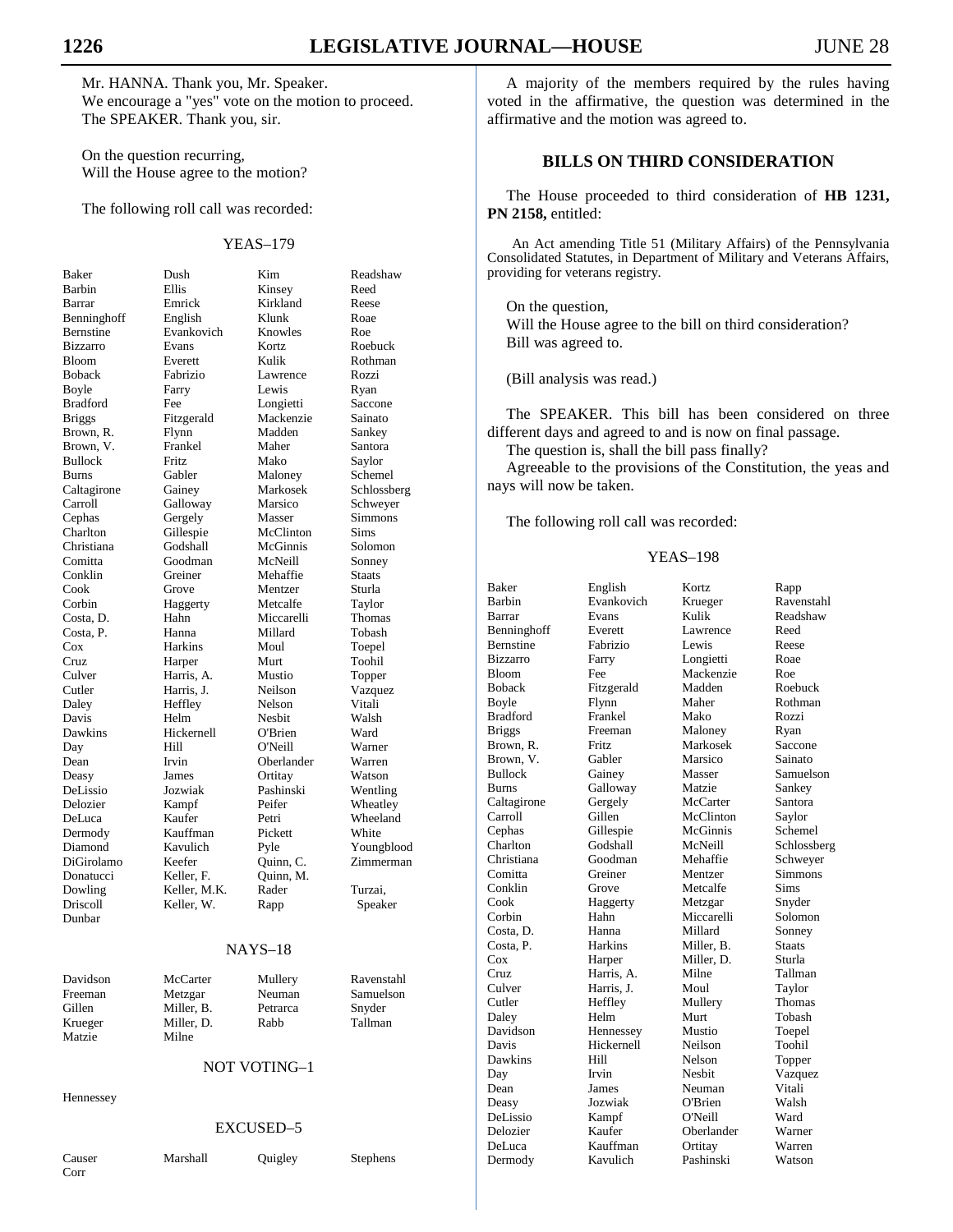Mr. HANNA. Thank you, Mr. Speaker.

We encourage a "yes" vote on the motion to proceed.

The SPEAKER. Thank you, sir.

On the question recurring,
Will the House agree to the motion?

The following roll call was recorded:

YEAS–179

| | | | |
|---|---|---|---|
| Baker | Dush | Kim | Readshaw |
| Barbin | Ellis | Kinsey | Reed |
| Barrar | Emrick | Kirkland | Reese |
| Benninghoff | English | Klunk | Roae |
| Bernstine | Evankovich | Knowles | Roe |
| Bizzarro | Evans | Kortz | Roebuck |
| Bloom | Everett | Kulik | Rothman |
| Boback | Fabrizio | Lawrence | Rozzi |
| Boyle | Farry | Lewis | Ryan |
| Bradford | Fee | Longietti | Saccone |
| Briggs | Fitzgerald | Mackenzie | Sainato |
| Brown, R. | Flynn | Madden | Sankey |
| Brown, V. | Frankel | Maher | Santora |
| Bullock | Fritz | Mako | Saylor |
| Burns | Gabler | Maloney | Schemel |
| Caltagirone | Gainey | Markosek | Schlossberg |
| Carroll | Galloway | Marsico | Schweyer |
| Cephas | Gergely | Masser | Simmons |
| Charlton | Gillespie | McClinton | Sims |
| Christiana | Godshall | McGinnis | Solomon |
| Comitta | Goodman | McNeill | Sonney |
| Conklin | Greiner | Mehaffie | Staats |
| Cook | Grove | Mentzer | Sturla |
| Corbin | Haggerty | Metcalfe | Taylor |
| Costa, D. | Hahn | Miccarelli | Thomas |
| Costa, P. | Hanna | Millard | Tobash |
| Cox | Harkins | Moul | Toepel |
| Cruz | Harper | Murt | Toohil |
| Culver | Harris, A. | Mustio | Topper |
| Cutler | Harris, J. | Neilson | Vazquez |
| Daley | Heffley | Nelson | Vitali |
| Davis | Helm | Nesbit | Walsh |
| Dawkins | Hickernell | O'Brien | Ward |
| Day | Hill | O'Neill | Warner |
| Dean | Irvin | Oberlander | Warren |
| Deasy | James | Ortitay | Watson |
| DeLissio | Jozwiak | Pashinski | Wentling |
| Delozier | Kampf | Peifer | Wheatley |
| DeLuca | Kaufer | Petri | Wheeland |
| Dermody | Kauffman | Pickett | White |
| Diamond | Kavulich | Pyle | Youngblood |
| DiGirolamo | Keefer | Quinn, C. | Zimmerman |
| Donatucci | Keller, F. | Quinn, M. | |
| Dowling | Keller, M.K. | Rader | Turzai, |
| Driscoll | Keller, W. | Rapp | Speaker |
| Dunbar | | | |

NAYS–18

| | | | |
|---|---|---|---|
| Davidson | McCarter | Mullery | Ravenstahl |
| Freeman | Metzgar | Neuman | Samuelson |
| Gillen | Miller, B. | Petrarca | Snyder |
| Krueger | Miller, D. | Rabb | Tallman |
| Matzie | Milne | | |

NOT VOTING–1

Hennessey

EXCUSED–5

| | | | |
|---|---|---|---|
| Causer | Marshall | Quigley | Stephens |
| Corr | | | |

A majority of the members required by the rules having voted in the affirmative, the question was determined in the affirmative and the motion was agreed to.

## BILLS ON THIRD CONSIDERATION

The House proceeded to third consideration of **HB 1231, PN 2158,** entitled:

An Act amending Title 51 (Military Affairs) of the Pennsylvania Consolidated Statutes, in Department of Military and Veterans Affairs, providing for veterans registry.

On the question,
Will the House agree to the bill on third consideration?
Bill was agreed to.

(Bill analysis was read.)

The SPEAKER. This bill has been considered on three different days and agreed to and is now on final passage.

The question is, shall the bill pass finally?

Agreeable to the provisions of the Constitution, the yeas and nays will now be taken.

The following roll call was recorded:

YEAS–198

| | | | |
|---|---|---|---|
| Baker | English | Kortz | Rapp |
| Barbin | Evankovich | Krueger | Ravenstahl |
| Barrar | Evans | Kulik | Readshaw |
| Benninghoff | Everett | Lawrence | Reed |
| Bernstine | Fabrizio | Lewis | Reese |
| Bizzarro | Farry | Longietti | Roae |
| Bloom | Fee | Mackenzie | Roe |
| Boback | Fitzgerald | Madden | Roebuck |
| Boyle | Flynn | Maher | Rothman |
| Bradford | Frankel | Mako | Rozzi |
| Briggs | Freeman | Maloney | Ryan |
| Brown, R. | Fritz | Markosek | Saccone |
| Brown, V. | Gabler | Marsico | Sainato |
| Bullock | Gainey | Masser | Samuelson |
| Burns | Galloway | Matzie | Sankey |
| Caltagirone | Gergely | McCarter | Santora |
| Carroll | Gillen | McClinton | Saylor |
| Cephas | Gillespie | McGinnis | Schemel |
| Charlton | Godshall | McNeill | Schlossberg |
| Christiana | Goodman | Mehaffie | Schweyer |
| Comitta | Greiner | Mentzer | Simmons |
| Conklin | Grove | Metcalfe | Sims |
| Cook | Haggerty | Metzgar | Snyder |
| Corbin | Hahn | Miccarelli | Solomon |
| Costa, D. | Hanna | Millard | Sonney |
| Costa, P. | Harkins | Miller, B. | Staats |
| Cox | Harper | Miller, D. | Sturla |
| Cruz | Harris, A. | Milne | Tallman |
| Culver | Harris, J. | Moul | Taylor |
| Cutler | Heffley | Mullery | Thomas |
| Daley | Helm | Murt | Tobash |
| Davidson | Hennessey | Mustio | Toepel |
| Davis | Hickernell | Neilson | Toohil |
| Dawkins | Hill | Nelson | Topper |
| Day | Irvin | Nesbit | Vazquez |
| Dean | James | Neuman | Vitali |
| Deasy | Jozwiak | O'Brien | Walsh |
| DeLissio | Kampf | O'Neill | Ward |
| Delozier | Kaufer | Oberlander | Warner |
| DeLuca | Kauffman | Ortitay | Warren |
| Dermody | Kavulich | Pashinski | Watson |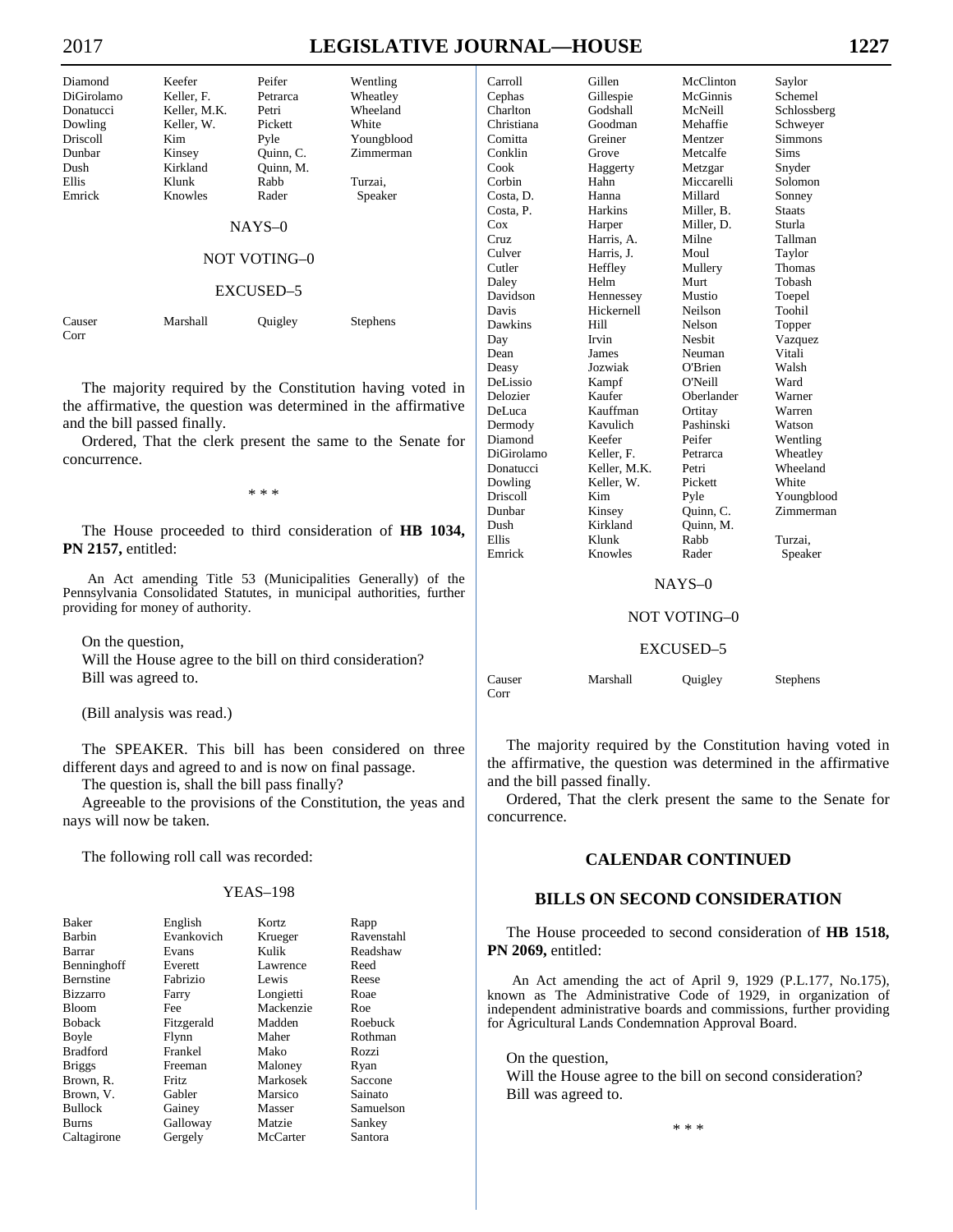| Diamond | Keefer | Peifer | Wentling |
|---|---|---|---|
| DiGirolamo | Keller, F. | Petrarca | Wheatley |
| Donatucci | Keller, M.K. | Petri | Wheeland |
| Dowling | Keller, W. | Pickett | White |
| Driscoll | Kim | Pyle | Youngblood |
| Dunbar | Kinsey | Quinn, C. | Zimmerman |
| Dush | Kirkland | Quinn, M. | |
| Ellis | Klunk | Rabb | Turzai, |
| Emrick | Knowles | Rader | Speaker |

NAYS–0

NOT VOTING–0

EXCUSED–5

| Causer | Marshall | Quigley | Stephens |
|---|---|---|---|
| Corr | | | |

The majority required by the Constitution having voted in the affirmative, the question was determined in the affirmative and the bill passed finally.

Ordered, That the clerk present the same to the Senate for concurrence.

\* \* \*

The House proceeded to third consideration of **HB 1034, PN 2157,** entitled:

An Act amending Title 53 (Municipalities Generally) of the Pennsylvania Consolidated Statutes, in municipal authorities, further providing for money of authority.

On the question,
Will the House agree to the bill on third consideration?
Bill was agreed to.

(Bill analysis was read.)

The SPEAKER. This bill has been considered on three different days and agreed to and is now on final passage.

The question is, shall the bill pass finally?

Agreeable to the provisions of the Constitution, the yeas and nays will now be taken.

The following roll call was recorded:

YEAS–198

| Baker | English | Kortz | Rapp |
|---|---|---|---|
| Barbin | Evankovich | Krueger | Ravenstahl |
| Barrar | Evans | Kulik | Readshaw |
| Benninghoff | Everett | Lawrence | Reed |
| Bernstine | Fabrizio | Lewis | Reese |
| Bizzarro | Farry | Longietti | Roae |
| Bloom | Fee | Mackenzie | Roe |
| Boback | Fitzgerald | Madden | Roebuck |
| Boyle | Flynn | Maher | Rothman |
| Bradford | Frankel | Mako | Rozzi |
| Briggs | Freeman | Maloney | Ryan |
| Brown, R. | Fritz | Markosek | Saccone |
| Brown, V. | Gabler | Marsico | Sainato |
| Bullock | Gainey | Masser | Samuelson |
| Burns | Galloway | Matzie | Sankey |
| Caltagirone | Gergely | McCarter | Santora |
| Carroll | Gillen | McClinton | Saylor |
| Cephas | Gillespie | McGinnis | Schemel |
| Charlton | Godshall | McNeill | Schlossberg |
| Christiana | Goodman | Mehaffie | Schweyer |
| Comitta | Greiner | Mentzer | Simmons |
| Conklin | Grove | Metcalfe | Sims |
| Cook | Haggerty | Metzgar | Snyder |
| Corbin | Hahn | Miccarelli | Solomon |
| Costa, D. | Hanna | Millard | Sonney |
| Costa, P. | Harkins | Miller, B. | Staats |
| Cox | Harper | Miller, D. | Sturla |
| Cruz | Harris, A. | Milne | Tallman |
| Culver | Harris, J. | Moul | Taylor |
| Cutler | Heffley | Mullery | Thomas |
| Daley | Helm | Murt | Tobash |
| Davidson | Hennessey | Mustio | Toepel |
| Davis | Hickernell | Neilson | Toohil |
| Dawkins | Hill | Nelson | Topper |
| Day | Irvin | Nesbit | Vazquez |
| Dean | James | Neuman | Vitali |
| Deasy | Jozwiak | O'Brien | Walsh |
| DeLissio | Kampf | O'Neill | Ward |
| Delozier | Kaufer | Oberlander | Warner |
| DeLuca | Kauffman | Ortitay | Warren |
| Dermody | Kavulich | Pashinski | Watson |
| Diamond | Keefer | Peifer | Wentling |
| DiGirolamo | Keller, F. | Petrarca | Wheatley |
| Donatucci | Keller, M.K. | Petri | Wheeland |
| Dowling | Keller, W. | Pickett | White |
| Driscoll | Kim | Pyle | Youngblood |
| Dunbar | Kinsey | Quinn, C. | Zimmerman |
| Dush | Kirkland | Quinn, M. | |
| Ellis | Klunk | Rabb | Turzai, |
| Emrick | Knowles | Rader | Speaker |

NAYS–0

NOT VOTING–0

EXCUSED–5

| Causer | Marshall | Quigley | Stephens |
|---|---|---|---|
| Corr | | | |

The majority required by the Constitution having voted in the affirmative, the question was determined in the affirmative and the bill passed finally.

Ordered, That the clerk present the same to the Senate for concurrence.

## CALENDAR CONTINUED

## BILLS ON SECOND CONSIDERATION

The House proceeded to second consideration of **HB 1518, PN 2069,** entitled:

An Act amending the act of April 9, 1929 (P.L.177, No.175), known as The Administrative Code of 1929, in organization of independent administrative boards and commissions, further providing for Agricultural Lands Condemnation Approval Board.

On the question,
Will the House agree to the bill on second consideration?
Bill was agreed to.

\* \* \*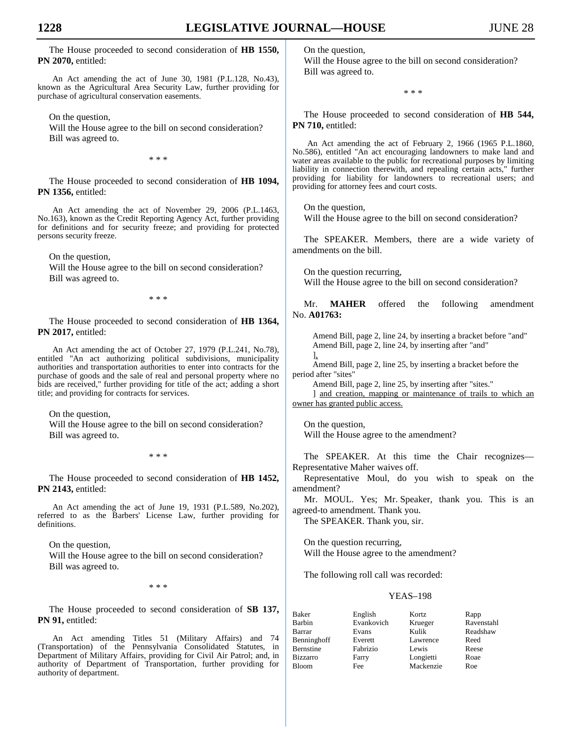The House proceeded to second consideration of **HB 1550, PN 2070,** entitled:

An Act amending the act of June 30, 1981 (P.L.128, No.43), known as the Agricultural Area Security Law, further providing for purchase of agricultural conservation easements.

On the question,
Will the House agree to the bill on second consideration?
Bill was agreed to.

\* \* \*

The House proceeded to second consideration of **HB 1094, PN 1356,** entitled:

An Act amending the act of November 29, 2006 (P.L.1463, No.163), known as the Credit Reporting Agency Act, further providing for definitions and for security freeze; and providing for protected persons security freeze.

On the question,
Will the House agree to the bill on second consideration?
Bill was agreed to.

\* \* \*

The House proceeded to second consideration of **HB 1364, PN 2017,** entitled:

An Act amending the act of October 27, 1979 (P.L.241, No.78), entitled "An act authorizing political subdivisions, municipality authorities and transportation authorities to enter into contracts for the purchase of goods and the sale of real and personal property where no bids are received," further providing for title of the act; adding a short title; and providing for contracts for services.

On the question,
Will the House agree to the bill on second consideration?
Bill was agreed to.

\* \* \*

The House proceeded to second consideration of **HB 1452, PN 2143,** entitled:

An Act amending the act of June 19, 1931 (P.L.589, No.202), referred to as the Barbers' License Law, further providing for definitions.

On the question,
Will the House agree to the bill on second consideration?
Bill was agreed to.

\* \* \*

The House proceeded to second consideration of **SB 137, PN 91,** entitled:

An Act amending Titles 51 (Military Affairs) and 74 (Transportation) of the Pennsylvania Consolidated Statutes, in Department of Military Affairs, providing for Civil Air Patrol; and, in authority of Department of Transportation, further providing for authority of department.

On the question,
Will the House agree to the bill on second consideration?
Bill was agreed to.

\* \* \*

The House proceeded to second consideration of **HB 544, PN 710,** entitled:

An Act amending the act of February 2, 1966 (1965 P.L.1860, No.586), entitled "An act encouraging landowners to make land and water areas available to the public for recreational purposes by limiting liability in connection therewith, and repealing certain acts," further providing for liability for landowners to recreational users; and providing for attorney fees and court costs.

On the question,
Will the House agree to the bill on second consideration?

The SPEAKER. Members, there are a wide variety of amendments on the bill.

On the question recurring,
Will the House agree to the bill on second consideration?

Mr. **MAHER** offered the following amendment No. **A01763:**

Amend Bill, page 2, line 24, by inserting a bracket before "and"
Amend Bill, page 2, line 24, by inserting after "and"
],
Amend Bill, page 2, line 25, by inserting a bracket before the period after "sites"
Amend Bill, page 2, line 25, by inserting after "sites."
] and creation, mapping or maintenance of trails to which an owner has granted public access.

On the question,
Will the House agree to the amendment?

The SPEAKER. At this time the Chair recognizes—Representative Maher waives off.

Representative Moul, do you wish to speak on the amendment?

Mr. MOUL. Yes; Mr. Speaker, thank you. This is an agreed-to amendment. Thank you.

The SPEAKER. Thank you, sir.

On the question recurring,
Will the House agree to the amendment?

The following roll call was recorded:

YEAS–198

| | | | |
|---|---|---|---|
| Baker | English | Kortz | Rapp |
| Barbin | Evankovich | Krueger | Ravenstahl |
| Barrar | Evans | Kulik | Readshaw |
| Benninghoff | Everett | Lawrence | Reed |
| Bernstine | Fabrizio | Lewis | Reese |
| Bizzarro | Farry | Longietti | Roae |
| Bloom | Fee | Mackenzie | Roe |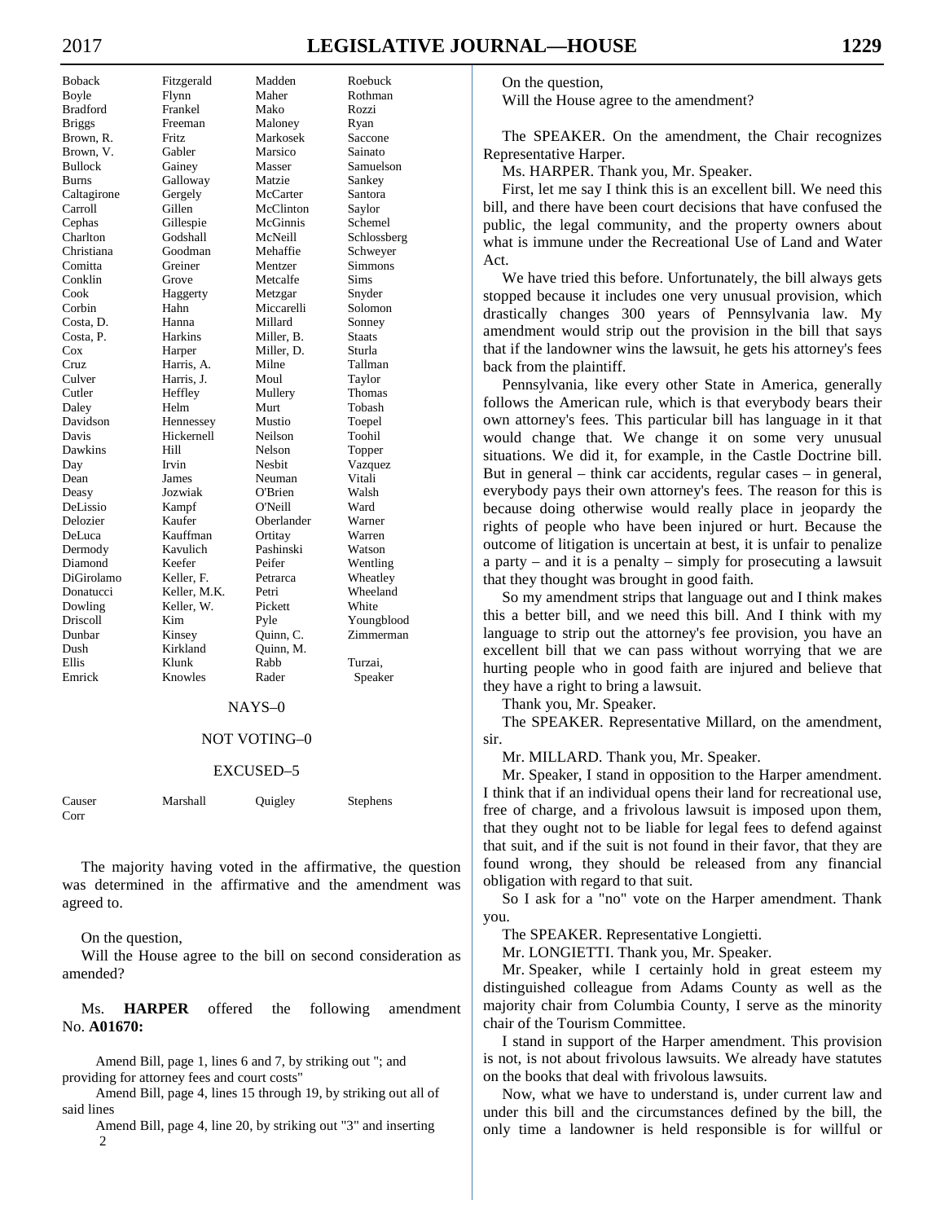| | | | |
|---|---|---|---|
| Boback | Fitzgerald | Madden | Roebuck |
| Boyle | Flynn | Maher | Rothman |
| Bradford | Frankel | Mako | Rozzi |
| Briggs | Freeman | Maloney | Ryan |
| Brown, R. | Fritz | Markosek | Saccone |
| Brown, V. | Gabler | Marsico | Sainato |
| Bullock | Gainey | Masser | Samuelson |
| Burns | Galloway | Matzie | Sankey |
| Caltagirone | Gergely | McCarter | Santora |
| Carroll | Gillen | McClinton | Saylor |
| Cephas | Gillespie | McGinnis | Schemel |
| Charlton | Godshall | McNeill | Schlossberg |
| Christiana | Goodman | Mehaffie | Schweyer |
| Comitta | Greiner | Mentzer | Simmons |
| Conklin | Grove | Metcalfe | Sims |
| Cook | Haggerty | Metzgar | Snyder |
| Corbin | Hahn | Miccarelli | Solomon |
| Costa, D. | Hanna | Millard | Sonney |
| Costa, P. | Harkins | Miller, B. | Staats |
| Cox | Harper | Miller, D. | Sturla |
| Cruz | Harris, A. | Milne | Tallman |
| Culver | Harris, J. | Moul | Taylor |
| Cutler | Heffley | Mullery | Thomas |
| Daley | Helm | Murt | Tobash |
| Davidson | Hennessey | Mustio | Toepel |
| Davis | Hickernell | Neilson | Toohil |
| Dawkins | Hill | Nelson | Topper |
| Day | Irvin | Nesbit | Vazquez |
| Dean | James | Neuman | Vitali |
| Deasy | Jozwiak | O'Brien | Walsh |
| DeLissio | Kampf | O'Neill | Ward |
| Delozier | Kaufer | Oberlander | Warner |
| DeLuca | Kauffman | Ortitay | Warren |
| Dermody | Kavulich | Pashinski | Watson |
| Diamond | Keefer | Peifer | Wentling |
| DiGirolamo | Keller, F. | Petrarca | Wheatley |
| Donatucci | Keller, M.K. | Petri | Wheeland |
| Dowling | Keller, W. | Pickett | White |
| Driscoll | Kim | Pyle | Youngblood |
| Dunbar | Kinsey | Quinn, C. | Zimmerman |
| Dush | Kirkland | Quinn, M. | |
| Ellis | Klunk | Rabb | Turzai, |
| Emrick | Knowles | Rader | Speaker |

NAYS–0

NOT VOTING–0

EXCUSED–5

| | | | |
|---|---|---|---|
| Causer | Marshall | Quigley | Stephens |
| Corr | | | |

The majority having voted in the affirmative, the question was determined in the affirmative and the amendment was agreed to.

On the question,

Will the House agree to the bill on second consideration as amended?

Ms. **HARPER** offered the following amendment No. **A01670:**

Amend Bill, page 1, lines 6 and 7, by striking out "; and providing for attorney fees and court costs"

Amend Bill, page 4, lines 15 through 19, by striking out all of said lines

Amend Bill, page 4, line 20, by striking out "3" and inserting 2

On the question,

Will the House agree to the amendment?

The SPEAKER. On the amendment, the Chair recognizes Representative Harper.

Ms. HARPER. Thank you, Mr. Speaker.

First, let me say I think this is an excellent bill. We need this bill, and there have been court decisions that have confused the public, the legal community, and the property owners about what is immune under the Recreational Use of Land and Water Act.

We have tried this before. Unfortunately, the bill always gets stopped because it includes one very unusual provision, which drastically changes 300 years of Pennsylvania law. My amendment would strip out the provision in the bill that says that if the landowner wins the lawsuit, he gets his attorney's fees back from the plaintiff.

Pennsylvania, like every other State in America, generally follows the American rule, which is that everybody bears their own attorney's fees. This particular bill has language in it that would change that. We change it on some very unusual situations. We did it, for example, in the Castle Doctrine bill. But in general – think car accidents, regular cases – in general, everybody pays their own attorney's fees. The reason for this is because doing otherwise would really place in jeopardy the rights of people who have been injured or hurt. Because the outcome of litigation is uncertain at best, it is unfair to penalize a party – and it is a penalty – simply for prosecuting a lawsuit that they thought was brought in good faith.

So my amendment strips that language out and I think makes this a better bill, and we need this bill. And I think with my language to strip out the attorney's fee provision, you have an excellent bill that we can pass without worrying that we are hurting people who in good faith are injured and believe that they have a right to bring a lawsuit.

Thank you, Mr. Speaker.

The SPEAKER. Representative Millard, on the amendment, sir.

Mr. MILLARD. Thank you, Mr. Speaker.

Mr. Speaker, I stand in opposition to the Harper amendment. I think that if an individual opens their land for recreational use, free of charge, and a frivolous lawsuit is imposed upon them, that they ought not to be liable for legal fees to defend against that suit, and if the suit is not found in their favor, that they are found wrong, they should be released from any financial obligation with regard to that suit.

So I ask for a "no" vote on the Harper amendment. Thank you.

The SPEAKER. Representative Longietti.

Mr. LONGIETTI. Thank you, Mr. Speaker.

Mr. Speaker, while I certainly hold in great esteem my distinguished colleague from Adams County as well as the majority chair from Columbia County, I serve as the minority chair of the Tourism Committee.

I stand in support of the Harper amendment. This provision is not, is not about frivolous lawsuits. We already have statutes on the books that deal with frivolous lawsuits.

Now, what we have to understand is, under current law and under this bill and the circumstances defined by the bill, the only time a landowner is held responsible is for willful or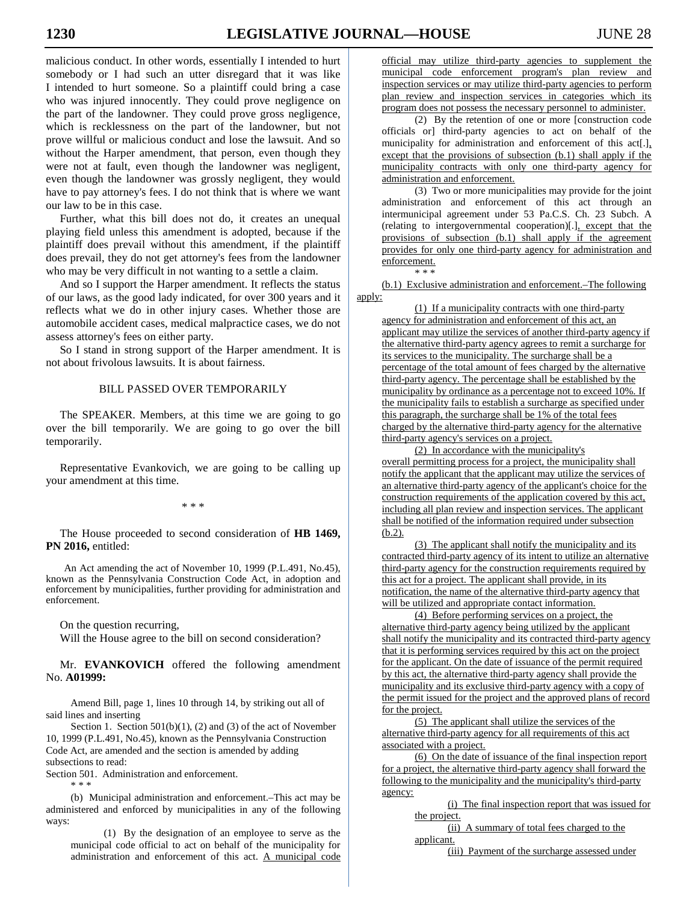malicious conduct. In other words, essentially I intended to hurt somebody or I had such an utter disregard that it was like I intended to hurt someone. So a plaintiff could bring a case who was injured innocently. They could prove negligence on the part of the landowner. They could prove gross negligence, which is recklessness on the part of the landowner, but not prove willful or malicious conduct and lose the lawsuit. And so without the Harper amendment, that person, even though they were not at fault, even though the landowner was negligent, even though the landowner was grossly negligent, they would have to pay attorney's fees. I do not think that is where we want our law to be in this case.

Further, what this bill does not do, it creates an unequal playing field unless this amendment is adopted, because if the plaintiff does prevail without this amendment, if the plaintiff does prevail, they do not get attorney's fees from the landowner who may be very difficult in not wanting to a settle a claim.

And so I support the Harper amendment. It reflects the status of our laws, as the good lady indicated, for over 300 years and it reflects what we do in other injury cases. Whether those are automobile accident cases, medical malpractice cases, we do not assess attorney's fees on either party.

So I stand in strong support of the Harper amendment. It is not about frivolous lawsuits. It is about fairness.

BILL PASSED OVER TEMPORARILY

The SPEAKER. Members, at this time we are going to go over the bill temporarily. We are going to go over the bill temporarily.

Representative Evankovich, we are going to be calling up your amendment at this time.

\* \* \*

The House proceeded to second consideration of **HB 1469, PN 2016,** entitled:

An Act amending the act of November 10, 1999 (P.L.491, No.45), known as the Pennsylvania Construction Code Act, in adoption and enforcement by municipalities, further providing for administration and enforcement.

On the question recurring,
Will the House agree to the bill on second consideration?

Mr. **EVANKOVICH** offered the following amendment No. **A01999:**

Amend Bill, page 1, lines 10 through 14, by striking out all of said lines and inserting

Section 1. Section 501(b)(1), (2) and (3) of the act of November 10, 1999 (P.L.491, No.45), known as the Pennsylvania Construction Code Act, are amended and the section is amended by adding subsections to read:

Section 501. Administration and enforcement.

\* \* \*

(b) Municipal administration and enforcement.–This act may be administered and enforced by municipalities in any of the following ways:

(1) By the designation of an employee to serve as the municipal code official to act on behalf of the municipality for administration and enforcement of this act. A municipal code official may utilize third-party agencies to supplement the municipal code enforcement program's plan review and inspection services or may utilize third-party agencies to perform plan review and inspection services in categories which its program does not possess the necessary personnel to administer.

(2) By the retention of one or more [construction code officials or] third-party agencies to act on behalf of the municipality for administration and enforcement of this act[.], except that the provisions of subsection (b.1) shall apply if the municipality contracts with only one third-party agency for administration and enforcement.

(3) Two or more municipalities may provide for the joint administration and enforcement of this act through an intermunicipal agreement under 53 Pa.C.S. Ch. 23 Subch. A (relating to intergovernmental cooperation)[.], except that the provisions of subsection (b.1) shall apply if the agreement provides for only one third-party agency for administration and enforcement.

\* \* \*

(b.1) Exclusive administration and enforcement.–The following apply:

(1) If a municipality contracts with one third-party agency for administration and enforcement of this act, an applicant may utilize the services of another third-party agency if the alternative third-party agency agrees to remit a surcharge for its services to the municipality. The surcharge shall be a percentage of the total amount of fees charged by the alternative third-party agency. The percentage shall be established by the municipality by ordinance as a percentage not to exceed 10%. If the municipality fails to establish a surcharge as specified under this paragraph, the surcharge shall be 1% of the total fees charged by the alternative third-party agency for the alternative third-party agency's services on a project.

(2) In accordance with the municipality's overall permitting process for a project, the municipality shall notify the applicant that the applicant may utilize the services of an alternative third-party agency of the applicant's choice for the construction requirements of the application covered by this act, including all plan review and inspection services. The applicant shall be notified of the information required under subsection (b.2).

(3) The applicant shall notify the municipality and its contracted third-party agency of its intent to utilize an alternative third-party agency for the construction requirements required by this act for a project. The applicant shall provide, in its notification, the name of the alternative third-party agency that will be utilized and appropriate contact information.

(4) Before performing services on a project, the alternative third-party agency being utilized by the applicant shall notify the municipality and its contracted third-party agency that it is performing services required by this act on the project for the applicant. On the date of issuance of the permit required by this act, the alternative third-party agency shall provide the municipality and its exclusive third-party agency with a copy of the permit issued for the project and the approved plans of record for the project.

(5) The applicant shall utilize the services of the alternative third-party agency for all requirements of this act associated with a project.

(6) On the date of issuance of the final inspection report for a project, the alternative third-party agency shall forward the following to the municipality and the municipality's third-party agency:

(i) The final inspection report that was issued for the project.

(ii) A summary of total fees charged to the applicant.

(iii) Payment of the surcharge assessed under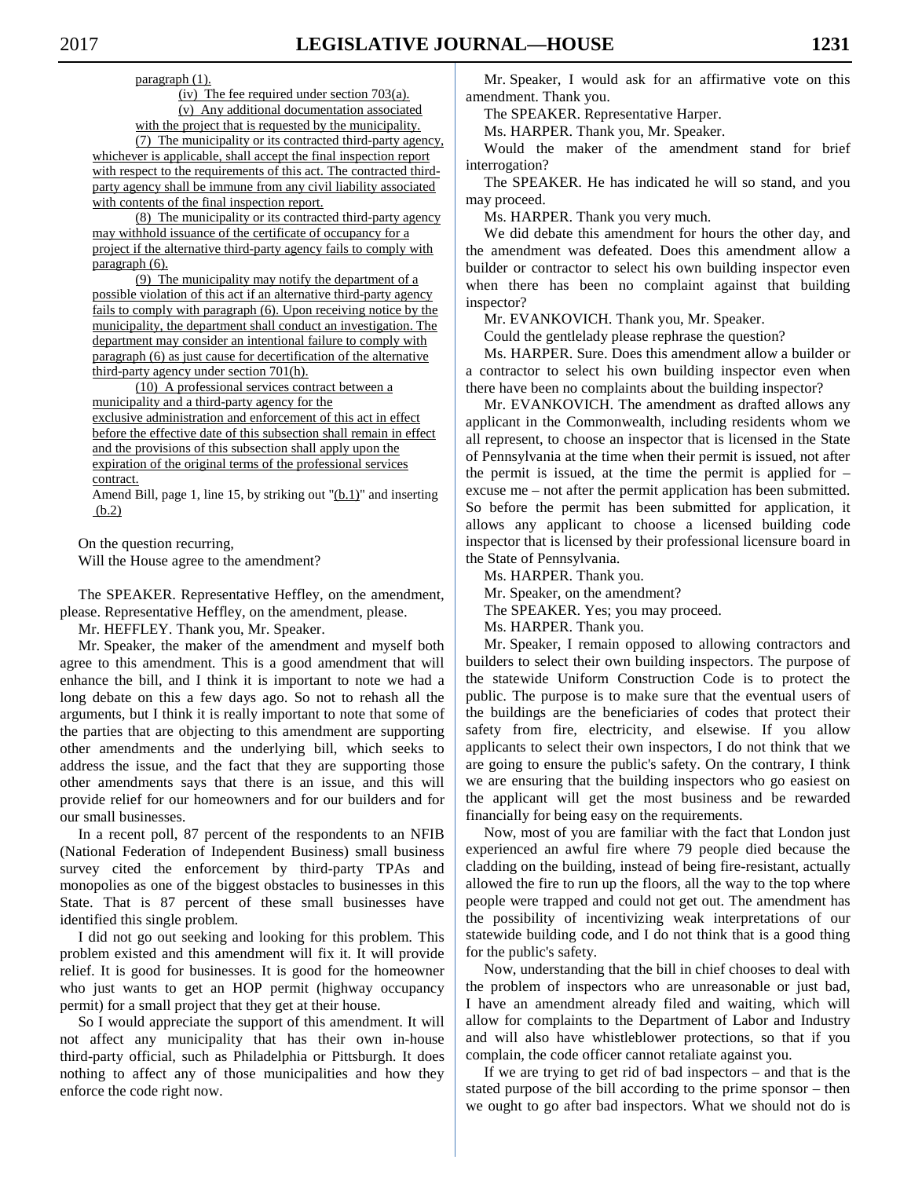paragraph (1).

(iv) The fee required under section 703(a).

(v) Any additional documentation associated with the project that is requested by the municipality.

(7) The municipality or its contracted third-party agency, whichever is applicable, shall accept the final inspection report with respect to the requirements of this act. The contracted third-party agency shall be immune from any civil liability associated with contents of the final inspection report.

(8) The municipality or its contracted third-party agency may withhold issuance of the certificate of occupancy for a project if the alternative third-party agency fails to comply with paragraph (6).

(9) The municipality may notify the department of a possible violation of this act if an alternative third-party agency fails to comply with paragraph (6). Upon receiving notice by the municipality, the department shall conduct an investigation. The department may consider an intentional failure to comply with paragraph (6) as just cause for decertification of the alternative third-party agency under section 701(h).

(10) A professional services contract between a municipality and a third-party agency for the exclusive administration and enforcement of this act in effect before the effective date of this subsection shall remain in effect and the provisions of this subsection shall apply upon the expiration of the original terms of the professional services contract.

Amend Bill, page 1, line 15, by striking out "(b.1)" and inserting (b.2)

On the question recurring,
Will the House agree to the amendment?

The SPEAKER. Representative Heffley, on the amendment, please. Representative Heffley, on the amendment, please.

Mr. HEFFLEY. Thank you, Mr. Speaker.

Mr. Speaker, the maker of the amendment and myself both agree to this amendment. This is a good amendment that will enhance the bill, and I think it is important to note we had a long debate on this a few days ago. So not to rehash all the arguments, but I think it is really important to note that some of the parties that are objecting to this amendment are supporting other amendments and the underlying bill, which seeks to address the issue, and the fact that they are supporting those other amendments says that there is an issue, and this will provide relief for our homeowners and for our builders and for our small businesses.

In a recent poll, 87 percent of the respondents to an NFIB (National Federation of Independent Business) small business survey cited the enforcement by third-party TPAs and monopolies as one of the biggest obstacles to businesses in this State. That is 87 percent of these small businesses have identified this single problem.

I did not go out seeking and looking for this problem. This problem existed and this amendment will fix it. It will provide relief. It is good for businesses. It is good for the homeowner who just wants to get an HOP permit (highway occupancy permit) for a small project that they get at their house.

So I would appreciate the support of this amendment. It will not affect any municipality that has their own in-house third-party official, such as Philadelphia or Pittsburgh. It does nothing to affect any of those municipalities and how they enforce the code right now.

Mr. Speaker, I would ask for an affirmative vote on this amendment. Thank you.

The SPEAKER. Representative Harper.

Ms. HARPER. Thank you, Mr. Speaker.

Would the maker of the amendment stand for brief interrogation?

The SPEAKER. He has indicated he will so stand, and you may proceed.

Ms. HARPER. Thank you very much.

We did debate this amendment for hours the other day, and the amendment was defeated. Does this amendment allow a builder or contractor to select his own building inspector even when there has been no complaint against that building inspector?

Mr. EVANKOVICH. Thank you, Mr. Speaker.

Could the gentlelady please rephrase the question?

Ms. HARPER. Sure. Does this amendment allow a builder or a contractor to select his own building inspector even when there have been no complaints about the building inspector?

Mr. EVANKOVICH. The amendment as drafted allows any applicant in the Commonwealth, including residents whom we all represent, to choose an inspector that is licensed in the State of Pennsylvania at the time when their permit is issued, not after the permit is issued, at the time the permit is applied for – excuse me – not after the permit application has been submitted. So before the permit has been submitted for application, it allows any applicant to choose a licensed building code inspector that is licensed by their professional licensure board in the State of Pennsylvania.

Ms. HARPER. Thank you.

Mr. Speaker, on the amendment?

The SPEAKER. Yes; you may proceed.

Ms. HARPER. Thank you.

Mr. Speaker, I remain opposed to allowing contractors and builders to select their own building inspectors. The purpose of the statewide Uniform Construction Code is to protect the public. The purpose is to make sure that the eventual users of the buildings are the beneficiaries of codes that protect their safety from fire, electricity, and elsewise. If you allow applicants to select their own inspectors, I do not think that we are going to ensure the public's safety. On the contrary, I think we are ensuring that the building inspectors who go easiest on the applicant will get the most business and be rewarded financially for being easy on the requirements.

Now, most of you are familiar with the fact that London just experienced an awful fire where 79 people died because the cladding on the building, instead of being fire-resistant, actually allowed the fire to run up the floors, all the way to the top where people were trapped and could not get out. The amendment has the possibility of incentivizing weak interpretations of our statewide building code, and I do not think that is a good thing for the public's safety.

Now, understanding that the bill in chief chooses to deal with the problem of inspectors who are unreasonable or just bad, I have an amendment already filed and waiting, which will allow for complaints to the Department of Labor and Industry and will also have whistleblower protections, so that if you complain, the code officer cannot retaliate against you.

If we are trying to get rid of bad inspectors – and that is the stated purpose of the bill according to the prime sponsor – then we ought to go after bad inspectors. What we should not do is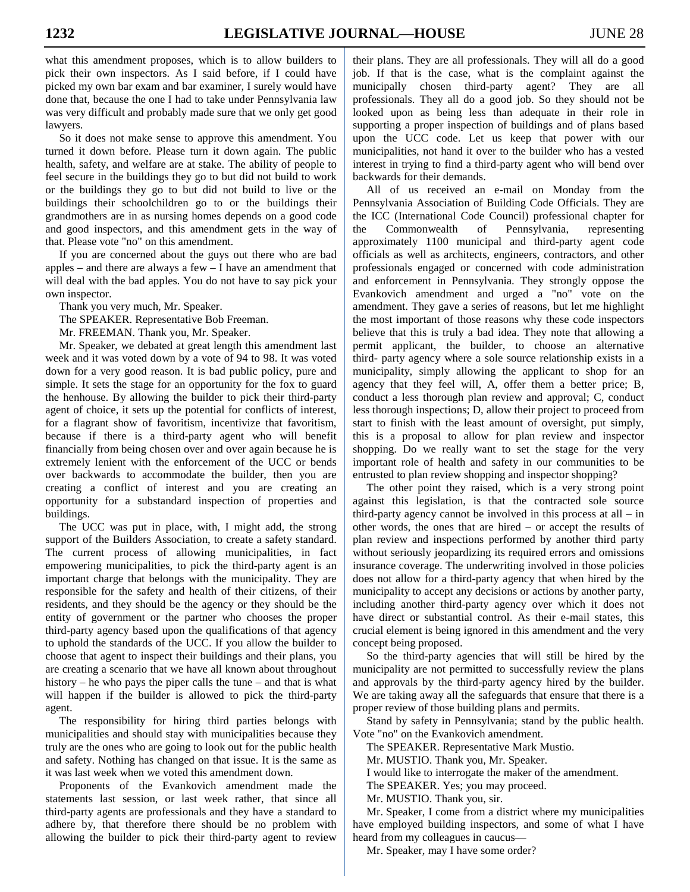what this amendment proposes, which is to allow builders to pick their own inspectors. As I said before, if I could have picked my own bar exam and bar examiner, I surely would have done that, because the one I had to take under Pennsylvania law was very difficult and probably made sure that we only get good lawyers.

So it does not make sense to approve this amendment. You turned it down before. Please turn it down again. The public health, safety, and welfare are at stake. The ability of people to feel secure in the buildings they go to but did not build to work or the buildings they go to but did not build to live or the buildings their schoolchildren go to or the buildings their grandmothers are in as nursing homes depends on a good code and good inspectors, and this amendment gets in the way of that. Please vote "no" on this amendment.

If you are concerned about the guys out there who are bad apples – and there are always a few – I have an amendment that will deal with the bad apples. You do not have to say pick your own inspector.

Thank you very much, Mr. Speaker.

The SPEAKER. Representative Bob Freeman.

Mr. FREEMAN. Thank you, Mr. Speaker.

Mr. Speaker, we debated at great length this amendment last week and it was voted down by a vote of 94 to 98. It was voted down for a very good reason. It is bad public policy, pure and simple. It sets the stage for an opportunity for the fox to guard the henhouse. By allowing the builder to pick their third-party agent of choice, it sets up the potential for conflicts of interest, for a flagrant show of favoritism, incentivize that favoritism, because if there is a third-party agent who will benefit financially from being chosen over and over again because he is extremely lenient with the enforcement of the UCC or bends over backwards to accommodate the builder, then you are creating a conflict of interest and you are creating an opportunity for a substandard inspection of properties and buildings.

The UCC was put in place, with, I might add, the strong support of the Builders Association, to create a safety standard. The current process of allowing municipalities, in fact empowering municipalities, to pick the third-party agent is an important charge that belongs with the municipality. They are responsible for the safety and health of their citizens, of their residents, and they should be the agency or they should be the entity of government or the partner who chooses the proper third-party agency based upon the qualifications of that agency to uphold the standards of the UCC. If you allow the builder to choose that agent to inspect their buildings and their plans, you are creating a scenario that we have all known about throughout history – he who pays the piper calls the tune – and that is what will happen if the builder is allowed to pick the third-party agent.

The responsibility for hiring third parties belongs with municipalities and should stay with municipalities because they truly are the ones who are going to look out for the public health and safety. Nothing has changed on that issue. It is the same as it was last week when we voted this amendment down.

Proponents of the Evankovich amendment made the statements last session, or last week rather, that since all third-party agents are professionals and they have a standard to adhere by, that therefore there should be no problem with allowing the builder to pick their third-party agent to review their plans. They are all professionals. They will all do a good job. If that is the case, what is the complaint against the municipally chosen third-party agent? They are all professionals. They all do a good job. So they should not be looked upon as being less than adequate in their role in supporting a proper inspection of buildings and of plans based upon the UCC code. Let us keep that power with our municipalities, not hand it over to the builder who has a vested interest in trying to find a third-party agent who will bend over backwards for their demands.

All of us received an e-mail on Monday from the Pennsylvania Association of Building Code Officials. They are the ICC (International Code Council) professional chapter for the Commonwealth of Pennsylvania, representing approximately 1100 municipal and third-party agent code officials as well as architects, engineers, contractors, and other professionals engaged or concerned with code administration and enforcement in Pennsylvania. They strongly oppose the Evankovich amendment and urged a "no" vote on the amendment. They gave a series of reasons, but let me highlight the most important of those reasons why these code inspectors believe that this is truly a bad idea. They note that allowing a permit applicant, the builder, to choose an alternative third- party agency where a sole source relationship exists in a municipality, simply allowing the applicant to shop for an agency that they feel will, A, offer them a better price; B, conduct a less thorough plan review and approval; C, conduct less thorough inspections; D, allow their project to proceed from start to finish with the least amount of oversight, put simply, this is a proposal to allow for plan review and inspector shopping. Do we really want to set the stage for the very important role of health and safety in our communities to be entrusted to plan review shopping and inspector shopping?

The other point they raised, which is a very strong point against this legislation, is that the contracted sole source third-party agency cannot be involved in this process at all – in other words, the ones that are hired – or accept the results of plan review and inspections performed by another third party without seriously jeopardizing its required errors and omissions insurance coverage. The underwriting involved in those policies does not allow for a third-party agency that when hired by the municipality to accept any decisions or actions by another party, including another third-party agency over which it does not have direct or substantial control. As their e-mail states, this crucial element is being ignored in this amendment and the very concept being proposed.

So the third-party agencies that will still be hired by the municipality are not permitted to successfully review the plans and approvals by the third-party agency hired by the builder. We are taking away all the safeguards that ensure that there is a proper review of those building plans and permits.

Stand by safety in Pennsylvania; stand by the public health. Vote "no" on the Evankovich amendment.

The SPEAKER. Representative Mark Mustio.

Mr. MUSTIO. Thank you, Mr. Speaker.

I would like to interrogate the maker of the amendment.

The SPEAKER. Yes; you may proceed.

Mr. MUSTIO. Thank you, sir.

Mr. Speaker, I come from a district where my municipalities have employed building inspectors, and some of what I have heard from my colleagues in caucus—

Mr. Speaker, may I have some order?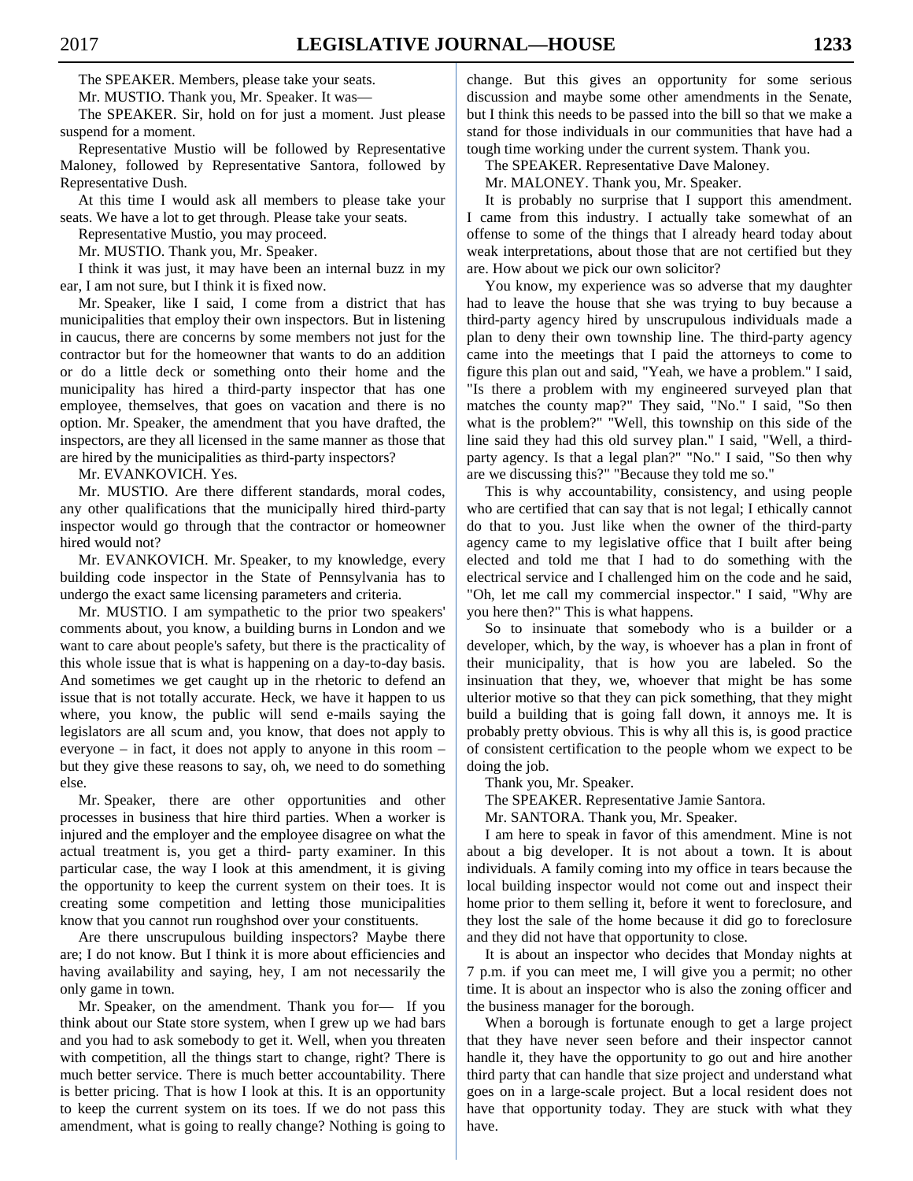The SPEAKER. Members, please take your seats.

Mr. MUSTIO. Thank you, Mr. Speaker. It was—

The SPEAKER. Sir, hold on for just a moment. Just please suspend for a moment.

Representative Mustio will be followed by Representative Maloney, followed by Representative Santora, followed by Representative Dush.

At this time I would ask all members to please take your seats. We have a lot to get through. Please take your seats.

Representative Mustio, you may proceed.

Mr. MUSTIO. Thank you, Mr. Speaker.

I think it was just, it may have been an internal buzz in my ear, I am not sure, but I think it is fixed now.

Mr. Speaker, like I said, I come from a district that has municipalities that employ their own inspectors. But in listening in caucus, there are concerns by some members not just for the contractor but for the homeowner that wants to do an addition or do a little deck or something onto their home and the municipality has hired a third-party inspector that has one employee, themselves, that goes on vacation and there is no option. Mr. Speaker, the amendment that you have drafted, the inspectors, are they all licensed in the same manner as those that are hired by the municipalities as third-party inspectors?

Mr. EVANKOVICH. Yes.

Mr. MUSTIO. Are there different standards, moral codes, any other qualifications that the municipally hired third-party inspector would go through that the contractor or homeowner hired would not?

Mr. EVANKOVICH. Mr. Speaker, to my knowledge, every building code inspector in the State of Pennsylvania has to undergo the exact same licensing parameters and criteria.

Mr. MUSTIO. I am sympathetic to the prior two speakers' comments about, you know, a building burns in London and we want to care about people's safety, but there is the practicality of this whole issue that is what is happening on a day-to-day basis. And sometimes we get caught up in the rhetoric to defend an issue that is not totally accurate. Heck, we have it happen to us where, you know, the public will send e-mails saying the legislators are all scum and, you know, that does not apply to everyone – in fact, it does not apply to anyone in this room – but they give these reasons to say, oh, we need to do something else.

Mr. Speaker, there are other opportunities and other processes in business that hire third parties. When a worker is injured and the employer and the employee disagree on what the actual treatment is, you get a third- party examiner. In this particular case, the way I look at this amendment, it is giving the opportunity to keep the current system on their toes. It is creating some competition and letting those municipalities know that you cannot run roughshod over your constituents.

Are there unscrupulous building inspectors? Maybe there are; I do not know. But I think it is more about efficiencies and having availability and saying, hey, I am not necessarily the only game in town.

Mr. Speaker, on the amendment. Thank you for— If you think about our State store system, when I grew up we had bars and you had to ask somebody to get it. Well, when you threaten with competition, all the things start to change, right? There is much better service. There is much better accountability. There is better pricing. That is how I look at this. It is an opportunity to keep the current system on its toes. If we do not pass this amendment, what is going to really change? Nothing is going to change. But this gives an opportunity for some serious discussion and maybe some other amendments in the Senate, but I think this needs to be passed into the bill so that we make a stand for those individuals in our communities that have had a tough time working under the current system. Thank you.

The SPEAKER. Representative Dave Maloney.

Mr. MALONEY. Thank you, Mr. Speaker.

It is probably no surprise that I support this amendment. I came from this industry. I actually take somewhat of an offense to some of the things that I already heard today about weak interpretations, about those that are not certified but they are. How about we pick our own solicitor?

You know, my experience was so adverse that my daughter had to leave the house that she was trying to buy because a third-party agency hired by unscrupulous individuals made a plan to deny their own township line. The third-party agency came into the meetings that I paid the attorneys to come to figure this plan out and said, "Yeah, we have a problem." I said, "Is there a problem with my engineered surveyed plan that matches the county map?" They said, "No." I said, "So then what is the problem?" "Well, this township on this side of the line said they had this old survey plan." I said, "Well, a third-party agency. Is that a legal plan?" "No." I said, "So then why are we discussing this?" "Because they told me so."

This is why accountability, consistency, and using people who are certified that can say that is not legal; I ethically cannot do that to you. Just like when the owner of the third-party agency came to my legislative office that I built after being elected and told me that I had to do something with the electrical service and I challenged him on the code and he said, "Oh, let me call my commercial inspector." I said, "Why are you here then?" This is what happens.

So to insinuate that somebody who is a builder or a developer, which, by the way, is whoever has a plan in front of their municipality, that is how you are labeled. So the insinuation that they, we, whoever that might be has some ulterior motive so that they can pick something, that they might build a building that is going fall down, it annoys me. It is probably pretty obvious. This is why all this is, is good practice of consistent certification to the people whom we expect to be doing the job.

Thank you, Mr. Speaker.

The SPEAKER. Representative Jamie Santora.

Mr. SANTORA. Thank you, Mr. Speaker.

I am here to speak in favor of this amendment. Mine is not about a big developer. It is not about a town. It is about individuals. A family coming into my office in tears because the local building inspector would not come out and inspect their home prior to them selling it, before it went to foreclosure, and they lost the sale of the home because it did go to foreclosure and they did not have that opportunity to close.

It is about an inspector who decides that Monday nights at 7 p.m. if you can meet me, I will give you a permit; no other time. It is about an inspector who is also the zoning officer and the business manager for the borough.

When a borough is fortunate enough to get a large project that they have never seen before and their inspector cannot handle it, they have the opportunity to go out and hire another third party that can handle that size project and understand what goes on in a large-scale project. But a local resident does not have that opportunity today. They are stuck with what they have.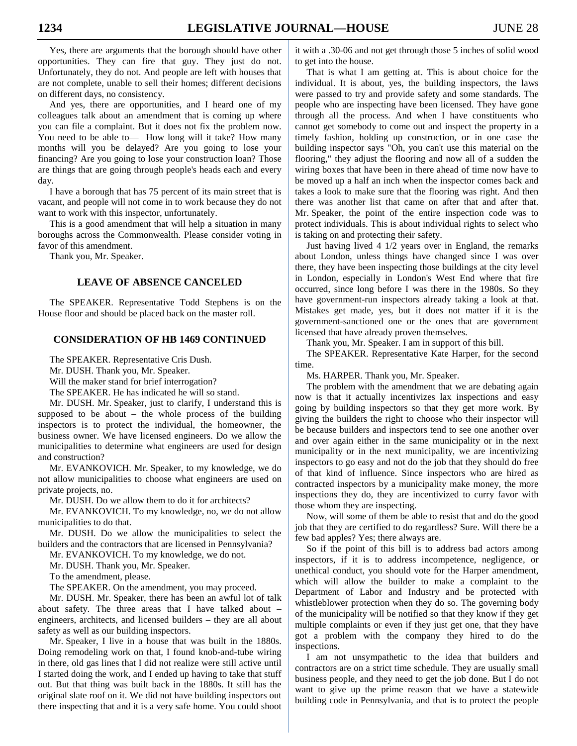Yes, there are arguments that the borough should have other opportunities. They can fire that guy. They just do not. Unfortunately, they do not. And people are left with houses that are not complete, unable to sell their homes; different decisions on different days, no consistency.

And yes, there are opportunities, and I heard one of my colleagues talk about an amendment that is coming up where you can file a complaint. But it does not fix the problem now. You need to be able to— How long will it take? How many months will you be delayed? Are you going to lose your financing? Are you going to lose your construction loan? Those are things that are going through people's heads each and every day.

I have a borough that has 75 percent of its main street that is vacant, and people will not come in to work because they do not want to work with this inspector, unfortunately.

This is a good amendment that will help a situation in many boroughs across the Commonwealth. Please consider voting in favor of this amendment.

Thank you, Mr. Speaker.

## LEAVE OF ABSENCE CANCELED

The SPEAKER. Representative Todd Stephens is on the House floor and should be placed back on the master roll.

## CONSIDERATION OF HB 1469 CONTINUED

The SPEAKER. Representative Cris Dush.

Mr. DUSH. Thank you, Mr. Speaker.

Will the maker stand for brief interrogation?

The SPEAKER. He has indicated he will so stand.

Mr. DUSH. Mr. Speaker, just to clarify, I understand this is supposed to be about – the whole process of the building inspectors is to protect the individual, the homeowner, the business owner. We have licensed engineers. Do we allow the municipalities to determine what engineers are used for design and construction?

Mr. EVANKOVICH. Mr. Speaker, to my knowledge, we do not allow municipalities to choose what engineers are used on private projects, no.

Mr. DUSH. Do we allow them to do it for architects?

Mr. EVANKOVICH. To my knowledge, no, we do not allow municipalities to do that.

Mr. DUSH. Do we allow the municipalities to select the builders and the contractors that are licensed in Pennsylvania?

Mr. EVANKOVICH. To my knowledge, we do not.

Mr. DUSH. Thank you, Mr. Speaker.

To the amendment, please.

The SPEAKER. On the amendment, you may proceed.

Mr. DUSH. Mr. Speaker, there has been an awful lot of talk about safety. The three areas that I have talked about – engineers, architects, and licensed builders – they are all about safety as well as our building inspectors.

Mr. Speaker, I live in a house that was built in the 1880s. Doing remodeling work on that, I found knob-and-tube wiring in there, old gas lines that I did not realize were still active until I started doing the work, and I ended up having to take that stuff out. But that thing was built back in the 1880s. It still has the original slate roof on it. We did not have building inspectors out there inspecting that and it is a very safe home. You could shoot it with a .30-06 and not get through those 5 inches of solid wood to get into the house.

That is what I am getting at. This is about choice for the individual. It is about, yes, the building inspectors, the laws were passed to try and provide safety and some standards. The people who are inspecting have been licensed. They have gone through all the process. And when I have constituents who cannot get somebody to come out and inspect the property in a timely fashion, holding up construction, or in one case the building inspector says "Oh, you can't use this material on the flooring," they adjust the flooring and now all of a sudden the wiring boxes that have been in there ahead of time now have to be moved up a half an inch when the inspector comes back and takes a look to make sure that the flooring was right. And then there was another list that came on after that and after that. Mr. Speaker, the point of the entire inspection code was to protect individuals. This is about individual rights to select who is taking on and protecting their safety.

Just having lived 4 1/2 years over in England, the remarks about London, unless things have changed since I was over there, they have been inspecting those buildings at the city level in London, especially in London's West End where that fire occurred, since long before I was there in the 1980s. So they have government-run inspectors already taking a look at that. Mistakes get made, yes, but it does not matter if it is the government-sanctioned one or the ones that are government licensed that have already proven themselves.

Thank you, Mr. Speaker. I am in support of this bill.

The SPEAKER. Representative Kate Harper, for the second time.

Ms. HARPER. Thank you, Mr. Speaker.

The problem with the amendment that we are debating again now is that it actually incentivizes lax inspections and easy going by building inspectors so that they get more work. By giving the builders the right to choose who their inspector will be because builders and inspectors tend to see one another over and over again either in the same municipality or in the next municipality or in the next municipality, we are incentivizing inspectors to go easy and not do the job that they should do free of that kind of influence. Since inspectors who are hired as contracted inspectors by a municipality make money, the more inspections they do, they are incentivized to curry favor with those whom they are inspecting.

Now, will some of them be able to resist that and do the good job that they are certified to do regardless? Sure. Will there be a few bad apples? Yes; there always are.

So if the point of this bill is to address bad actors among inspectors, if it is to address incompetence, negligence, or unethical conduct, you should vote for the Harper amendment, which will allow the builder to make a complaint to the Department of Labor and Industry and be protected with whistleblower protection when they do so. The governing body of the municipality will be notified so that they know if they get multiple complaints or even if they just get one, that they have got a problem with the company they hired to do the inspections.

I am not unsympathetic to the idea that builders and contractors are on a strict time schedule. They are usually small business people, and they need to get the job done. But I do not want to give up the prime reason that we have a statewide building code in Pennsylvania, and that is to protect the people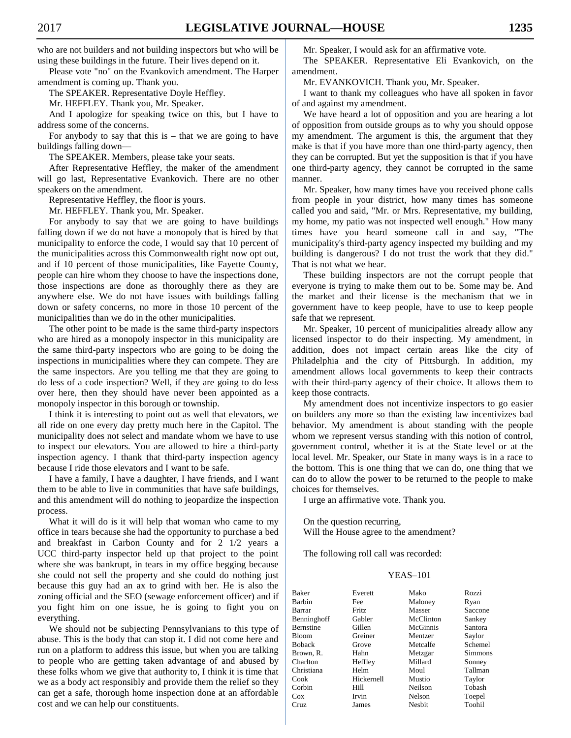who are not builders and not building inspectors but who will be using these buildings in the future. Their lives depend on it.

Please vote "no" on the Evankovich amendment. The Harper amendment is coming up. Thank you.

The SPEAKER. Representative Doyle Heffley.

Mr. HEFFLEY. Thank you, Mr. Speaker.

And I apologize for speaking twice on this, but I have to address some of the concerns.

For anybody to say that this is – that we are going to have buildings falling down—

The SPEAKER. Members, please take your seats.

After Representative Heffley, the maker of the amendment will go last, Representative Evankovich. There are no other speakers on the amendment.

Representative Heffley, the floor is yours.

Mr. HEFFLEY. Thank you, Mr. Speaker.

For anybody to say that we are going to have buildings falling down if we do not have a monopoly that is hired by that municipality to enforce the code, I would say that 10 percent of the municipalities across this Commonwealth right now opt out, and if 10 percent of those municipalities, like Fayette County, people can hire whom they choose to have the inspections done, those inspections are done as thoroughly there as they are anywhere else. We do not have issues with buildings falling down or safety concerns, no more in those 10 percent of the municipalities than we do in the other municipalities.

The other point to be made is the same third-party inspectors who are hired as a monopoly inspector in this municipality are the same third-party inspectors who are going to be doing the inspections in municipalities where they can compete. They are the same inspectors. Are you telling me that they are going to do less of a code inspection? Well, if they are going to do less over here, then they should have never been appointed as a monopoly inspector in this borough or township.

I think it is interesting to point out as well that elevators, we all ride on one every day pretty much here in the Capitol. The municipality does not select and mandate whom we have to use to inspect our elevators. You are allowed to hire a third-party inspection agency. I thank that third-party inspection agency because I ride those elevators and I want to be safe.

I have a family, I have a daughter, I have friends, and I want them to be able to live in communities that have safe buildings, and this amendment will do nothing to jeopardize the inspection process.

What it will do is it will help that woman who came to my office in tears because she had the opportunity to purchase a bed and breakfast in Carbon County and for 2 1/2 years a UCC third-party inspector held up that project to the point where she was bankrupt, in tears in my office begging because she could not sell the property and she could do nothing just because this guy had an ax to grind with her. He is also the zoning official and the SEO (sewage enforcement officer) and if you fight him on one issue, he is going to fight you on everything.

We should not be subjecting Pennsylvanians to this type of abuse. This is the body that can stop it. I did not come here and run on a platform to address this issue, but when you are talking to people who are getting taken advantage of and abused by these folks whom we give that authority to, I think it is time that we as a body act responsibly and provide them the relief so they can get a safe, thorough home inspection done at an affordable cost and we can help our constituents.

Mr. Speaker, I would ask for an affirmative vote.

The SPEAKER. Representative Eli Evankovich, on the amendment.

Mr. EVANKOVICH. Thank you, Mr. Speaker.

I want to thank my colleagues who have all spoken in favor of and against my amendment.

We have heard a lot of opposition and you are hearing a lot of opposition from outside groups as to why you should oppose my amendment. The argument is this, the argument that they make is that if you have more than one third-party agency, then they can be corrupted. But yet the supposition is that if you have one third-party agency, they cannot be corrupted in the same manner.

Mr. Speaker, how many times have you received phone calls from people in your district, how many times has someone called you and said, "Mr. or Mrs. Representative, my building, my home, my patio was not inspected well enough." How many times have you heard someone call in and say, "The municipality's third-party agency inspected my building and my building is dangerous? I do not trust the work that they did." That is not what we hear.

These building inspectors are not the corrupt people that everyone is trying to make them out to be. Some may be. And the market and their license is the mechanism that we in government have to keep people, have to use to keep people safe that we represent.

Mr. Speaker, 10 percent of municipalities already allow any licensed inspector to do their inspecting. My amendment, in addition, does not impact certain areas like the city of Philadelphia and the city of Pittsburgh. In addition, my amendment allows local governments to keep their contracts with their third-party agency of their choice. It allows them to keep those contracts.

My amendment does not incentivize inspectors to go easier on builders any more so than the existing law incentivizes bad behavior. My amendment is about standing with the people whom we represent versus standing with this notion of control, government control, whether it is at the State level or at the local level. Mr. Speaker, our State in many ways is in a race to the bottom. This is one thing that we can do, one thing that we can do to allow the power to be returned to the people to make choices for themselves.

I urge an affirmative vote. Thank you.

On the question recurring,
Will the House agree to the amendment?

The following roll call was recorded:

YEAS–101

| | | | |
|---|---|---|---|
| Baker | Everett | Mako | Rozzi |
| Barbin | Fee | Maloney | Ryan |
| Barrar | Fritz | Masser | Saccone |
| Benninghoff | Gabler | McClinton | Sankey |
| Bernstine | Gillen | McGinnis | Santora |
| Bloom | Greiner | Mentzer | Saylor |
| Boback | Grove | Metcalfe | Schemel |
| Brown, R. | Hahn | Metzgar | Simmons |
| Charlton | Heffley | Millard | Sonney |
| Christiana | Helm | Moul | Tallman |
| Cook | Hickernell | Mustio | Taylor |
| Corbin | Hill | Neilson | Tobash |
| Cox | Irvin | Nelson | Toepel |
| Cruz | James | Nesbit | Toohil |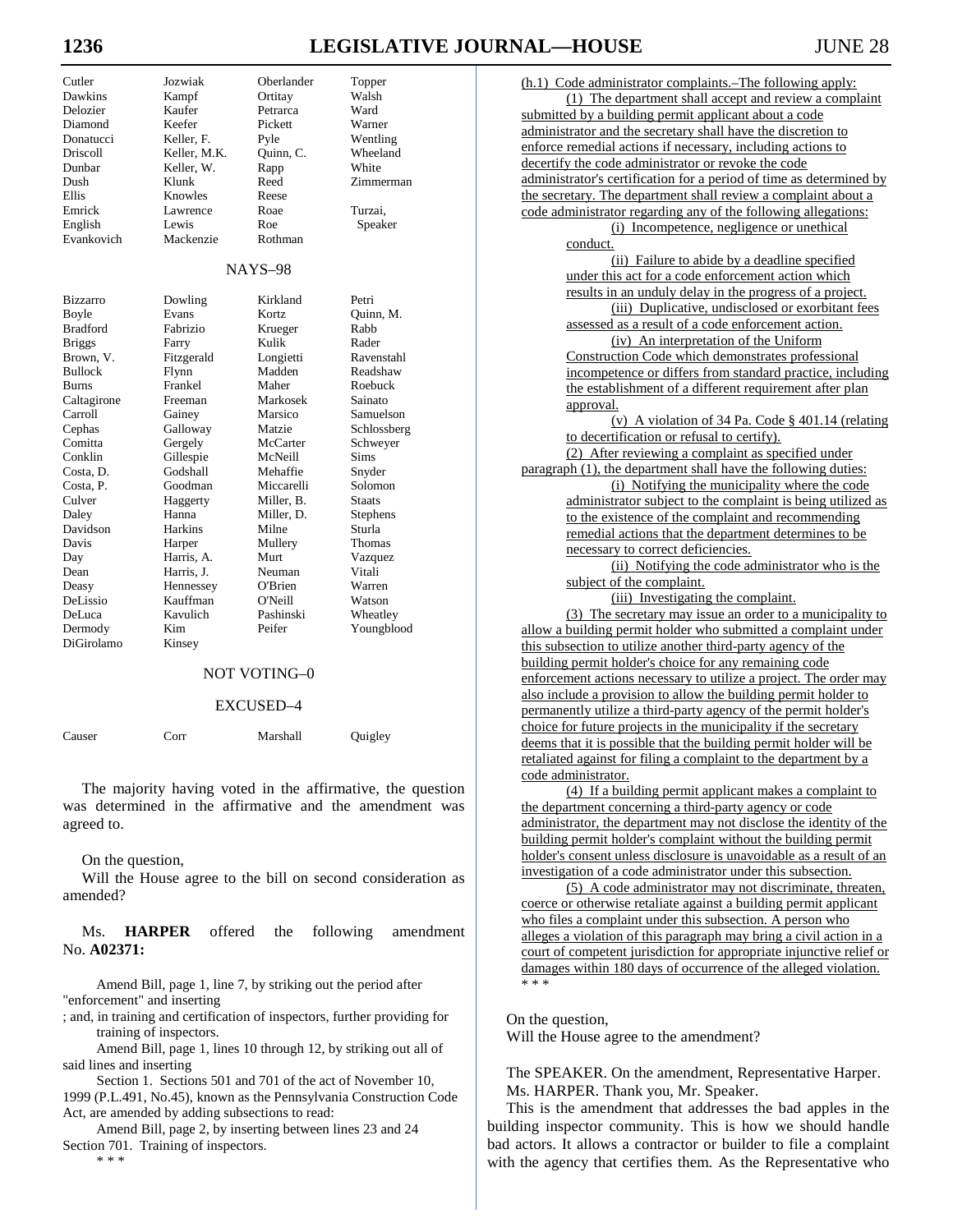| | | | |
|---|---|---|---|
| Cutler | Jozwiak | Oberlander | Topper |
| Dawkins | Kampf | Ortitay | Walsh |
| Delozier | Kaufer | Petrarca | Ward |
| Diamond | Keefer | Pickett | Warner |
| Donatucci | Keller, F. | Pyle | Wentling |
| Driscoll | Keller, M.K. | Quinn, C. | Wheeland |
| Dunbar | Keller, W. | Rapp | White |
| Dush | Klunk | Reed | Zimmerman |
| Ellis | Knowles | Reese | |
| Emrick | Lawrence | Roae | Turzai, |
| English | Lewis | Roe | Speaker |
| Evankovich | Mackenzie | Rothman | |

NAYS–98

| | | | |
|---|---|---|---|
| Bizzarro | Dowling | Kirkland | Petri |
| Boyle | Evans | Kortz | Quinn, M. |
| Bradford | Fabrizio | Krueger | Rabb |
| Briggs | Farry | Kulik | Rader |
| Brown, V. | Fitzgerald | Longietti | Ravenstahl |
| Bullock | Flynn | Madden | Readshaw |
| Burns | Frankel | Maher | Roebuck |
| Caltagirone | Freeman | Markosek | Sainato |
| Carroll | Gainey | Marsico | Samuelson |
| Cephas | Galloway | Matzie | Schlossberg |
| Comitta | Gergely | McCarter | Schweyer |
| Conklin | Gillespie | McNeill | Sims |
| Costa, D. | Godshall | Mehaffie | Snyder |
| Costa, P. | Goodman | Miccarelli | Solomon |
| Culver | Haggerty | Miller, B. | Staats |
| Daley | Hanna | Miller, D. | Stephens |
| Davidson | Harkins | Milne | Sturla |
| Davis | Harper | Mullery | Thomas |
| Day | Harris, A. | Murt | Vazquez |
| Dean | Harris, J. | Neuman | Vitali |
| Deasy | Hennessey | O'Brien | Warren |
| DeLissio | Kauffman | O'Neill | Watson |
| DeLuca | Kavulich | Pashinski | Wheatley |
| Dermody | Kim | Peifer | Youngblood |
| DiGirolamo | Kinsey | | |

NOT VOTING–0

EXCUSED–4

| | | | |
|---|---|---|---|
| Causer | Corr | Marshall | Quigley |

The majority having voted in the affirmative, the question was determined in the affirmative and the amendment was agreed to.

On the question,
Will the House agree to the bill on second consideration as amended?

Ms. **HARPER** offered the following amendment No. **A02371:**

Amend Bill, page 1, line 7, by striking out the period after "enforcement" and inserting

; and, in training and certification of inspectors, further providing for training of inspectors.

Amend Bill, page 1, lines 10 through 12, by striking out all of said lines and inserting

Section 1. Sections 501 and 701 of the act of November 10, 1999 (P.L.491, No.45), known as the Pennsylvania Construction Code Act, are amended by adding subsections to read:

Amend Bill, page 2, by inserting between lines 23 and 24

Section 701. Training of inspectors.

\* \* \*

(h.1) Code administrator complaints.–The following apply:

(1) The department shall accept and review a complaint submitted by a building permit applicant about a code administrator and the secretary shall have the discretion to enforce remedial actions if necessary, including actions to decertify the code administrator or revoke the code administrator's certification for a period of time as determined by the secretary. The department shall review a complaint about a code administrator regarding any of the following allegations:

(i) Incompetence, negligence or unethical conduct.

(ii) Failure to abide by a deadline specified under this act for a code enforcement action which results in an unduly delay in the progress of a project.

(iii) Duplicative, undisclosed or exorbitant fees assessed as a result of a code enforcement action.

(iv) An interpretation of the Uniform Construction Code which demonstrates professional incompetence or differs from standard practice, including the establishment of a different requirement after plan approval.

(v) A violation of 34 Pa. Code § 401.14 (relating to decertification or refusal to certify).

(2) After reviewing a complaint as specified under paragraph (1), the department shall have the following duties:

(i) Notifying the municipality where the code administrator subject to the complaint is being utilized as to the existence of the complaint and recommending remedial actions that the department determines to be necessary to correct deficiencies.

(ii) Notifying the code administrator who is the subject of the complaint.

(iii) Investigating the complaint.

(3) The secretary may issue an order to a municipality to allow a building permit holder who submitted a complaint under this subsection to utilize another third-party agency of the building permit holder's choice for any remaining code enforcement actions necessary to utilize a project. The order may also include a provision to allow the building permit holder to permanently utilize a third-party agency of the permit holder's choice for future projects in the municipality if the secretary deems that it is possible that the building permit holder will be retaliated against for filing a complaint to the department by a code administrator.

(4) If a building permit applicant makes a complaint to the department concerning a third-party agency or code administrator, the department may not disclose the identity of the building permit holder's complaint without the building permit holder's consent unless disclosure is unavoidable as a result of an investigation of a code administrator under this subsection.

(5) A code administrator may not discriminate, threaten, coerce or otherwise retaliate against a building permit applicant who files a complaint under this subsection. A person who alleges a violation of this paragraph may bring a civil action in a court of competent jurisdiction for appropriate injunctive relief or damages within 180 days of occurrence of the alleged violation.

\* \* \*

On the question,
Will the House agree to the amendment?

The SPEAKER. On the amendment, Representative Harper.

Ms. HARPER. Thank you, Mr. Speaker.

This is the amendment that addresses the bad apples in the building inspector community. This is how we should handle bad actors. It allows a contractor or builder to file a complaint with the agency that certifies them. As the Representative who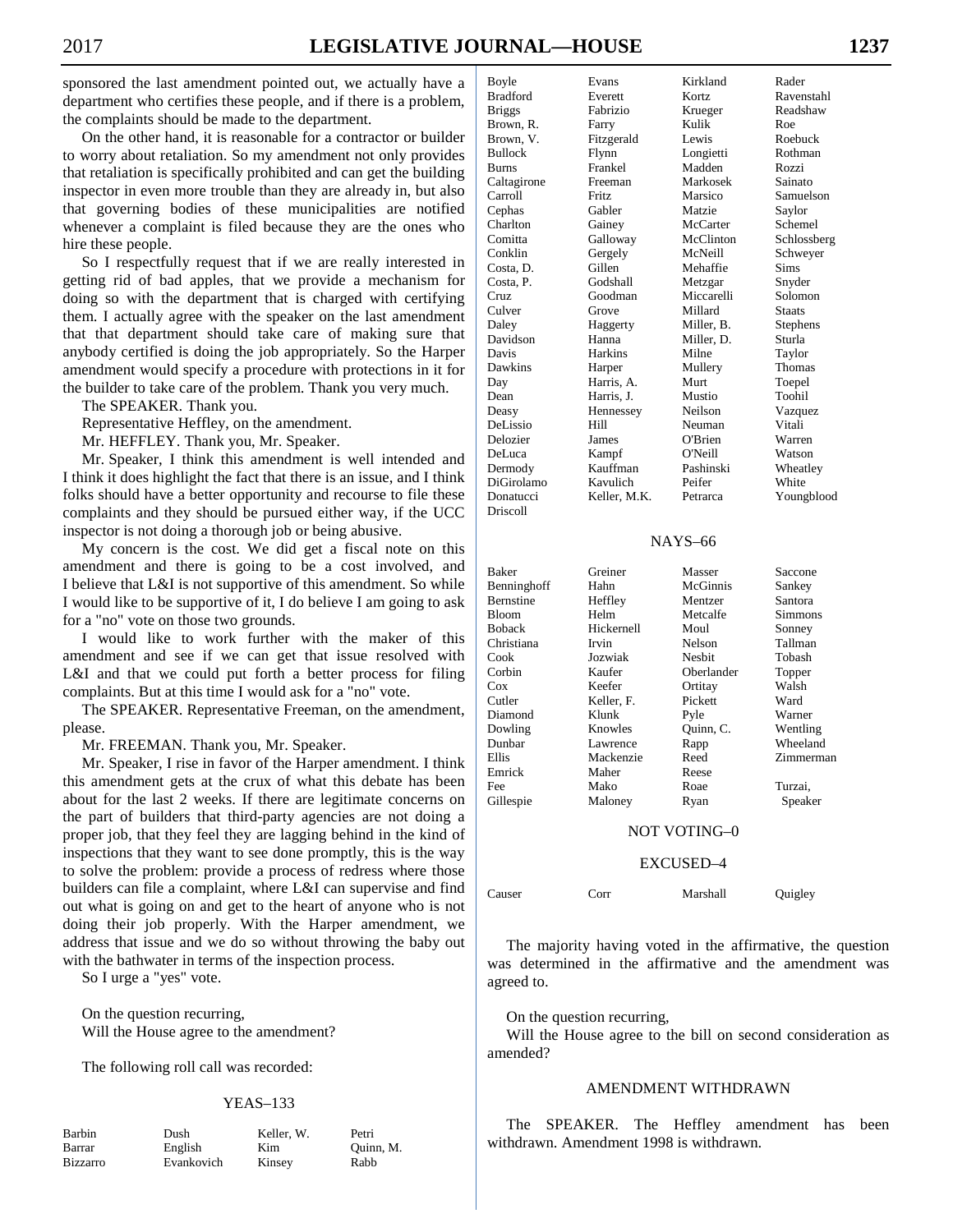sponsored the last amendment pointed out, we actually have a department who certifies these people, and if there is a problem, the complaints should be made to the department.

On the other hand, it is reasonable for a contractor or builder to worry about retaliation. So my amendment not only provides that retaliation is specifically prohibited and can get the building inspector in even more trouble than they are already in, but also that governing bodies of these municipalities are notified whenever a complaint is filed because they are the ones who hire these people.

So I respectfully request that if we are really interested in getting rid of bad apples, that we provide a mechanism for doing so with the department that is charged with certifying them. I actually agree with the speaker on the last amendment that that department should take care of making sure that anybody certified is doing the job appropriately. So the Harper amendment would specify a procedure with protections in it for the builder to take care of the problem. Thank you very much.

The SPEAKER. Thank you.

Representative Heffley, on the amendment.

Mr. HEFFLEY. Thank you, Mr. Speaker.

Mr. Speaker, I think this amendment is well intended and I think it does highlight the fact that there is an issue, and I think folks should have a better opportunity and recourse to file these complaints and they should be pursued either way, if the UCC inspector is not doing a thorough job or being abusive.

My concern is the cost. We did get a fiscal note on this amendment and there is going to be a cost involved, and I believe that L&I is not supportive of this amendment. So while I would like to be supportive of it, I do believe I am going to ask for a "no" vote on those two grounds.

I would like to work further with the maker of this amendment and see if we can get that issue resolved with L&I and that we could put forth a better process for filing complaints. But at this time I would ask for a "no" vote.

The SPEAKER. Representative Freeman, on the amendment, please.

Mr. FREEMAN. Thank you, Mr. Speaker.

Mr. Speaker, I rise in favor of the Harper amendment. I think this amendment gets at the crux of what this debate has been about for the last 2 weeks. If there are legitimate concerns on the part of builders that third-party agencies are not doing a proper job, that they feel they are lagging behind in the kind of inspections that they want to see done promptly, this is the way to solve the problem: provide a process of redress where those builders can file a complaint, where L&I can supervise and find out what is going on and get to the heart of anyone who is not doing their job properly. With the Harper amendment, we address that issue and we do so without throwing the baby out with the bathwater in terms of the inspection process.

So I urge a "yes" vote.

On the question recurring,
Will the House agree to the amendment?

The following roll call was recorded:

YEAS–133

| | | | |
|---|---|---|---|
| Barbin | Dush | Keller, W. | Petri |
| Barrar | English | Kim | Quinn, M. |
| Bizzarro | Evankovich | Kinsey | Rabb |
| Boyle | Evans | Kirkland | Rader |
| Bradford | Everett | Kortz | Ravenstahl |
| Briggs | Fabrizio | Krueger | Readshaw |
| Brown, R. | Farry | Kulik | Roe |
| Brown, V. | Fitzgerald | Lewis | Roebuck |
| Bullock | Flynn | Longietti | Rothman |
| Burns | Frankel | Madden | Rozzi |
| Caltagirone | Freeman | Markosek | Sainato |
| Carroll | Fritz | Marsico | Samuelson |
| Cephas | Gabler | Matzie | Saylor |
| Charlton | Gainey | McCarter | Schemel |
| Comitta | Galloway | McClinton | Schlossberg |
| Conklin | Gergely | McNeill | Schweyer |
| Costa, D. | Gillen | Mehaffie | Sims |
| Costa, P. | Godshall | Metzgar | Snyder |
| Cruz | Goodman | Miccarelli | Solomon |
| Culver | Grove | Millard | Staats |
| Daley | Haggerty | Miller, B. | Stephens |
| Davidson | Hanna | Miller, D. | Sturla |
| Davis | Harkins | Milne | Taylor |
| Dawkins | Harper | Mullery | Thomas |
| Day | Harris, A. | Murt | Toepel |
| Dean | Harris, J. | Mustio | Toohil |
| Deasy | Hennessey | Neilson | Vazquez |
| DeLissio | Hill | Neuman | Vitali |
| Delozier | James | O'Brien | Warren |
| DeLuca | Kampf | O'Neill | Watson |
| Dermody | Kauffman | Pashinski | Wheatley |
| DiGirolamo | Kavulich | Peifer | White |
| Donatucci | Keller, M.K. | Petrarca | Youngblood |
| Driscoll | | | |

NAYS–66

| | | | |
|---|---|---|---|
| Baker | Greiner | Masser | Saccone |
| Benninghoff | Hahn | McGinnis | Sankey |
| Bernstine | Heffley | Mentzer | Santora |
| Bloom | Helm | Metcalfe | Simmons |
| Boback | Hickernell | Moul | Sonney |
| Christiana | Irvin | Nelson | Tallman |
| Cook | Jozwiak | Nesbit | Tobash |
| Corbin | Kaufer | Oberlander | Topper |
| Cox | Keefer | Ortitay | Walsh |
| Cutler | Keller, F. | Pickett | Ward |
| Diamond | Klunk | Pyle | Warner |
| Dowling | Knowles | Quinn, C. | Wentling |
| Dunbar | Lawrence | Rapp | Wheeland |
| Ellis | Mackenzie | Reed | Zimmerman |
| Emrick | Maher | Reese | |
| Fee | Mako | Roae | Turzai, |
| Gillespie | Maloney | Ryan | Speaker |

NOT VOTING–0

EXCUSED–4

| | | | |
|---|---|---|---|
| Causer | Corr | Marshall | Quigley |

The majority having voted in the affirmative, the question was determined in the affirmative and the amendment was agreed to.

On the question recurring,
Will the House agree to the bill on second consideration as amended?

## AMENDMENT WITHDRAWN

The SPEAKER. The Heffley amendment has been withdrawn. Amendment 1998 is withdrawn.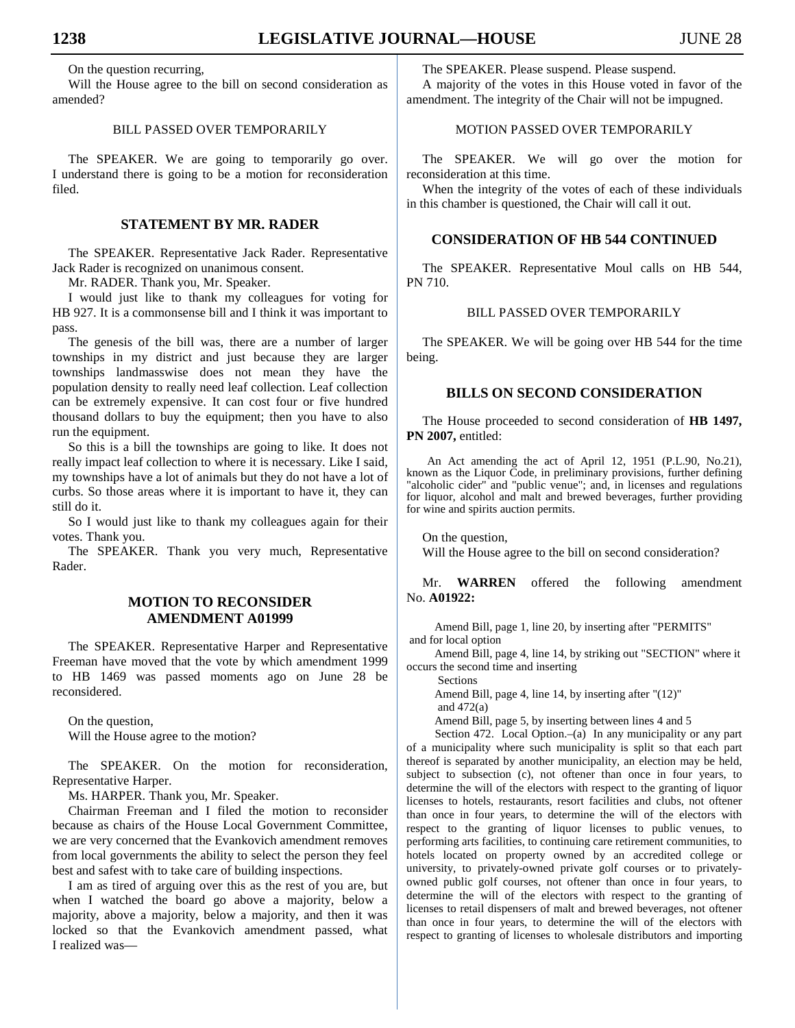On the question recurring,

Will the House agree to the bill on second consideration as amended?

BILL PASSED OVER TEMPORARILY

The SPEAKER. We are going to temporarily go over. I understand there is going to be a motion for reconsideration filed.

## STATEMENT BY MR. RADER

The SPEAKER. Representative Jack Rader. Representative Jack Rader is recognized on unanimous consent.

Mr. RADER. Thank you, Mr. Speaker.

I would just like to thank my colleagues for voting for HB 927. It is a commonsense bill and I think it was important to pass.

The genesis of the bill was, there are a number of larger townships in my district and just because they are larger townships landmasswise does not mean they have the population density to really need leaf collection. Leaf collection can be extremely expensive. It can cost four or five hundred thousand dollars to buy the equipment; then you have to also run the equipment.

So this is a bill the townships are going to like. It does not really impact leaf collection to where it is necessary. Like I said, my townships have a lot of animals but they do not have a lot of curbs. So those areas where it is important to have it, they can still do it.

So I would just like to thank my colleagues again for their votes. Thank you.

The SPEAKER. Thank you very much, Representative Rader.

## MOTION TO RECONSIDER AMENDMENT A01999

The SPEAKER. Representative Harper and Representative Freeman have moved that the vote by which amendment 1999 to HB 1469 was passed moments ago on June 28 be reconsidered.

On the question,

Will the House agree to the motion?

The SPEAKER. On the motion for reconsideration, Representative Harper.

Ms. HARPER. Thank you, Mr. Speaker.

Chairman Freeman and I filed the motion to reconsider because as chairs of the House Local Government Committee, we are very concerned that the Evankovich amendment removes from local governments the ability to select the person they feel best and safest with to take care of building inspections.

I am as tired of arguing over this as the rest of you are, but when I watched the board go above a majority, below a majority, above a majority, below a majority, and then it was locked so that the Evankovich amendment passed, what I realized was—

The SPEAKER. Please suspend. Please suspend.

A majority of the votes in this House voted in favor of the amendment. The integrity of the Chair will not be impugned.

MOTION PASSED OVER TEMPORARILY

The SPEAKER. We will go over the motion for reconsideration at this time.

When the integrity of the votes of each of these individuals in this chamber is questioned, the Chair will call it out.

## CONSIDERATION OF HB 544 CONTINUED

The SPEAKER. Representative Moul calls on HB 544, PN 710.

BILL PASSED OVER TEMPORARILY

The SPEAKER. We will be going over HB 544 for the time being.

## BILLS ON SECOND CONSIDERATION

The House proceeded to second consideration of **HB 1497, PN 2007,** entitled:

An Act amending the act of April 12, 1951 (P.L.90, No.21), known as the Liquor Code, in preliminary provisions, further defining "alcoholic cider" and "public venue"; and, in licenses and regulations for liquor, alcohol and malt and brewed beverages, further providing for wine and spirits auction permits.

On the question,

Will the House agree to the bill on second consideration?

Mr. **WARREN** offered the following amendment No. **A01922:**

Amend Bill, page 1, line 20, by inserting after "PERMITS"
and for local option

Amend Bill, page 4, line 14, by striking out "SECTION" where it occurs the second time and inserting
Sections

Amend Bill, page 4, line 14, by inserting after "(12)"
and 472(a)

Amend Bill, page 5, by inserting between lines 4 and 5

Section 472. Local Option.–(a) In any municipality or any part of a municipality where such municipality is split so that each part thereof is separated by another municipality, an election may be held, subject to subsection (c), not oftener than once in four years, to determine the will of the electors with respect to the granting of liquor licenses to hotels, restaurants, resort facilities and clubs, not oftener than once in four years, to determine the will of the electors with respect to the granting of liquor licenses to public venues, to performing arts facilities, to continuing care retirement communities, to hotels located on property owned by an accredited college or university, to privately-owned private golf courses or to privately-owned public golf courses, not oftener than once in four years, to determine the will of the electors with respect to the granting of licenses to retail dispensers of malt and brewed beverages, not oftener than once in four years, to determine the will of the electors with respect to granting of licenses to wholesale distributors and importing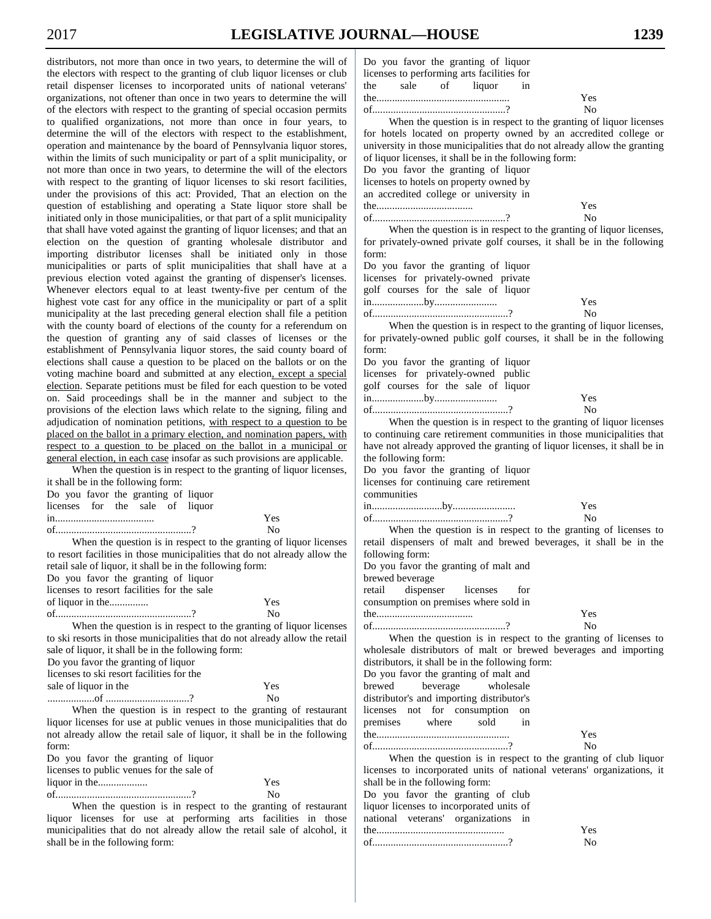distributors, not more than once in two years, to determine the will of the electors with respect to the granting of club liquor licenses or club retail dispenser licenses to incorporated units of national veterans' organizations, not oftener than once in two years to determine the will of the electors with respect to the granting of special occasion permits to qualified organizations, not more than once in four years, to determine the will of the electors with respect to the establishment, operation and maintenance by the board of Pennsylvania liquor stores, within the limits of such municipality or part of a split municipality, or not more than once in two years, to determine the will of the electors with respect to the granting of liquor licenses to ski resort facilities, under the provisions of this act: Provided, That an election on the question of establishing and operating a State liquor store shall be initiated only in those municipalities, or that part of a split municipality that shall have voted against the granting of liquor licenses; and that an election on the question of granting wholesale distributor and importing distributor licenses shall be initiated only in those municipalities or parts of split municipalities that shall have at a previous election voted against the granting of dispenser's licenses. Whenever electors equal to at least twenty-five per centum of the highest vote cast for any office in the municipality or part of a split municipality at the last preceding general election shall file a petition with the county board of elections of the county for a referendum on the question of granting any of said classes of licenses or the establishment of Pennsylvania liquor stores, the said county board of elections shall cause a question to be placed on the ballots or on the voting machine board and submitted at any election, except a special election. Separate petitions must be filed for each question to be voted on. Said proceedings shall be in the manner and subject to the provisions of the election laws which relate to the signing, filing and adjudication of nomination petitions, with respect to a question to be placed on the ballot in a primary election, and nomination papers, with respect to a question to be placed on the ballot in a municipal or general election, in each case insofar as such provisions are applicable.

When the question is in respect to the granting of liquor licenses, it shall be in the following form:

Do you favor the granting of liquor licenses for the sale of liquor in...................................... Yes
of....................................................? No

When the question is in respect to the granting of liquor licenses to resort facilities in those municipalities that do not already allow the retail sale of liquor, it shall be in the following form:

Do you favor the granting of liquor licenses to resort facilities for the sale of liquor in the............... Yes
of....................................................? No

When the question is in respect to the granting of liquor licenses to ski resorts in those municipalities that do not already allow the retail sale of liquor, it shall be in the following form:

Do you favor the granting of liquor licenses to ski resort facilities for the sale of liquor in the Yes
..................of ................................? No

When the question is in respect to the granting of restaurant liquor licenses for use at public venues in those municipalities that do not already allow the retail sale of liquor, it shall be in the following form:

Do you favor the granting of liquor licenses to public venues for the sale of liquor in the................... Yes
of....................................................? No

When the question is in respect to the granting of restaurant liquor licenses for use at performing arts facilities in those municipalities that do not already allow the retail sale of alcohol, it shall be in the following form:

Do you favor the granting of liquor licenses to performing arts facilities for the sale of liquor in the.................................................. Yes
of...................................................? No

When the question is in respect to the granting of liquor licenses for hotels located on property owned by an accredited college or university in those municipalities that do not already allow the granting of liquor licenses, it shall be in the following form:

Do you favor the granting of liquor licenses to hotels on property owned by an accredited college or university in the.................................... Yes
of...................................................? No

When the question is in respect to the granting of liquor licenses, for privately-owned private golf courses, it shall be in the following form:

Do you favor the granting of liquor licenses for privately-owned private golf courses for the sale of liquor in....................by........................ Yes
of....................................................? No

When the question is in respect to the granting of liquor licenses, for privately-owned public golf courses, it shall be in the following form:

Do you favor the granting of liquor licenses for privately-owned public golf courses for the sale of liquor in....................by........................ Yes
of....................................................? No

When the question is in respect to the granting of liquor licenses to continuing care retirement communities in those municipalities that have not already approved the granting of liquor licenses, it shall be in the following form:

Do you favor the granting of liquor licenses for continuing care retirement communities in...........................by........................ Yes
of...................................................? No

When the question is in respect to the granting of licenses to retail dispensers of malt and brewed beverages, it shall be in the following form:

Do you favor the granting of malt and brewed beverage retail dispenser licenses for consumption on premises where sold in the.................................... Yes
of..................................................? No

When the question is in respect to the granting of licenses to wholesale distributors of malt or brewed beverages and importing distributors, it shall be in the following form:

Do you favor the granting of malt and brewed beverage wholesale distributor's and importing distributor's licenses not for consumption on premises where sold in the.................................................. Yes
of...................................................? No

When the question is in respect to the granting of club liquor licenses to incorporated units of national veterans' organizations, it shall be in the following form:

Do you favor the granting of club liquor licenses to incorporated units of national veterans' organizations in the................................................ Yes
of...................................................? No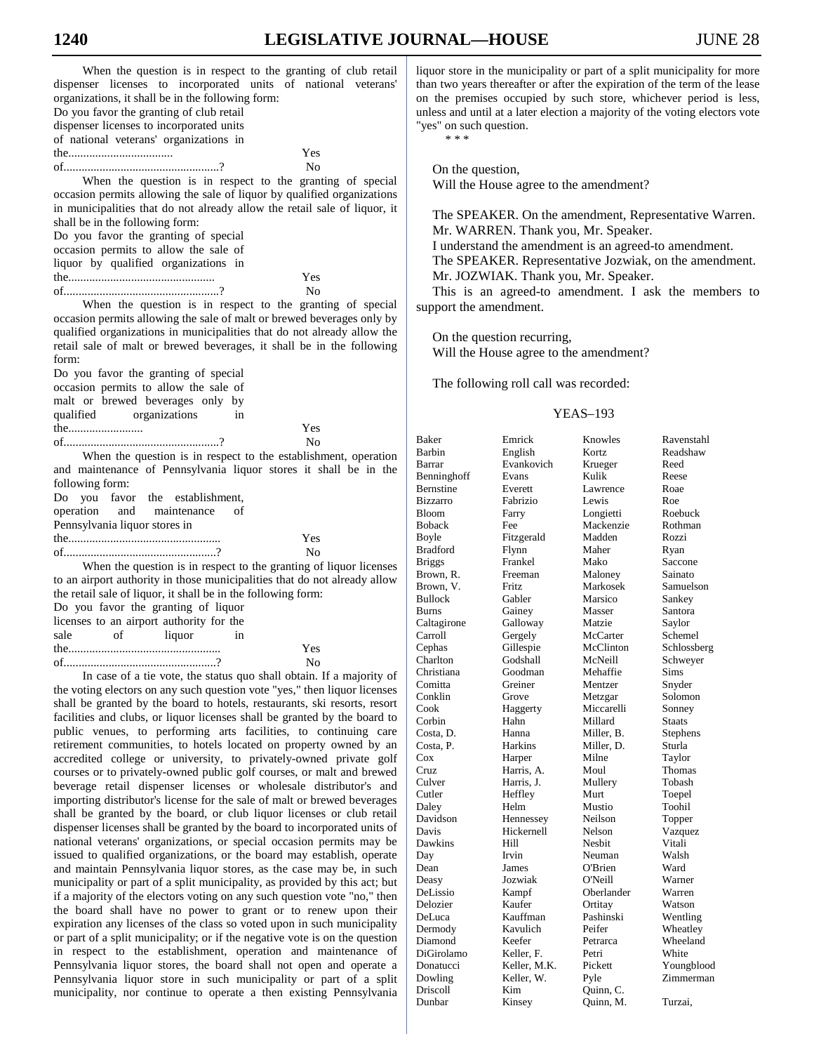When the question is in respect to the granting of club retail dispenser licenses to incorporated units of national veterans' organizations, it shall be in the following form:

Do you favor the granting of club retail dispenser licenses to incorporated units of national veterans' organizations in the................................... Yes
of....................................................? No

When the question is in respect to the granting of special occasion permits allowing the sale of liquor by qualified organizations in municipalities that do not already allow the retail sale of liquor, it shall be in the following form:

Do you favor the granting of special occasion permits to allow the sale of liquor by qualified organizations in the................................................. Yes
of....................................................? No

When the question is in respect to the granting of special occasion permits allowing the sale of malt or brewed beverages only by qualified organizations in municipalities that do not already allow the retail sale of malt or brewed beverages, it shall be in the following form:

Do you favor the granting of special occasion permits to allow the sale of malt or brewed beverages only by qualified organizations in the......................... Yes
of....................................................? No

When the question is in respect to the establishment, operation and maintenance of Pennsylvania liquor stores it shall be in the following form:

Do you favor the establishment, operation and maintenance of Pennsylvania liquor stores in the................................................... Yes
of...................................................? No

When the question is in respect to the granting of liquor licenses to an airport authority in those municipalities that do not already allow the retail sale of liquor, it shall be in the following form:

Do you favor the granting of liquor licenses to an airport authority for the sale of liquor in the................................................... Yes
of...................................................? No

In case of a tie vote, the status quo shall obtain. If a majority of the voting electors on any such question vote "yes," then liquor licenses shall be granted by the board to hotels, restaurants, ski resorts, resort facilities and clubs, or liquor licenses shall be granted by the board to public venues, to performing arts facilities, to continuing care retirement communities, to hotels located on property owned by an accredited college or university, to privately-owned private golf courses or to privately-owned public golf courses, or malt and brewed beverage retail dispenser licenses or wholesale distributor's and importing distributor's license for the sale of malt or brewed beverages shall be granted by the board, or club liquor licenses or club retail dispenser licenses shall be granted by the board to incorporated units of national veterans' organizations, or special occasion permits may be issued to qualified organizations, or the board may establish, operate and maintain Pennsylvania liquor stores, as the case may be, in such municipality or part of a split municipality, as provided by this act; but if a majority of the electors voting on any such question vote "no," then the board shall have no power to grant or to renew upon their expiration any licenses of the class so voted upon in such municipality or part of a split municipality; or if the negative vote is on the question in respect to the establishment, operation and maintenance of Pennsylvania liquor stores, the board shall not open and operate a Pennsylvania liquor store in such municipality or part of a split municipality, nor continue to operate a then existing Pennsylvania liquor store in the municipality or part of a split municipality for more than two years thereafter or after the expiration of the term of the lease on the premises occupied by such store, whichever period is less, unless and until at a later election a majority of the voting electors vote "yes" on such question.

* * *

On the question,
Will the House agree to the amendment?

The SPEAKER. On the amendment, Representative Warren.

Mr. WARREN. Thank you, Mr. Speaker.

I understand the amendment is an agreed-to amendment.

The SPEAKER. Representative Jozwiak, on the amendment.

Mr. JOZWIAK. Thank you, Mr. Speaker.

This is an agreed-to amendment. I ask the members to support the amendment.

On the question recurring,
Will the House agree to the amendment?

The following roll call was recorded:

YEAS–193

| | | | |
|---|---|---|---|
| Baker | Emrick | Knowles | Ravenstahl |
| Barbin | English | Kortz | Readshaw |
| Barrar | Evankovich | Krueger | Reed |
| Benninghoff | Evans | Kulik | Reese |
| Bernstine | Everett | Lawrence | Roae |
| Bizzarro | Fabrizio | Lewis | Roe |
| Bloom | Farry | Longietti | Roebuck |
| Boback | Fee | Mackenzie | Rothman |
| Boyle | Fitzgerald | Madden | Rozzi |
| Bradford | Flynn | Maher | Ryan |
| Briggs | Frankel | Mako | Saccone |
| Brown, R. | Freeman | Maloney | Sainato |
| Brown, V. | Fritz | Markosek | Samuelson |
| Bullock | Gabler | Marsico | Sankey |
| Burns | Gainey | Masser | Santora |
| Caltagirone | Galloway | Matzie | Saylor |
| Carroll | Gergely | McCarter | Schemel |
| Cephas | Gillespie | McClinton | Schlossberg |
| Charlton | Godshall | McNeill | Schweyer |
| Christiana | Goodman | Mehaffie | Sims |
| Comitta | Greiner | Mentzer | Snyder |
| Conklin | Grove | Metzgar | Solomon |
| Cook | Haggerty | Miccarelli | Sonney |
| Corbin | Hahn | Millard | Staats |
| Costa, D. | Hanna | Miller, B. | Stephens |
| Costa, P. | Harkins | Miller, D. | Sturla |
| Cox | Harper | Milne | Taylor |
| Cruz | Harris, A. | Moul | Thomas |
| Culver | Harris, J. | Mullery | Tobash |
| Cutler | Heffley | Murt | Toepel |
| Daley | Helm | Mustio | Toohil |
| Davidson | Hennessey | Neilson | Topper |
| Davis | Hickernell | Nelson | Vazquez |
| Dawkins | Hill | Nesbit | Vitali |
| Day | Irvin | Neuman | Walsh |
| Dean | James | O'Brien | Ward |
| Deasy | Jozwiak | O'Neill | Warner |
| DeLissio | Kampf | Oberlander | Warren |
| Delozier | Kaufer | Ortitay | Watson |
| DeLuca | Kauffman | Pashinski | Wentling |
| Dermody | Kavulich | Peifer | Wheatley |
| Diamond | Keefer | Petrarca | Wheeland |
| DiGirolamo | Keller, F. | Petri | White |
| Donatucci | Keller, M.K. | Pickett | Youngblood |
| Dowling | Keller, W. | Pyle | Zimmerman |
| Driscoll | Kim | Quinn, C. | |
| Dunbar | Kinsey | Quinn, M. | Turzai, |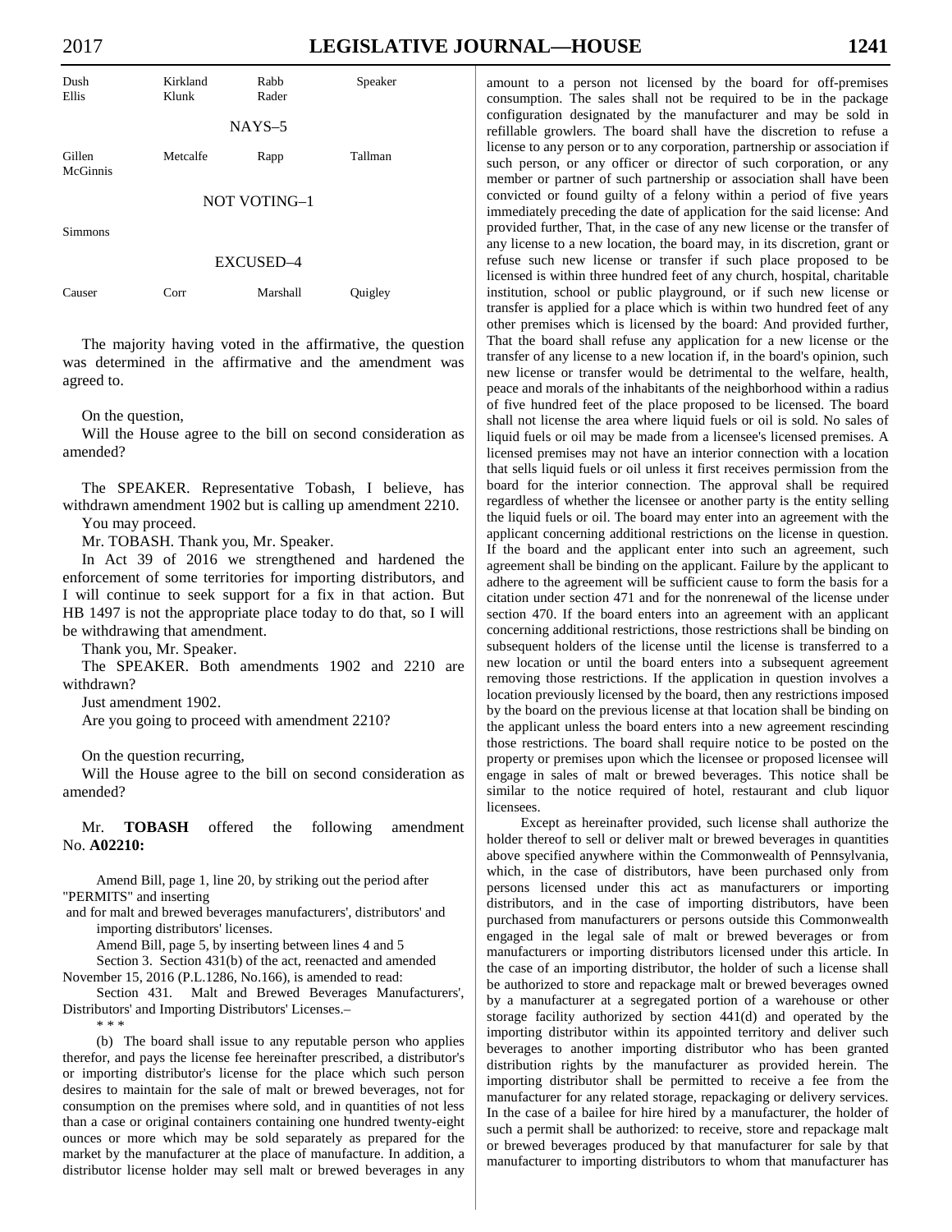| Dush | Kirkland | Rabb | Speaker |
|---|---|---|---|
| Ellis | Klunk | Rader | |

NAYS–5

| Gillen | Metcalfe | Rapp | Tallman |
|---|---|---|---|
| McGinnis | | | |

NOT VOTING–1

Simmons

EXCUSED–4

| Causer | Corr | Marshall | Quigley |
|---|---|---|---|

The majority having voted in the affirmative, the question was determined in the affirmative and the amendment was agreed to.

On the question,

Will the House agree to the bill on second consideration as amended?

The SPEAKER. Representative Tobash, I believe, has withdrawn amendment 1902 but is calling up amendment 2210.

You may proceed.

Mr. TOBASH. Thank you, Mr. Speaker.

In Act 39 of 2016 we strengthened and hardened the enforcement of some territories for importing distributors, and I will continue to seek support for a fix in that action. But HB 1497 is not the appropriate place today to do that, so I will be withdrawing that amendment.

Thank you, Mr. Speaker.

The SPEAKER. Both amendments 1902 and 2210 are withdrawn?

Just amendment 1902.

Are you going to proceed with amendment 2210?

On the question recurring,

Will the House agree to the bill on second consideration as amended?

Mr. **TOBASH** offered the following amendment No. **A02210:**

Amend Bill, page 1, line 20, by striking out the period after "PERMITS" and inserting

and for malt and brewed beverages manufacturers', distributors' and importing distributors' licenses.

Amend Bill, page 5, by inserting between lines 4 and 5

Section 3. Section 431(b) of the act, reenacted and amended November 15, 2016 (P.L.1286, No.166), is amended to read:

Section 431. Malt and Brewed Beverages Manufacturers', Distributors' and Importing Distributors' Licenses.–

\* \* \*

(b) The board shall issue to any reputable person who applies therefor, and pays the license fee hereinafter prescribed, a distributor's or importing distributor's license for the place which such person desires to maintain for the sale of malt or brewed beverages, not for consumption on the premises where sold, and in quantities of not less than a case or original containers containing one hundred twenty-eight ounces or more which may be sold separately as prepared for the market by the manufacturer at the place of manufacture. In addition, a distributor license holder may sell malt or brewed beverages in any amount to a person not licensed by the board for off-premises consumption. The sales shall not be required to be in the package configuration designated by the manufacturer and may be sold in refillable growlers. The board shall have the discretion to refuse a license to any person or to any corporation, partnership or association if such person, or any officer or director of such corporation, or any member or partner of such partnership or association shall have been convicted or found guilty of a felony within a period of five years immediately preceding the date of application for the said license: And provided further, That, in the case of any new license or the transfer of any license to a new location, the board may, in its discretion, grant or refuse such new license or transfer if such place proposed to be licensed is within three hundred feet of any church, hospital, charitable institution, school or public playground, or if such new license or transfer is applied for a place which is within two hundred feet of any other premises which is licensed by the board: And provided further, That the board shall refuse any application for a new license or the transfer of any license to a new location if, in the board's opinion, such new license or transfer would be detrimental to the welfare, health, peace and morals of the inhabitants of the neighborhood within a radius of five hundred feet of the place proposed to be licensed. The board shall not license the area where liquid fuels or oil is sold. No sales of liquid fuels or oil may be made from a licensee's licensed premises. A licensed premises may not have an interior connection with a location that sells liquid fuels or oil unless it first receives permission from the board for the interior connection. The approval shall be required regardless of whether the licensee or another party is the entity selling the liquid fuels or oil. The board may enter into an agreement with the applicant concerning additional restrictions on the license in question. If the board and the applicant enter into such an agreement, such agreement shall be binding on the applicant. Failure by the applicant to adhere to the agreement will be sufficient cause to form the basis for a citation under section 471 and for the nonrenewal of the license under section 470. If the board enters into an agreement with an applicant concerning additional restrictions, those restrictions shall be binding on subsequent holders of the license until the license is transferred to a new location or until the board enters into a subsequent agreement removing those restrictions. If the application in question involves a location previously licensed by the board, then any restrictions imposed by the board on the previous license at that location shall be binding on the applicant unless the board enters into a new agreement rescinding those restrictions. The board shall require notice to be posted on the property or premises upon which the licensee or proposed licensee will engage in sales of malt or brewed beverages. This notice shall be similar to the notice required of hotel, restaurant and club liquor licensees.

Except as hereinafter provided, such license shall authorize the holder thereof to sell or deliver malt or brewed beverages in quantities above specified anywhere within the Commonwealth of Pennsylvania, which, in the case of distributors, have been purchased only from persons licensed under this act as manufacturers or importing distributors, and in the case of importing distributors, have been purchased from manufacturers or persons outside this Commonwealth engaged in the legal sale of malt or brewed beverages or from manufacturers or importing distributors licensed under this article. In the case of an importing distributor, the holder of such a license shall be authorized to store and repackage malt or brewed beverages owned by a manufacturer at a segregated portion of a warehouse or other storage facility authorized by section 441(d) and operated by the importing distributor within its appointed territory and deliver such beverages to another importing distributor who has been granted distribution rights by the manufacturer as provided herein. The importing distributor shall be permitted to receive a fee from the manufacturer for any related storage, repackaging or delivery services. In the case of a bailee for hire hired by a manufacturer, the holder of such a permit shall be authorized: to receive, store and repackage malt or brewed beverages produced by that manufacturer for sale by that manufacturer to importing distributors to whom that manufacturer has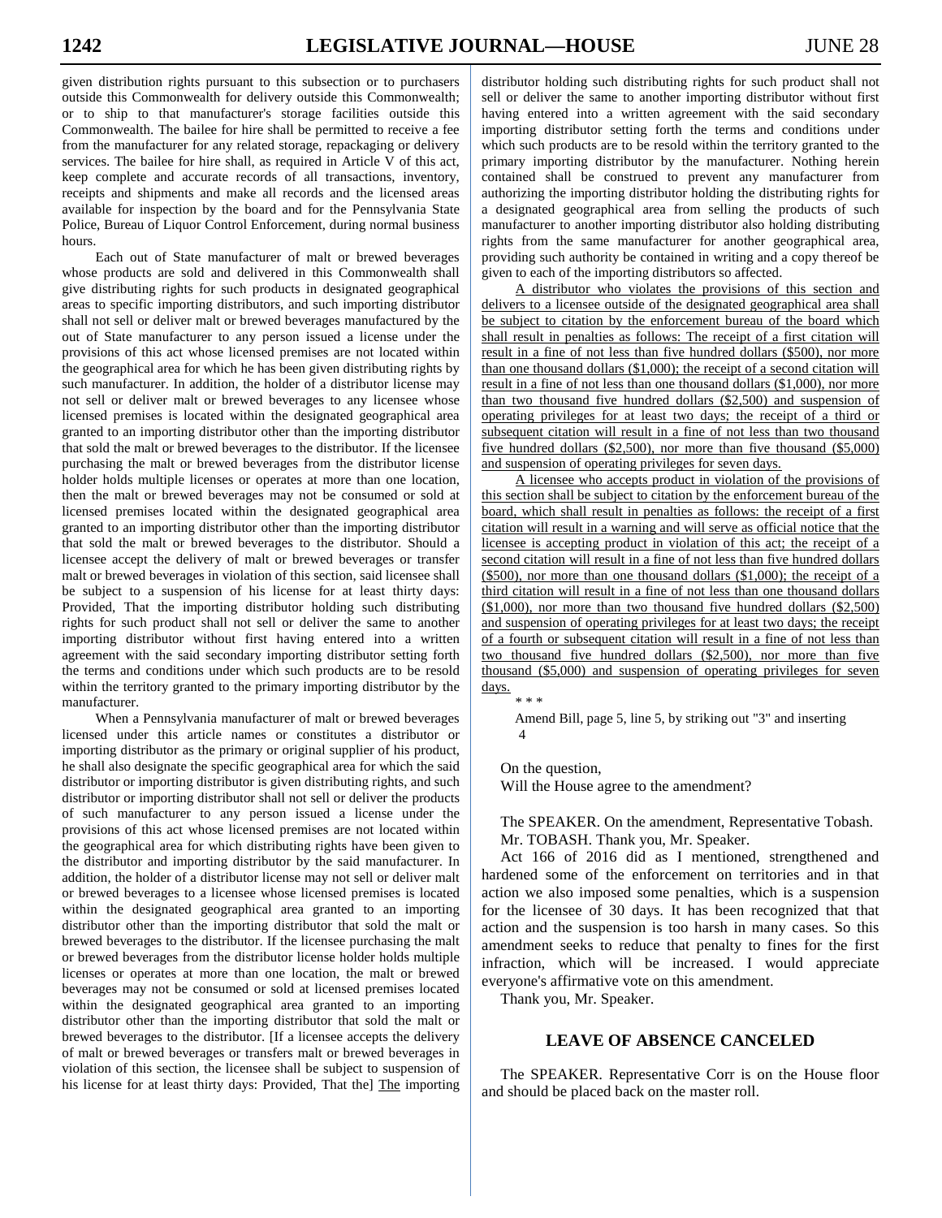given distribution rights pursuant to this subsection or to purchasers outside this Commonwealth for delivery outside this Commonwealth; or to ship to that manufacturer's storage facilities outside this Commonwealth. The bailee for hire shall be permitted to receive a fee from the manufacturer for any related storage, repackaging or delivery services. The bailee for hire shall, as required in Article V of this act, keep complete and accurate records of all transactions, inventory, receipts and shipments and make all records and the licensed areas available for inspection by the board and for the Pennsylvania State Police, Bureau of Liquor Control Enforcement, during normal business hours.

Each out of State manufacturer of malt or brewed beverages whose products are sold and delivered in this Commonwealth shall give distributing rights for such products in designated geographical areas to specific importing distributors, and such importing distributor shall not sell or deliver malt or brewed beverages manufactured by the out of State manufacturer to any person issued a license under the provisions of this act whose licensed premises are not located within the geographical area for which he has been given distributing rights by such manufacturer. In addition, the holder of a distributor license may not sell or deliver malt or brewed beverages to any licensee whose licensed premises is located within the designated geographical area granted to an importing distributor other than the importing distributor that sold the malt or brewed beverages to the distributor. If the licensee purchasing the malt or brewed beverages from the distributor license holder holds multiple licenses or operates at more than one location, then the malt or brewed beverages may not be consumed or sold at licensed premises located within the designated geographical area granted to an importing distributor other than the importing distributor that sold the malt or brewed beverages to the distributor. Should a licensee accept the delivery of malt or brewed beverages or transfer malt or brewed beverages in violation of this section, said licensee shall be subject to a suspension of his license for at least thirty days: Provided, That the importing distributor holding such distributing rights for such product shall not sell or deliver the same to another importing distributor without first having entered into a written agreement with the said secondary importing distributor setting forth the terms and conditions under which such products are to be resold within the territory granted to the primary importing distributor by the manufacturer.

When a Pennsylvania manufacturer of malt or brewed beverages licensed under this article names or constitutes a distributor or importing distributor as the primary or original supplier of his product, he shall also designate the specific geographical area for which the said distributor or importing distributor is given distributing rights, and such distributor or importing distributor shall not sell or deliver the products of such manufacturer to any person issued a license under the provisions of this act whose licensed premises are not located within the geographical area for which distributing rights have been given to the distributor and importing distributor by the said manufacturer. In addition, the holder of a distributor license may not sell or deliver malt or brewed beverages to a licensee whose licensed premises is located within the designated geographical area granted to an importing distributor other than the importing distributor that sold the malt or brewed beverages to the distributor. If the licensee purchasing the malt or brewed beverages from the distributor license holder holds multiple licenses or operates at more than one location, the malt or brewed beverages may not be consumed or sold at licensed premises located within the designated geographical area granted to an importing distributor other than the importing distributor that sold the malt or brewed beverages to the distributor. [If a licensee accepts the delivery of malt or brewed beverages or transfers malt or brewed beverages in violation of this section, the licensee shall be subject to suspension of his license for at least thirty days: Provided, That the] <u>The</u> importing distributor holding such distributing rights for such product shall not sell or deliver the same to another importing distributor without first having entered into a written agreement with the said secondary importing distributor setting forth the terms and conditions under which such products are to be resold within the territory granted to the primary importing distributor by the manufacturer. Nothing herein contained shall be construed to prevent any manufacturer from authorizing the importing distributor holding the distributing rights for a designated geographical area from selling the products of such manufacturer to another importing distributor also holding distributing rights from the same manufacturer for another geographical area, providing such authority be contained in writing and a copy thereof be given to each of the importing distributors so affected.

<u>A distributor who violates the provisions of this section and delivers to a licensee outside of the designated geographical area shall be subject to citation by the enforcement bureau of the board which shall result in penalties as follows: The receipt of a first citation will result in a fine of not less than five hundred dollars ($500), nor more than one thousand dollars ($1,000); the receipt of a second citation will result in a fine of not less than one thousand dollars ($1,000), nor more than two thousand five hundred dollars ($2,500) and suspension of operating privileges for at least two days; the receipt of a third or subsequent citation will result in a fine of not less than two thousand five hundred dollars ($2,500), nor more than five thousand ($5,000) and suspension of operating privileges for seven days.</u>

<u>A licensee who accepts product in violation of the provisions of this section shall be subject to citation by the enforcement bureau of the board, which shall result in penalties as follows: the receipt of a first citation will result in a warning and will serve as official notice that the licensee is accepting product in violation of this act; the receipt of a second citation will result in a fine of not less than five hundred dollars ($500), nor more than one thousand dollars ($1,000); the receipt of a third citation will result in a fine of not less than one thousand dollars ($1,000), nor more than two thousand five hundred dollars ($2,500) and suspension of operating privileges for at least two days; the receipt of a fourth or subsequent citation will result in a fine of not less than two thousand five hundred dollars ($2,500), nor more than five thousand ($5,000) and suspension of operating privileges for seven days.</u>

\* \* \*

Amend Bill, page 5, line 5, by striking out "3" and inserting
4

On the question,
Will the House agree to the amendment?

The SPEAKER. On the amendment, Representative Tobash.

Mr. TOBASH. Thank you, Mr. Speaker.

Act 166 of 2016 did as I mentioned, strengthened and hardened some of the enforcement on territories and in that action we also imposed some penalties, which is a suspension for the licensee of 30 days. It has been recognized that that action and the suspension is too harsh in many cases. So this amendment seeks to reduce that penalty to fines for the first infraction, which will be increased. I would appreciate everyone's affirmative vote on this amendment.

Thank you, Mr. Speaker.

## LEAVE OF ABSENCE CANCELED

The SPEAKER. Representative Corr is on the House floor and should be placed back on the master roll.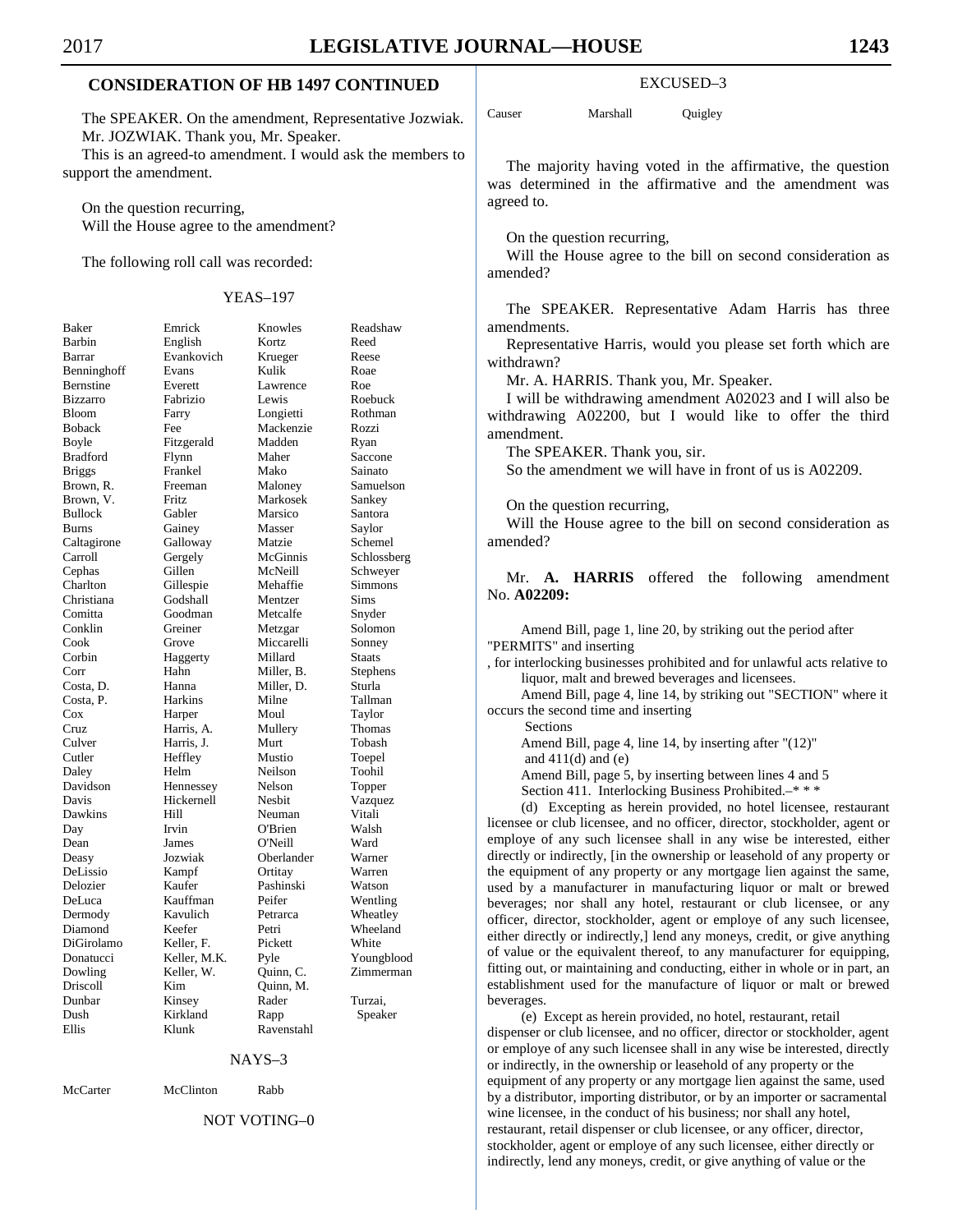## CONSIDERATION OF HB 1497 CONTINUED

The SPEAKER. On the amendment, Representative Jozwiak.

Mr. JOZWIAK. Thank you, Mr. Speaker.

This is an agreed-to amendment. I would ask the members to support the amendment.

On the question recurring,
Will the House agree to the amendment?

The following roll call was recorded:

YEAS–197

| | | | |
|---|---|---|---|
| Baker | Emrick | Knowles | Readshaw |
| Barbin | English | Kortz | Reed |
| Barrar | Evankovich | Krueger | Reese |
| Benninghoff | Evans | Kulik | Roae |
| Bernstine | Everett | Lawrence | Roe |
| Bizzarro | Fabrizio | Lewis | Roebuck |
| Bloom | Farry | Longietti | Rothman |
| Boback | Fee | Mackenzie | Rozzi |
| Boyle | Fitzgerald | Madden | Ryan |
| Bradford | Flynn | Maher | Saccone |
| Briggs | Frankel | Mako | Sainato |
| Brown, R. | Freeman | Maloney | Samuelson |
| Brown, V. | Fritz | Markosek | Sankey |
| Bullock | Gabler | Marsico | Santora |
| Burns | Gainey | Masser | Saylor |
| Caltagirone | Galloway | Matzie | Schemel |
| Carroll | Gergely | McGinnis | Schlossberg |
| Cephas | Gillen | McNeill | Schweyer |
| Charlton | Gillespie | Mehaffie | Simmons |
| Christiana | Godshall | Mentzer | Sims |
| Comitta | Goodman | Metcalfe | Snyder |
| Conklin | Greiner | Metzgar | Solomon |
| Cook | Grove | Miccarelli | Sonney |
| Corbin | Haggerty | Millard | Staats |
| Corr | Hahn | Miller, B. | Stephens |
| Costa, D. | Hanna | Miller, D. | Sturla |
| Costa, P. | Harkins | Milne | Tallman |
| Cox | Harper | Moul | Taylor |
| Cruz | Harris, A. | Mullery | Thomas |
| Culver | Harris, J. | Murt | Tobash |
| Cutler | Heffley | Mustio | Toepel |
| Daley | Helm | Neilson | Toohil |
| Davidson | Hennessey | Nelson | Topper |
| Davis | Hickernell | Nesbit | Vazquez |
| Dawkins | Hill | Neuman | Vitali |
| Day | Irvin | O'Brien | Walsh |
| Dean | James | O'Neill | Ward |
| Deasy | Jozwiak | Oberlander | Warner |
| DeLissio | Kampf | Ortitay | Warren |
| Delozier | Kaufer | Pashinski | Watson |
| DeLuca | Kauffman | Peifer | Wentling |
| Dermody | Kavulich | Petrarca | Wheatley |
| Diamond | Keefer | Petri | Wheeland |
| DiGirolamo | Keller, F. | Pickett | White |
| Donatucci | Keller, M.K. | Pyle | Youngblood |
| Dowling | Keller, W. | Quinn, C. | Zimmerman |
| Driscoll | Kim | Quinn, M. | |
| Dunbar | Kinsey | Rader | Turzai, |
| Dush | Kirkland | Rapp | Speaker |
| Ellis | Klunk | Ravenstahl | |

NAYS–3

| | | |
|---|---|---|
| McCarter | McClinton | Rabb |

NOT VOTING–0

EXCUSED–3

| | | |
|---|---|---|
| Causer | Marshall | Quigley |

The majority having voted in the affirmative, the question was determined in the affirmative and the amendment was agreed to.

On the question recurring,
Will the House agree to the bill on second consideration as amended?

The SPEAKER. Representative Adam Harris has three amendments.

Representative Harris, would you please set forth which are withdrawn?

Mr. A. HARRIS. Thank you, Mr. Speaker.

I will be withdrawing amendment A02023 and I will also be withdrawing A02200, but I would like to offer the third amendment.

The SPEAKER. Thank you, sir.

So the amendment we will have in front of us is A02209.

On the question recurring,
Will the House agree to the bill on second consideration as amended?

Mr. **A. HARRIS** offered the following amendment No. **A02209:**

Amend Bill, page 1, line 20, by striking out the period after "PERMITS" and inserting

, for interlocking businesses prohibited and for unlawful acts relative to liquor, malt and brewed beverages and licensees.

Amend Bill, page 4, line 14, by striking out "SECTION" where it occurs the second time and inserting

Sections

Amend Bill, page 4, line 14, by inserting after "(12)"

and 411(d) and (e)

Amend Bill, page 5, by inserting between lines 4 and 5

Section 411. Interlocking Business Prohibited.–* * *

(d) Excepting as herein provided, no hotel licensee, restaurant licensee or club licensee, and no officer, director, stockholder, agent or employe of any such licensee shall in any wise be interested, either directly or indirectly, [in the ownership or leasehold of any property or the equipment of any property or any mortgage lien against the same, used by a manufacturer in manufacturing liquor or malt or brewed beverages; nor shall any hotel, restaurant or club licensee, or any officer, director, stockholder, agent or employe of any such licensee, either directly or indirectly,] lend any moneys, credit, or give anything of value or the equivalent thereof, to any manufacturer for equipping, fitting out, or maintaining and conducting, either in whole or in part, an establishment used for the manufacture of liquor or malt or brewed beverages.

(e) Except as herein provided, no hotel, restaurant, retail dispenser or club licensee, and no officer, director or stockholder, agent or employe of any such licensee shall in any wise be interested, directly or indirectly, in the ownership or leasehold of any property or the equipment of any property or any mortgage lien against the same, used by a distributor, importing distributor, or by an importer or sacramental wine licensee, in the conduct of his business; nor shall any hotel, restaurant, retail dispenser or club licensee, or any officer, director, stockholder, agent or employe of any such licensee, either directly or indirectly, lend any moneys, credit, or give anything of value or the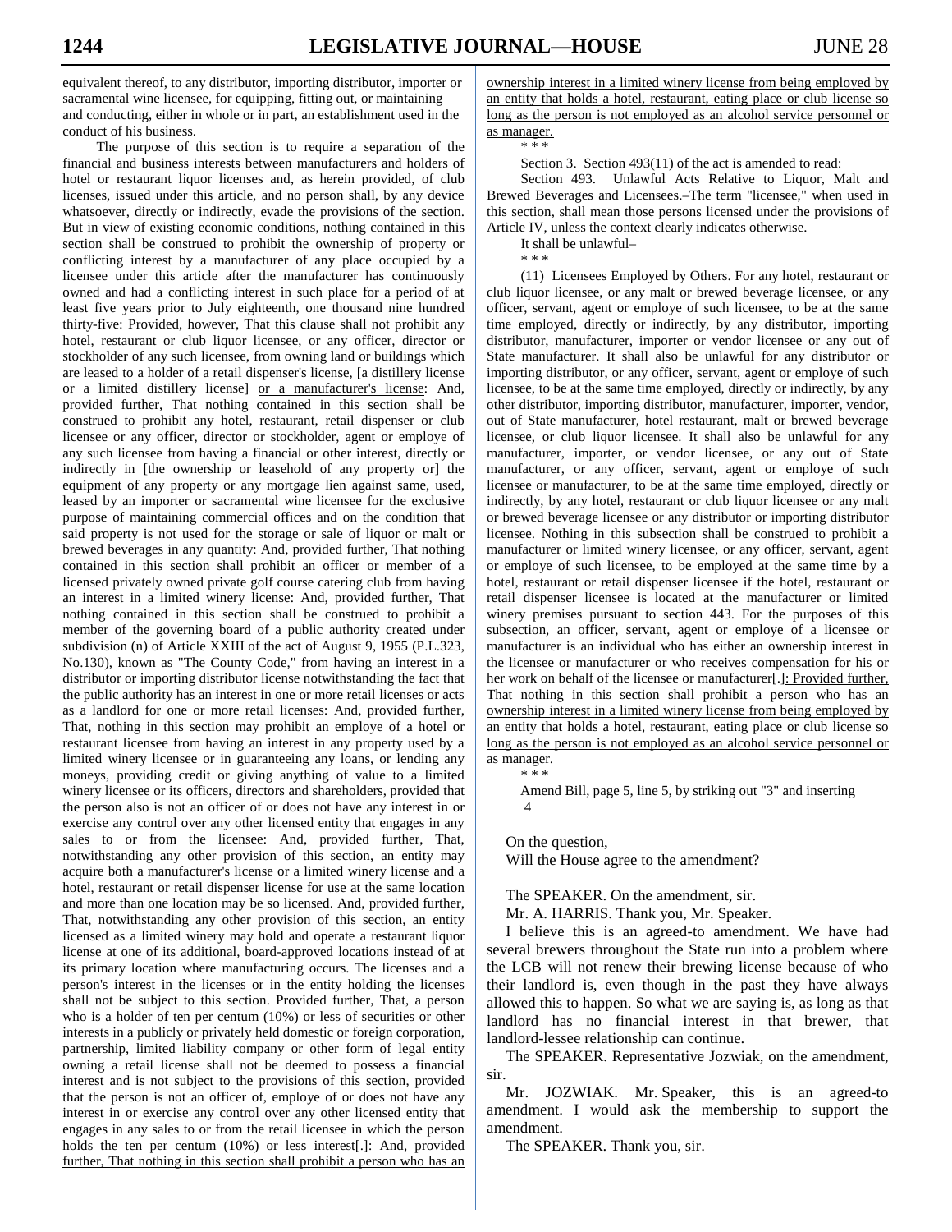equivalent thereof, to any distributor, importing distributor, importer or sacramental wine licensee, for equipping, fitting out, or maintaining and conducting, either in whole or in part, an establishment used in the conduct of his business.

The purpose of this section is to require a separation of the financial and business interests between manufacturers and holders of hotel or restaurant liquor licenses and, as herein provided, of club licenses, issued under this article, and no person shall, by any device whatsoever, directly or indirectly, evade the provisions of the section. But in view of existing economic conditions, nothing contained in this section shall be construed to prohibit the ownership of property or conflicting interest by a manufacturer of any place occupied by a licensee under this article after the manufacturer has continuously owned and had a conflicting interest in such place for a period of at least five years prior to July eighteenth, one thousand nine hundred thirty-five: Provided, however, That this clause shall not prohibit any hotel, restaurant or club liquor licensee, or any officer, director or stockholder of any such licensee, from owning land or buildings which are leased to a holder of a retail dispenser's license, [a distillery license or a limited distillery license] <u>or a manufacturer's license</u>: And, provided further, That nothing contained in this section shall be construed to prohibit any hotel, restaurant, retail dispenser or club licensee or any officer, director or stockholder, agent or employe of any such licensee from having a financial or other interest, directly or indirectly in [the ownership or leasehold of any property or] the equipment of any property or any mortgage lien against same, used, leased by an importer or sacramental wine licensee for the exclusive purpose of maintaining commercial offices and on the condition that said property is not used for the storage or sale of liquor or malt or brewed beverages in any quantity: And, provided further, That nothing contained in this section shall prohibit an officer or member of a licensed privately owned private golf course catering club from having an interest in a limited winery license: And, provided further, That nothing contained in this section shall be construed to prohibit a member of the governing board of a public authority created under subdivision (n) of Article XXIII of the act of August 9, 1955 (P.L.323, No.130), known as "The County Code," from having an interest in a distributor or importing distributor license notwithstanding the fact that the public authority has an interest in one or more retail licenses or acts as a landlord for one or more retail licenses: And, provided further, That, nothing in this section may prohibit an employe of a hotel or restaurant licensee from having an interest in any property used by a limited winery licensee or in guaranteeing any loans, or lending any moneys, providing credit or giving anything of value to a limited winery licensee or its officers, directors and shareholders, provided that the person also is not an officer of or does not have any interest in or exercise any control over any other licensed entity that engages in any sales to or from the licensee: And, provided further, That, notwithstanding any other provision of this section, an entity may acquire both a manufacturer's license or a limited winery license and a hotel, restaurant or retail dispenser license for use at the same location and more than one location may be so licensed. And, provided further, That, notwithstanding any other provision of this section, an entity licensed as a limited winery may hold and operate a restaurant liquor license at one of its additional, board-approved locations instead of at its primary location where manufacturing occurs. The licenses and a person's interest in the licenses or in the entity holding the licenses shall not be subject to this section. Provided further, That, a person who is a holder of ten per centum (10%) or less of securities or other interests in a publicly or privately held domestic or foreign corporation, partnership, limited liability company or other form of legal entity owning a retail license shall not be deemed to possess a financial interest and is not subject to the provisions of this section, provided that the person is not an officer of, employe of or does not have any interest in or exercise any control over any other licensed entity that engages in any sales to or from the retail licensee in which the person holds the ten per centum (10%) or less interest[.]<u>: And, provided further, That nothing in this section shall prohibit a person who has an ownership interest in a limited winery license from being employed by an entity that holds a hotel, restaurant, eating place or club license so long as the person is not employed as an alcohol service personnel or as manager.</u>

\* \* \*

Section 3. Section 493(11) of the act is amended to read:

Section 493. Unlawful Acts Relative to Liquor, Malt and Brewed Beverages and Licensees.–The term "licensee," when used in this section, shall mean those persons licensed under the provisions of Article IV, unless the context clearly indicates otherwise.

It shall be unlawful–

\* \* \*

(11) Licensees Employed by Others. For any hotel, restaurant or club liquor licensee, or any malt or brewed beverage licensee, or any officer, servant, agent or employe of such licensee, to be at the same time employed, directly or indirectly, by any distributor, importing distributor, manufacturer, importer or vendor licensee or any out of State manufacturer. It shall also be unlawful for any distributor or importing distributor, or any officer, servant, agent or employe of such licensee, to be at the same time employed, directly or indirectly, by any other distributor, importing distributor, manufacturer, importer, vendor, out of State manufacturer, hotel restaurant, malt or brewed beverage licensee, or club liquor licensee. It shall also be unlawful for any manufacturer, importer, or vendor licensee, or any out of State manufacturer, or any officer, servant, agent or employe of such licensee or manufacturer, to be at the same time employed, directly or indirectly, by any hotel, restaurant or club liquor licensee or any malt or brewed beverage licensee or any distributor or importing distributor licensee. Nothing in this subsection shall be construed to prohibit a manufacturer or limited winery licensee, or any officer, servant, agent or employe of such licensee, to be employed at the same time by a hotel, restaurant or retail dispenser licensee if the hotel, restaurant or retail dispenser licensee is located at the manufacturer or limited winery premises pursuant to section 443. For the purposes of this subsection, an officer, servant, agent or employe of a licensee or manufacturer is an individual who has either an ownership interest in the licensee or manufacturer or who receives compensation for his or her work on behalf of the licensee or manufacturer[.]<u>: Provided further, That nothing in this section shall prohibit a person who has an ownership interest in a limited winery license from being employed by an entity that holds a hotel, restaurant, eating place or club license so long as the person is not employed as an alcohol service personnel or as manager.</u>

\* \* \*

Amend Bill, page 5, line 5, by striking out "3" and inserting 4

On the question,
Will the House agree to the amendment?

The SPEAKER. On the amendment, sir.

Mr. A. HARRIS. Thank you, Mr. Speaker.

I believe this is an agreed-to amendment. We have had several brewers throughout the State run into a problem where the LCB will not renew their brewing license because of who their landlord is, even though in the past they have always allowed this to happen. So what we are saying is, as long as that landlord has no financial interest in that brewer, that landlord-lessee relationship can continue.

The SPEAKER. Representative Jozwiak, on the amendment, sir.

Mr. JOZWIAK. Mr. Speaker, this is an agreed-to amendment. I would ask the membership to support the amendment.

The SPEAKER. Thank you, sir.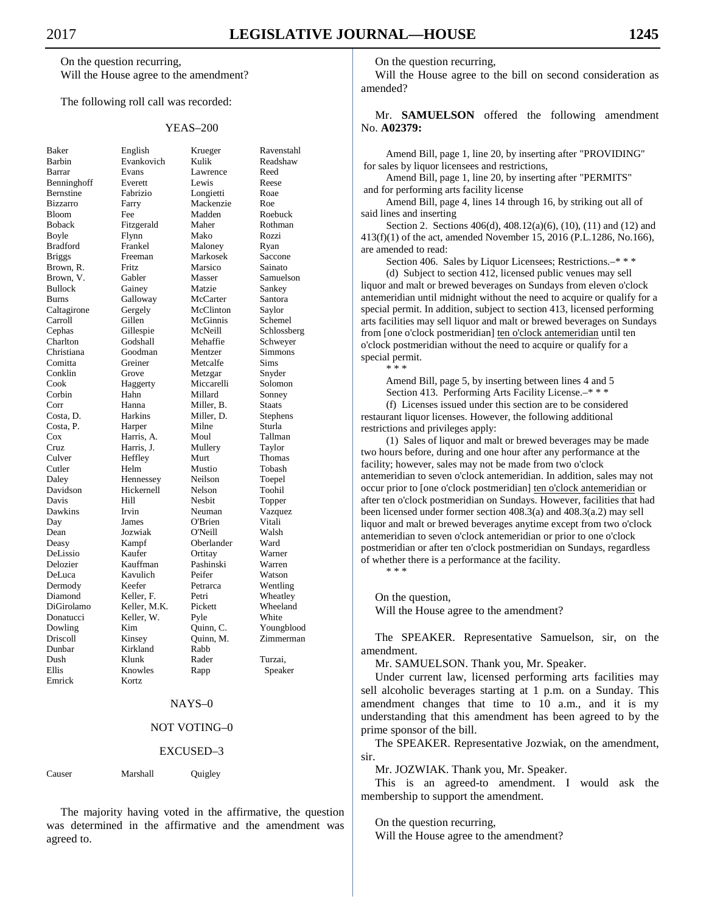On the question recurring,
Will the House agree to the amendment?

The following roll call was recorded:

YEAS–200

| | | | |
|---|---|---|---|
| Baker | English | Krueger | Ravenstahl |
| Barbin | Evankovich | Kulik | Readshaw |
| Barrar | Evans | Lawrence | Reed |
| Benninghoff | Everett | Lewis | Reese |
| Bernstine | Fabrizio | Longietti | Roae |
| Bizzarro | Farry | Mackenzie | Roe |
| Bloom | Fee | Madden | Roebuck |
| Boback | Fitzgerald | Maher | Rothman |
| Boyle | Flynn | Mako | Rozzi |
| Bradford | Frankel | Maloney | Ryan |
| Briggs | Freeman | Markosek | Saccone |
| Brown, R. | Fritz | Marsico | Sainato |
| Brown, V. | Gabler | Masser | Samuelson |
| Bullock | Gainey | Matzie | Sankey |
| Burns | Galloway | McCarter | Santora |
| Caltagirone | Gergely | McClinton | Saylor |
| Carroll | Gillen | McGinnis | Schemel |
| Cephas | Gillespie | McNeill | Schlossberg |
| Charlton | Godshall | Mehaffie | Schweyer |
| Christiana | Goodman | Mentzer | Simmons |
| Comitta | Greiner | Metcalfe | Sims |
| Conklin | Grove | Metzgar | Snyder |
| Cook | Haggerty | Miccarelli | Solomon |
| Corbin | Hahn | Millard | Sonney |
| Corr | Hanna | Miller, B. | Staats |
| Costa, D. | Harkins | Miller, D. | Stephens |
| Costa, P. | Harper | Milne | Sturla |
| Cox | Harris, A. | Moul | Tallman |
| Cruz | Harris, J. | Mullery | Taylor |
| Culver | Heffley | Murt | Thomas |
| Cutler | Helm | Mustio | Tobash |
| Daley | Hennessey | Neilson | Toepel |
| Davidson | Hickernell | Nelson | Toohil |
| Davis | Hill | Nesbit | Topper |
| Dawkins | Irvin | Neuman | Vazquez |
| Day | James | O'Brien | Vitali |
| Dean | Jozwiak | O'Neill | Walsh |
| Deasy | Kampf | Oberlander | Ward |
| DeLissio | Kaufer | Ortitay | Warner |
| Delozier | Kauffman | Pashinski | Warren |
| DeLuca | Kavulich | Peifer | Watson |
| Dermody | Keefer | Petrarca | Wentling |
| Diamond | Keller, F. | Petri | Wheatley |
| DiGirolamo | Keller, M.K. | Pickett | Wheeland |
| Donatucci | Keller, W. | Pyle | White |
| Dowling | Kim | Quinn, C. | Youngblood |
| Driscoll | Kinsey | Quinn, M. | Zimmerman |
| Dunbar | Kirkland | Rabb | |
| Dush | Klunk | Rader | Turzai, |
| Ellis | Knowles | Rapp | Speaker |
| Emrick | Kortz | | |

NAYS–0

NOT VOTING–0

EXCUSED–3

| | | |
|---|---|---|
| Causer | Marshall | Quigley |

The majority having voted in the affirmative, the question was determined in the affirmative and the amendment was agreed to.

On the question recurring,
Will the House agree to the bill on second consideration as amended?

Mr. **SAMUELSON** offered the following amendment No. **A02379:**

Amend Bill, page 1, line 20, by inserting after "PROVIDING" for sales by liquor licensees and restrictions,

Amend Bill, page 1, line 20, by inserting after "PERMITS" and for performing arts facility license

Amend Bill, page 4, lines 14 through 16, by striking out all of said lines and inserting

Section 2. Sections 406(d), 408.12(a)(6), (10), (11) and (12) and 413(f)(1) of the act, amended November 15, 2016 (P.L.1286, No.166), are amended to read:

Section 406. Sales by Liquor Licensees; Restrictions.–* * *

(d) Subject to section 412, licensed public venues may sell liquor and malt or brewed beverages on Sundays from eleven o'clock antemeridian until midnight without the need to acquire or qualify for a special permit. In addition, subject to section 413, licensed performing arts facilities may sell liquor and malt or brewed beverages on Sundays from [one o'clock postmeridian] ten o'clock antemeridian until ten o'clock postmeridian without the need to acquire or qualify for a special permit.

\* \* \*

Amend Bill, page 5, by inserting between lines 4 and 5

Section 413. Performing Arts Facility License.–* * *

(f) Licenses issued under this section are to be considered restaurant liquor licenses. However, the following additional restrictions and privileges apply:

(1) Sales of liquor and malt or brewed beverages may be made two hours before, during and one hour after any performance at the facility; however, sales may not be made from two o'clock antemeridian to seven o'clock antemeridian. In addition, sales may not occur prior to [one o'clock postmeridian] ten o'clock antemeridian or after ten o'clock postmeridian on Sundays. However, facilities that had been licensed under former section 408.3(a) and 408.3(a.2) may sell liquor and malt or brewed beverages anytime except from two o'clock antemeridian to seven o'clock antemeridian or prior to one o'clock postmeridian or after ten o'clock postmeridian on Sundays, regardless of whether there is a performance at the facility.

\* \* \*

On the question,
Will the House agree to the amendment?

The SPEAKER. Representative Samuelson, sir, on the amendment.

Mr. SAMUELSON. Thank you, Mr. Speaker.

Under current law, licensed performing arts facilities may sell alcoholic beverages starting at 1 p.m. on a Sunday. This amendment changes that time to 10 a.m., and it is my understanding that this amendment has been agreed to by the prime sponsor of the bill.

The SPEAKER. Representative Jozwiak, on the amendment, sir.

Mr. JOZWIAK. Thank you, Mr. Speaker.

This is an agreed-to amendment. I would ask the membership to support the amendment.

On the question recurring,
Will the House agree to the amendment?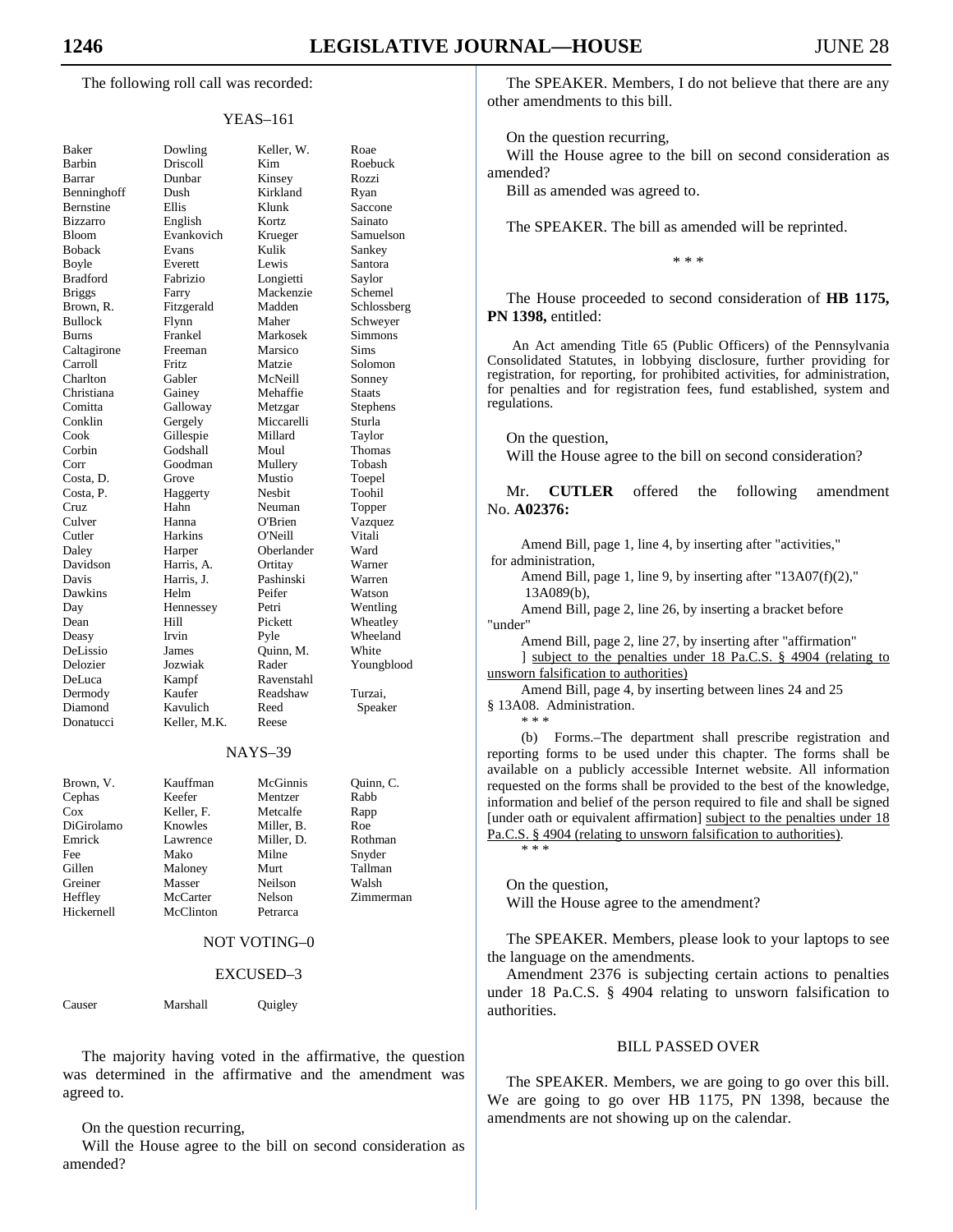The following roll call was recorded:

YEAS–161

| | | | |
|---|---|---|---|
| Baker | Dowling | Keller, W. | Roae |
| Barbin | Driscoll | Kim | Roebuck |
| Barrar | Dunbar | Kinsey | Rozzi |
| Benninghoff | Dush | Kirkland | Ryan |
| Bernstine | Ellis | Klunk | Saccone |
| Bizzarro | English | Kortz | Sainato |
| Bloom | Evankovich | Krueger | Samuelson |
| Boback | Evans | Kulik | Sankey |
| Boyle | Everett | Lewis | Santora |
| Bradford | Fabrizio | Longietti | Saylor |
| Briggs | Farry | Mackenzie | Schemel |
| Brown, R. | Fitzgerald | Madden | Schlossberg |
| Bullock | Flynn | Maher | Schweyer |
| Burns | Frankel | Markosek | Simmons |
| Caltagirone | Freeman | Marsico | Sims |
| Carroll | Fritz | Matzie | Solomon |
| Charlton | Gabler | McNeill | Sonney |
| Christiana | Gainey | Mehaffie | Staats |
| Comitta | Galloway | Metzgar | Stephens |
| Conklin | Gergely | Miccarelli | Sturla |
| Cook | Gillespie | Millard | Taylor |
| Corbin | Godshall | Moul | Thomas |
| Corr | Goodman | Mullery | Tobash |
| Costa, D. | Grove | Mustio | Toepel |
| Costa, P. | Haggerty | Nesbit | Toohil |
| Cruz | Hahn | Neuman | Topper |
| Culver | Hanna | O'Brien | Vazquez |
| Cutler | Harkins | O'Neill | Vitali |
| Daley | Harper | Oberlander | Ward |
| Davidson | Harris, A. | Ortitay | Warner |
| Davis | Harris, J. | Pashinski | Warren |
| Dawkins | Helm | Peifer | Watson |
| Day | Hennessey | Petri | Wentling |
| Dean | Hill | Pickett | Wheatley |
| Deasy | Irvin | Pyle | Wheeland |
| DeLissio | James | Quinn, M. | White |
| Delozier | Jozwiak | Rader | Youngblood |
| DeLuca | Kampf | Ravenstahl | |
| Dermody | Kaufer | Readshaw | Turzai, |
| Diamond | Kavulich | Reed | Speaker |
| Donatucci | Keller, M.K. | Reese | |

NAYS–39

| | | | |
|---|---|---|---|
| Brown, V. | Kauffman | McGinnis | Quinn, C. |
| Cephas | Keefer | Mentzer | Rabb |
| Cox | Keller, F. | Metcalfe | Rapp |
| DiGirolamo | Knowles | Miller, B. | Roe |
| Emrick | Lawrence | Miller, D. | Rothman |
| Fee | Mako | Milne | Snyder |
| Gillen | Maloney | Murt | Tallman |
| Greiner | Masser | Neilson | Walsh |
| Heffley | McCarter | Nelson | Zimmerman |
| Hickernell | McClinton | Petrarca | |

NOT VOTING–0

EXCUSED–3

| | | |
|---|---|---|
| Causer | Marshall | Quigley |

The majority having voted in the affirmative, the question was determined in the affirmative and the amendment was agreed to.

On the question recurring,

Will the House agree to the bill on second consideration as amended?

The SPEAKER. Members, I do not believe that there are any other amendments to this bill.

On the question recurring,

Will the House agree to the bill on second consideration as amended?

Bill as amended was agreed to.

The SPEAKER. The bill as amended will be reprinted.

\* \* \*

The House proceeded to second consideration of **HB 1175, PN 1398,** entitled:

An Act amending Title 65 (Public Officers) of the Pennsylvania Consolidated Statutes, in lobbying disclosure, further providing for registration, for reporting, for prohibited activities, for administration, for penalties and for registration fees, fund established, system and regulations.

On the question,

Will the House agree to the bill on second consideration?

Mr. **CUTLER** offered the following amendment No. **A02376:**

Amend Bill, page 1, line 4, by inserting after "activities,"
for administration,

Amend Bill, page 1, line 9, by inserting after "13A07(f)(2),"
13A089(b),

Amend Bill, page 2, line 26, by inserting a bracket before "under"

Amend Bill, page 2, line 27, by inserting after "affirmation"
] subject to the penalties under 18 Pa.C.S. § 4904 (relating to unsworn falsification to authorities)

Amend Bill, page 4, by inserting between lines 24 and 25

§ 13A08. Administration.

\* \* \*

(b) Forms.–The department shall prescribe registration and reporting forms to be used under this chapter. The forms shall be available on a publicly accessible Internet website. All information requested on the forms shall be provided to the best of the knowledge, information and belief of the person required to file and shall be signed [under oath or equivalent affirmation] subject to the penalties under 18 Pa.C.S. § 4904 (relating to unsworn falsification to authorities).

\* \* \*

On the question,

Will the House agree to the amendment?

The SPEAKER. Members, please look to your laptops to see the language on the amendments.

Amendment 2376 is subjecting certain actions to penalties under 18 Pa.C.S. § 4904 relating to unsworn falsification to authorities.

BILL PASSED OVER

The SPEAKER. Members, we are going to go over this bill. We are going to go over HB 1175, PN 1398, because the amendments are not showing up on the calendar.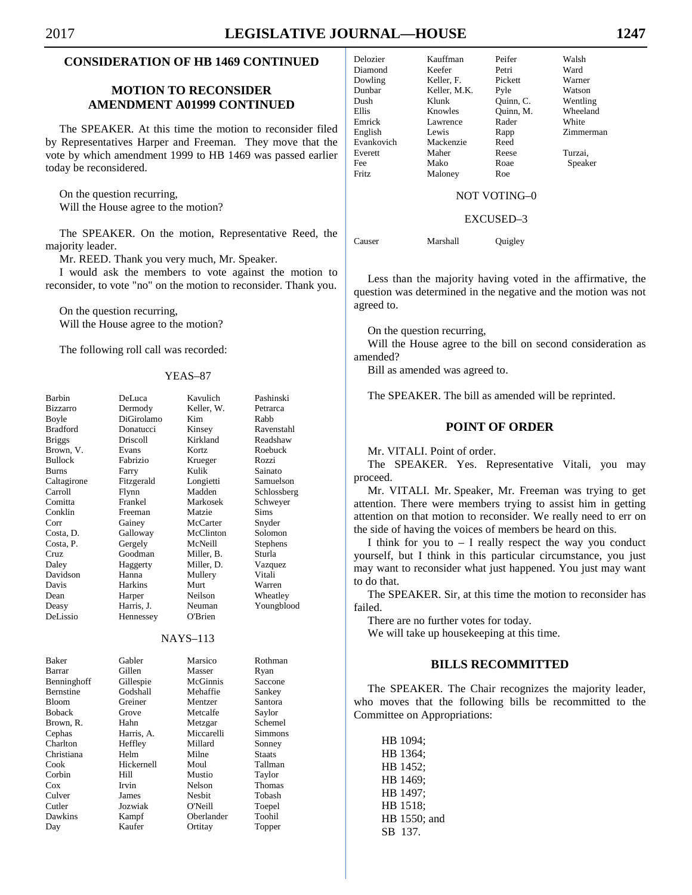## CONSIDERATION OF HB 1469 CONTINUED

### MOTION TO RECONSIDER AMENDMENT A01999 CONTINUED

The SPEAKER. At this time the motion to reconsider filed by Representatives Harper and Freeman. They move that the vote by which amendment 1999 to HB 1469 was passed earlier today be reconsidered.

On the question recurring,
Will the House agree to the motion?

The SPEAKER. On the motion, Representative Reed, the majority leader.

Mr. REED. Thank you very much, Mr. Speaker.

I would ask the members to vote against the motion to reconsider, to vote "no" on the motion to reconsider. Thank you.

On the question recurring,
Will the House agree to the motion?

The following roll call was recorded:

YEAS–87

| | | | |
|---|---|---|---|
| Barbin | DeLuca | Kavulich | Pashinski |
| Bizzarro | Dermody | Keller, W. | Petrarca |
| Boyle | DiGirolamo | Kim | Rabb |
| Bradford | Donatucci | Kinsey | Ravenstahl |
| Briggs | Driscoll | Kirkland | Readshaw |
| Brown, V. | Evans | Kortz | Roebuck |
| Bullock | Fabrizio | Krueger | Rozzi |
| Burns | Farry | Kulik | Sainato |
| Caltagirone | Fitzgerald | Longietti | Samuelson |
| Carroll | Flynn | Madden | Schlossberg |
| Comitta | Frankel | Markosek | Schweyer |
| Conklin | Freeman | Matzie | Sims |
| Corr | Gainey | McCarter | Snyder |
| Costa, D. | Galloway | McClinton | Solomon |
| Costa, P. | Gergely | McNeill | Stephens |
| Cruz | Goodman | Miller, B. | Sturla |
| Daley | Haggerty | Miller, D. | Vazquez |
| Davidson | Hanna | Mullery | Vitali |
| Davis | Harkins | Murt | Warren |
| Dean | Harper | Neilson | Wheatley |
| Deasy | Harris, J. | Neuman | Youngblood |
| DeLissio | Hennessey | O'Brien | |

NAYS–113

| | | | |
|---|---|---|---|
| Baker | Gabler | Marsico | Rothman |
| Barrar | Gillen | Masser | Ryan |
| Benninghoff | Gillespie | McGinnis | Saccone |
| Bernstine | Godshall | Mehaffie | Sankey |
| Bloom | Greiner | Mentzer | Santora |
| Boback | Grove | Metcalfe | Saylor |
| Brown, R. | Hahn | Metzgar | Schemel |
| Cephas | Harris, A. | Miccarelli | Simmons |
| Charlton | Heffley | Millard | Sonney |
| Christiana | Helm | Milne | Staats |
| Cook | Hickernell | Moul | Tallman |
| Corbin | Hill | Mustio | Taylor |
| Cox | Irvin | Nelson | Thomas |
| Culver | James | Nesbit | Tobash |
| Cutler | Jozwiak | O'Neill | Toepel |
| Dawkins | Kampf | Oberlander | Toohil |
| Day | Kaufer | Ortitay | Topper |
| Delozier | Kauffman | Peifer | Walsh |
| Diamond | Keefer | Petri | Ward |
| Dowling | Keller, F. | Pickett | Warner |
| Dunbar | Keller, M.K. | Pyle | Watson |
| Dush | Klunk | Quinn, C. | Wentling |
| Ellis | Knowles | Quinn, M. | Wheeland |
| Emrick | Lawrence | Rader | White |
| English | Lewis | Rapp | Zimmerman |
| Evankovich | Mackenzie | Reed | |
| Everett | Maher | Reese | Turzai, |
| Fee | Mako | Roae | Speaker |
| Fritz | Maloney | Roe | |

NOT VOTING–0

EXCUSED–3

| | | |
|---|---|---|
| Causer | Marshall | Quigley |

Less than the majority having voted in the affirmative, the question was determined in the negative and the motion was not agreed to.

On the question recurring,
Will the House agree to the bill on second consideration as amended?
Bill as amended was agreed to.

The SPEAKER. The bill as amended will be reprinted.

## POINT OF ORDER

Mr. VITALI. Point of order.

The SPEAKER. Yes. Representative Vitali, you may proceed.

Mr. VITALI. Mr. Speaker, Mr. Freeman was trying to get attention. There were members trying to assist him in getting attention on that motion to reconsider. We really need to err on the side of having the voices of members be heard on this.

I think for you to – I really respect the way you conduct yourself, but I think in this particular circumstance, you just may want to reconsider what just happened. You just may want to do that.

The SPEAKER. Sir, at this time the motion to reconsider has failed.

There are no further votes for today.

We will take up housekeeping at this time.

## BILLS RECOMMITTED

The SPEAKER. The Chair recognizes the majority leader, who moves that the following bills be recommitted to the Committee on Appropriations:

HB 1094;
HB 1364;
HB 1452;
HB 1469;
HB 1497;
HB 1518;
HB 1550; and
SB 137.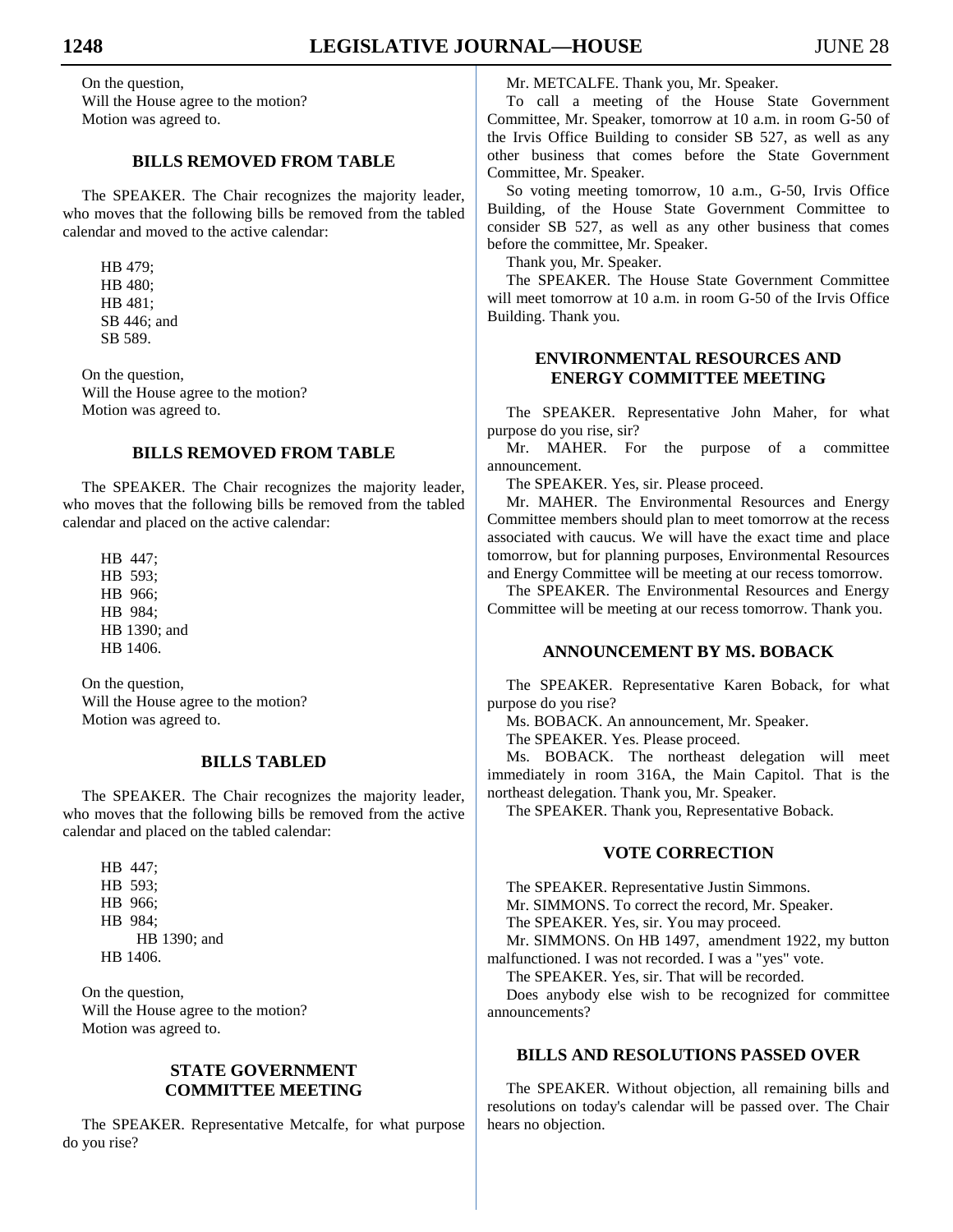On the question,
Will the House agree to the motion?
Motion was agreed to.

## BILLS REMOVED FROM TABLE

The SPEAKER. The Chair recognizes the majority leader, who moves that the following bills be removed from the tabled calendar and moved to the active calendar:

HB 479;
HB 480;
HB 481;
SB 446; and
SB 589.

On the question,
Will the House agree to the motion?
Motion was agreed to.

## BILLS REMOVED FROM TABLE

The SPEAKER. The Chair recognizes the majority leader, who moves that the following bills be removed from the tabled calendar and placed on the active calendar:

HB 447;
HB 593;
HB 966;
HB 984;
HB 1390; and
HB 1406.

On the question,
Will the House agree to the motion?
Motion was agreed to.

## BILLS TABLED

The SPEAKER. The Chair recognizes the majority leader, who moves that the following bills be removed from the active calendar and placed on the tabled calendar:

HB 447;
HB 593;
HB 966;
HB 984;
HB 1390; and
HB 1406.

On the question,
Will the House agree to the motion?
Motion was agreed to.

## STATE GOVERNMENT COMMITTEE MEETING

The SPEAKER. Representative Metcalfe, for what purpose do you rise?

Mr. METCALFE. Thank you, Mr. Speaker.

To call a meeting of the House State Government Committee, Mr. Speaker, tomorrow at 10 a.m. in room G-50 of the Irvis Office Building to consider SB 527, as well as any other business that comes before the State Government Committee, Mr. Speaker.

So voting meeting tomorrow, 10 a.m., G-50, Irvis Office Building, of the House State Government Committee to consider SB 527, as well as any other business that comes before the committee, Mr. Speaker.

Thank you, Mr. Speaker.

The SPEAKER. The House State Government Committee will meet tomorrow at 10 a.m. in room G-50 of the Irvis Office Building. Thank you.

## ENVIRONMENTAL RESOURCES AND ENERGY COMMITTEE MEETING

The SPEAKER. Representative John Maher, for what purpose do you rise, sir?

Mr. MAHER. For the purpose of a committee announcement.

The SPEAKER. Yes, sir. Please proceed.

Mr. MAHER. The Environmental Resources and Energy Committee members should plan to meet tomorrow at the recess associated with caucus. We will have the exact time and place tomorrow, but for planning purposes, Environmental Resources and Energy Committee will be meeting at our recess tomorrow.

The SPEAKER. The Environmental Resources and Energy Committee will be meeting at our recess tomorrow. Thank you.

## ANNOUNCEMENT BY MS. BOBACK

The SPEAKER. Representative Karen Boback, for what purpose do you rise?

Ms. BOBACK. An announcement, Mr. Speaker.

The SPEAKER. Yes. Please proceed.

Ms. BOBACK. The northeast delegation will meet immediately in room 316A, the Main Capitol. That is the northeast delegation. Thank you, Mr. Speaker.

The SPEAKER. Thank you, Representative Boback.

## VOTE CORRECTION

The SPEAKER. Representative Justin Simmons.

Mr. SIMMONS. To correct the record, Mr. Speaker.

The SPEAKER. Yes, sir. You may proceed.

Mr. SIMMONS. On HB 1497, amendment 1922, my button malfunctioned. I was not recorded. I was a "yes" vote.

The SPEAKER. Yes, sir. That will be recorded.

Does anybody else wish to be recognized for committee announcements?

## BILLS AND RESOLUTIONS PASSED OVER

The SPEAKER. Without objection, all remaining bills and resolutions on today's calendar will be passed over. The Chair hears no objection.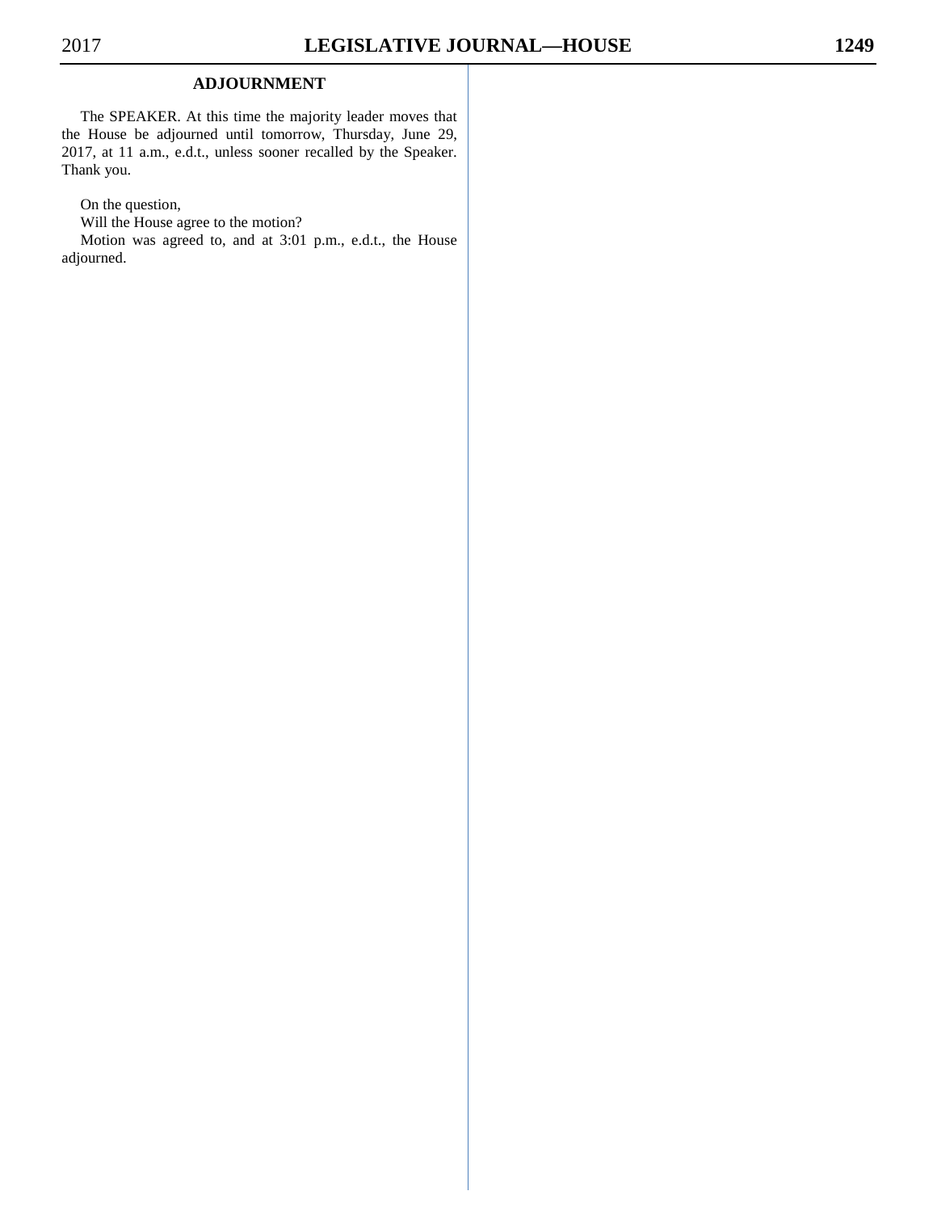## ADJOURNMENT

The SPEAKER. At this time the majority leader moves that the House be adjourned until tomorrow, Thursday, June 29, 2017, at 11 a.m., e.d.t., unless sooner recalled by the Speaker. Thank you.

On the question,
Will the House agree to the motion?
Motion was agreed to, and at 3:01 p.m., e.d.t., the House adjourned.